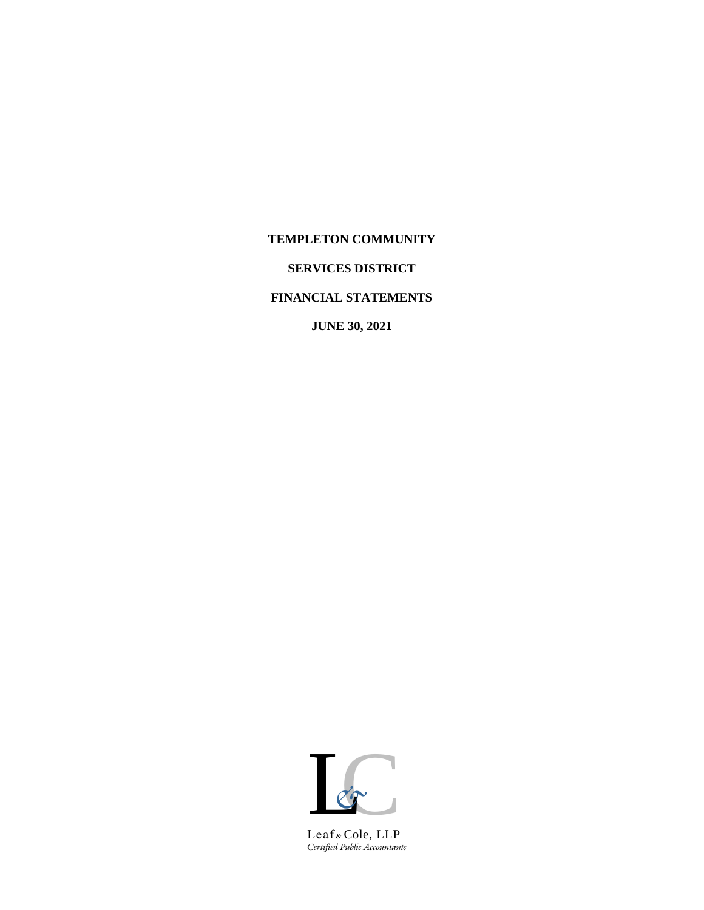**TEMPLETON COMMUNITY**

**SERVICES DISTRICT**

**FINANCIAL STATEMENTS**

**JUNE 30, 2021**

Leaf & Cole, LLP
*Certified Public Accountants*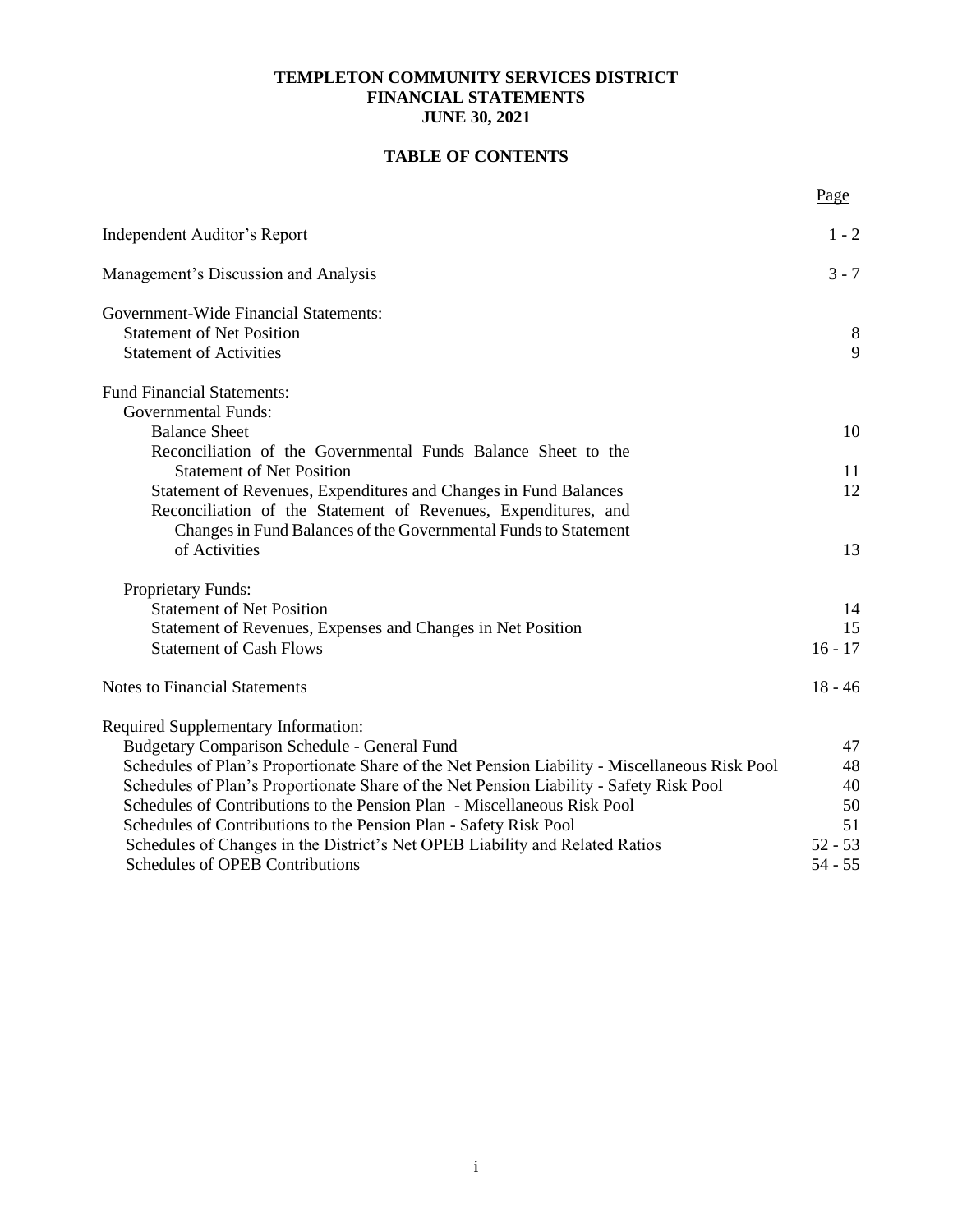**TEMPLETON COMMUNITY SERVICES DISTRICT**
**FINANCIAL STATEMENTS**
**JUNE 30, 2021**

**TABLE OF CONTENTS**

| | Page |
|---|---|
| Independent Auditor's Report | 1 - 2 |
| Management's Discussion and Analysis | 3 - 7 |
| Government-Wide Financial Statements: | |
| Statement of Net Position | 8 |
| Statement of Activities | 9 |
| Fund Financial Statements: | |
| Governmental Funds: | |
| Balance Sheet | 10 |
| Reconciliation of the Governmental Funds Balance Sheet to the Statement of Net Position | 11 |
| Statement of Revenues, Expenditures and Changes in Fund Balances | 12 |
| Reconciliation of the Statement of Revenues, Expenditures, and Changes in Fund Balances of the Governmental Funds to Statement of Activities | 13 |
| Proprietary Funds: | |
| Statement of Net Position | 14 |
| Statement of Revenues, Expenses and Changes in Net Position | 15 |
| Statement of Cash Flows | 16 - 17 |
| Notes to Financial Statements | 18 - 46 |
| Required Supplementary Information: | |
| Budgetary Comparison Schedule - General Fund | 47 |
| Schedules of Plan's Proportionate Share of the Net Pension Liability - Miscellaneous Risk Pool | 48 |
| Schedules of Plan's Proportionate Share of the Net Pension Liability - Safety Risk Pool | 40 |
| Schedules of Contributions to the Pension Plan - Miscellaneous Risk Pool | 50 |
| Schedules of Contributions to the Pension Plan - Safety Risk Pool | 51 |
| Schedules of Changes in the District's Net OPEB Liability and Related Ratios | 52 - 53 |
| Schedules of OPEB Contributions | 54 - 55 |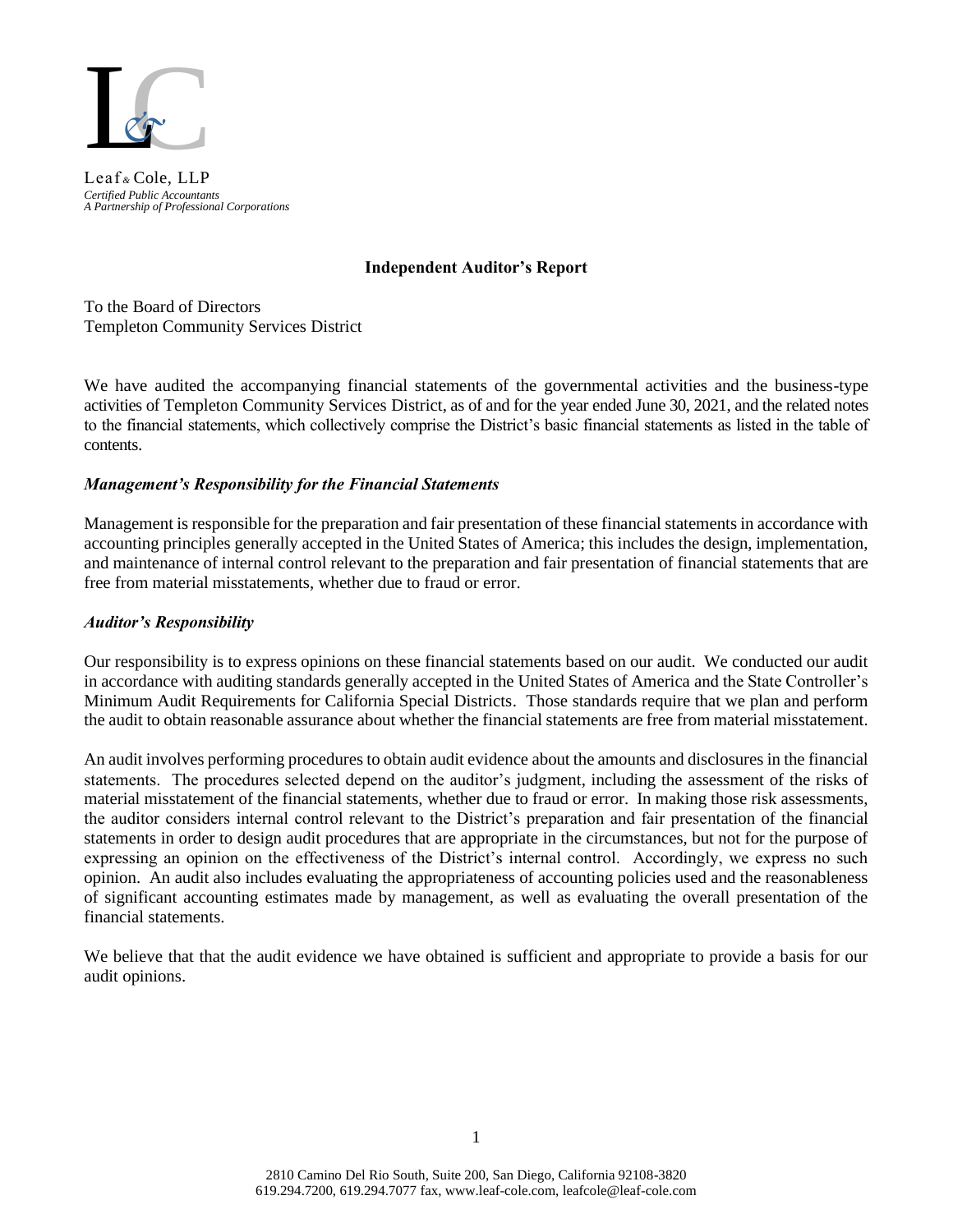Leaf & Cole, LLP
*Certified Public Accountants*
*A Partnership of Professional Corporations*

**Independent Auditor's Report**

To the Board of Directors
Templeton Community Services District

We have audited the accompanying financial statements of the governmental activities and the business-type activities of Templeton Community Services District, as of and for the year ended June 30, 2021, and the related notes to the financial statements, which collectively comprise the District's basic financial statements as listed in the table of contents.

***Management's Responsibility for the Financial Statements***

Management is responsible for the preparation and fair presentation of these financial statements in accordance with accounting principles generally accepted in the United States of America; this includes the design, implementation, and maintenance of internal control relevant to the preparation and fair presentation of financial statements that are free from material misstatements, whether due to fraud or error.

***Auditor's Responsibility***

Our responsibility is to express opinions on these financial statements based on our audit. We conducted our audit in accordance with auditing standards generally accepted in the United States of America and the State Controller's Minimum Audit Requirements for California Special Districts. Those standards require that we plan and perform the audit to obtain reasonable assurance about whether the financial statements are free from material misstatement.

An audit involves performing procedures to obtain audit evidence about the amounts and disclosures in the financial statements. The procedures selected depend on the auditor's judgment, including the assessment of the risks of material misstatement of the financial statements, whether due to fraud or error. In making those risk assessments, the auditor considers internal control relevant to the District's preparation and fair presentation of the financial statements in order to design audit procedures that are appropriate in the circumstances, but not for the purpose of expressing an opinion on the effectiveness of the District's internal control. Accordingly, we express no such opinion. An audit also includes evaluating the appropriateness of accounting policies used and the reasonableness of significant accounting estimates made by management, as well as evaluating the overall presentation of the financial statements.

We believe that that the audit evidence we have obtained is sufficient and appropriate to provide a basis for our audit opinions.

2810 Camino Del Rio South, Suite 200, San Diego, California 92108-3820
619.294.7200, 619.294.7077 fax, www.leaf-cole.com, leafcole@leaf-cole.com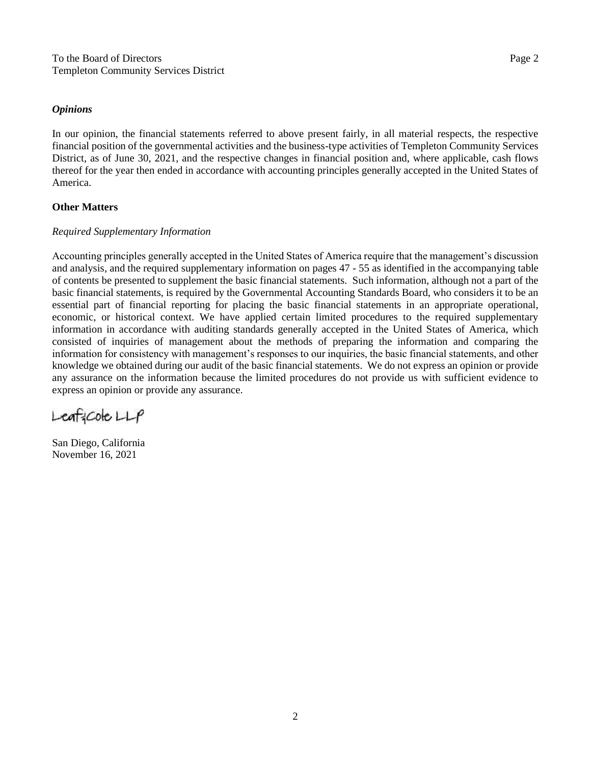To the Board of Directors
Templeton Community Services District

***Opinions***

In our opinion, the financial statements referred to above present fairly, in all material respects, the respective financial position of the governmental activities and the business-type activities of Templeton Community Services District, as of June 30, 2021, and the respective changes in financial position and, where applicable, cash flows thereof for the year then ended in accordance with accounting principles generally accepted in the United States of America.

**Other Matters**

*Required Supplementary Information*

Accounting principles generally accepted in the United States of America require that the management's discussion and analysis, and the required supplementary information on pages 47 - 55 as identified in the accompanying table of contents be presented to supplement the basic financial statements. Such information, although not a part of the basic financial statements, is required by the Governmental Accounting Standards Board, who considers it to be an essential part of financial reporting for placing the basic financial statements in an appropriate operational, economic, or historical context. We have applied certain limited procedures to the required supplementary information in accordance with auditing standards generally accepted in the United States of America, which consisted of inquiries of management about the methods of preparing the information and comparing the information for consistency with management's responses to our inquiries, the basic financial statements, and other knowledge we obtained during our audit of the basic financial statements. We do not express an opinion or provide any assurance on the information because the limited procedures do not provide us with sufficient evidence to express an opinion or provide any assurance.

Leaf & Cole LLP

San Diego, California
November 16, 2021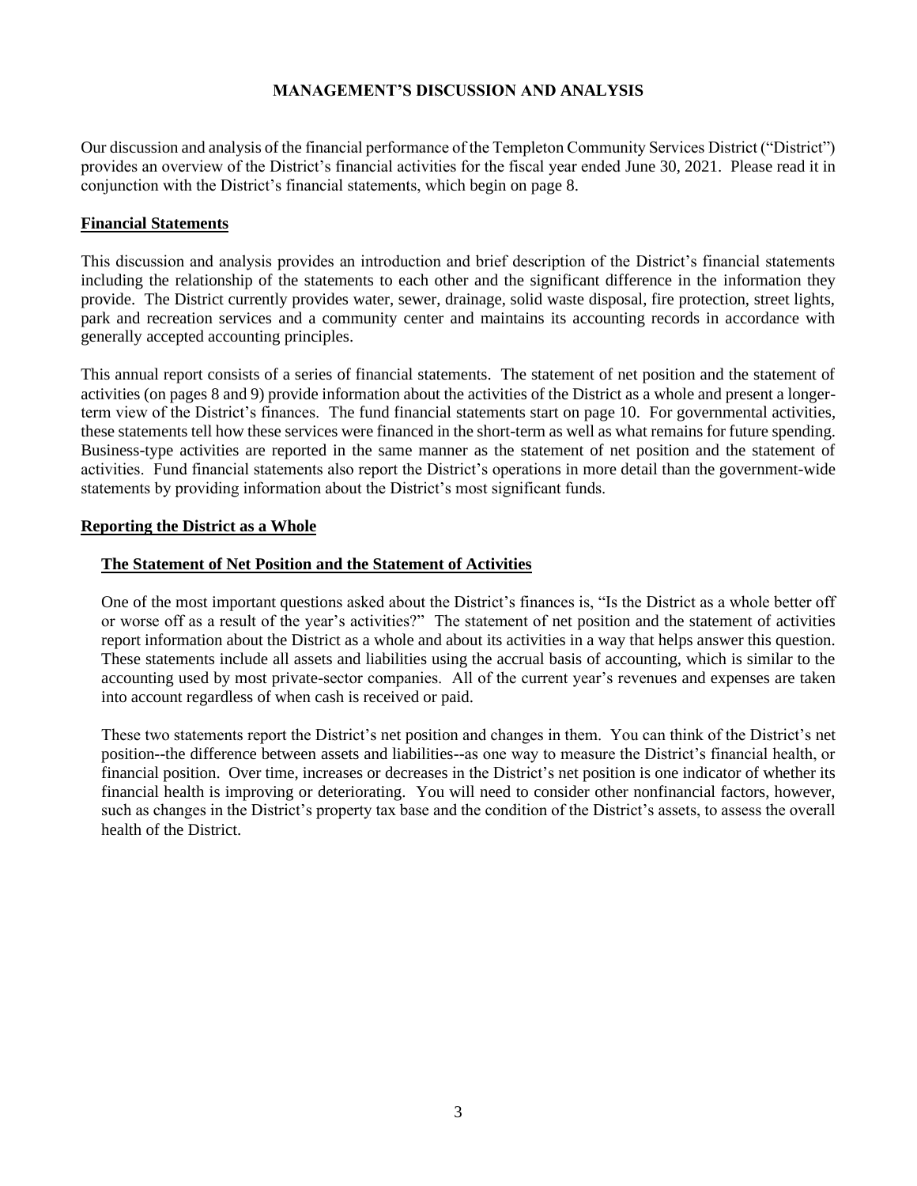# MANAGEMENT'S DISCUSSION AND ANALYSIS

Our discussion and analysis of the financial performance of the Templeton Community Services District ("District") provides an overview of the District's financial activities for the fiscal year ended June 30, 2021. Please read it in conjunction with the District's financial statements, which begin on page 8.

## Financial Statements

This discussion and analysis provides an introduction and brief description of the District's financial statements including the relationship of the statements to each other and the significant difference in the information they provide. The District currently provides water, sewer, drainage, solid waste disposal, fire protection, street lights, park and recreation services and a community center and maintains its accounting records in accordance with generally accepted accounting principles.

This annual report consists of a series of financial statements. The statement of net position and the statement of activities (on pages 8 and 9) provide information about the activities of the District as a whole and present a longer-term view of the District's finances. The fund financial statements start on page 10. For governmental activities, these statements tell how these services were financed in the short-term as well as what remains for future spending. Business-type activities are reported in the same manner as the statement of net position and the statement of activities. Fund financial statements also report the District's operations in more detail than the government-wide statements by providing information about the District's most significant funds.

## Reporting the District as a Whole

### The Statement of Net Position and the Statement of Activities

One of the most important questions asked about the District's finances is, "Is the District as a whole better off or worse off as a result of the year's activities?" The statement of net position and the statement of activities report information about the District as a whole and about its activities in a way that helps answer this question. These statements include all assets and liabilities using the accrual basis of accounting, which is similar to the accounting used by most private-sector companies. All of the current year's revenues and expenses are taken into account regardless of when cash is received or paid.

These two statements report the District's net position and changes in them. You can think of the District's net position--the difference between assets and liabilities--as one way to measure the District's financial health, or financial position. Over time, increases or decreases in the District's net position is one indicator of whether its financial health is improving or deteriorating. You will need to consider other nonfinancial factors, however, such as changes in the District's property tax base and the condition of the District's assets, to assess the overall health of the District.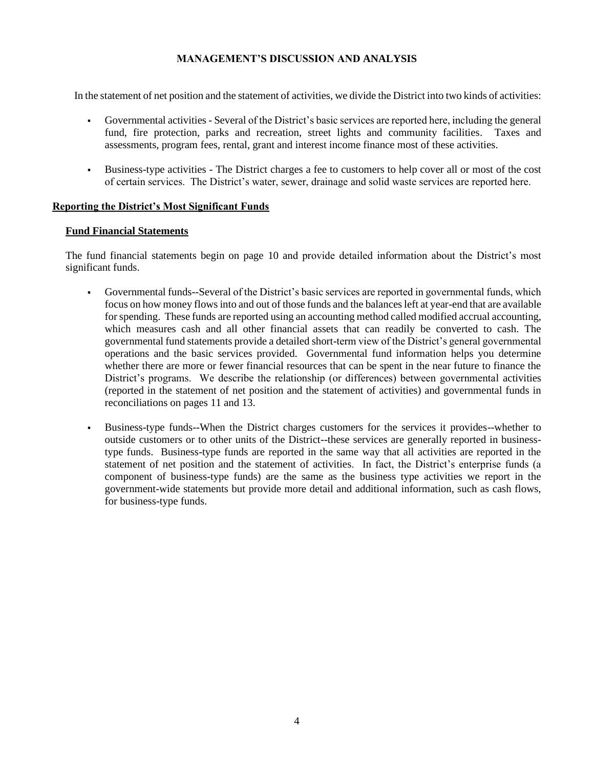# MANAGEMENT'S DISCUSSION AND ANALYSIS

In the statement of net position and the statement of activities, we divide the District into two kinds of activities:

- Governmental activities - Several of the District's basic services are reported here, including the general fund, fire protection, parks and recreation, street lights and community facilities. Taxes and assessments, program fees, rental, grant and interest income finance most of these activities.
- Business-type activities - The District charges a fee to customers to help cover all or most of the cost of certain services. The District's water, sewer, drainage and solid waste services are reported here.

## Reporting the District's Most Significant Funds

### Fund Financial Statements

The fund financial statements begin on page 10 and provide detailed information about the District's most significant funds.

- Governmental funds--Several of the District's basic services are reported in governmental funds, which focus on how money flows into and out of those funds and the balances left at year-end that are available for spending. These funds are reported using an accounting method called modified accrual accounting, which measures cash and all other financial assets that can readily be converted to cash. The governmental fund statements provide a detailed short-term view of the District's general governmental operations and the basic services provided. Governmental fund information helps you determine whether there are more or fewer financial resources that can be spent in the near future to finance the District's programs. We describe the relationship (or differences) between governmental activities (reported in the statement of net position and the statement of activities) and governmental funds in reconciliations on pages 11 and 13.
- Business-type funds--When the District charges customers for the services it provides--whether to outside customers or to other units of the District--these services are generally reported in business-type funds. Business-type funds are reported in the same way that all activities are reported in the statement of net position and the statement of activities. In fact, the District's enterprise funds (a component of business-type funds) are the same as the business type activities we report in the government-wide statements but provide more detail and additional information, such as cash flows, for business-type funds.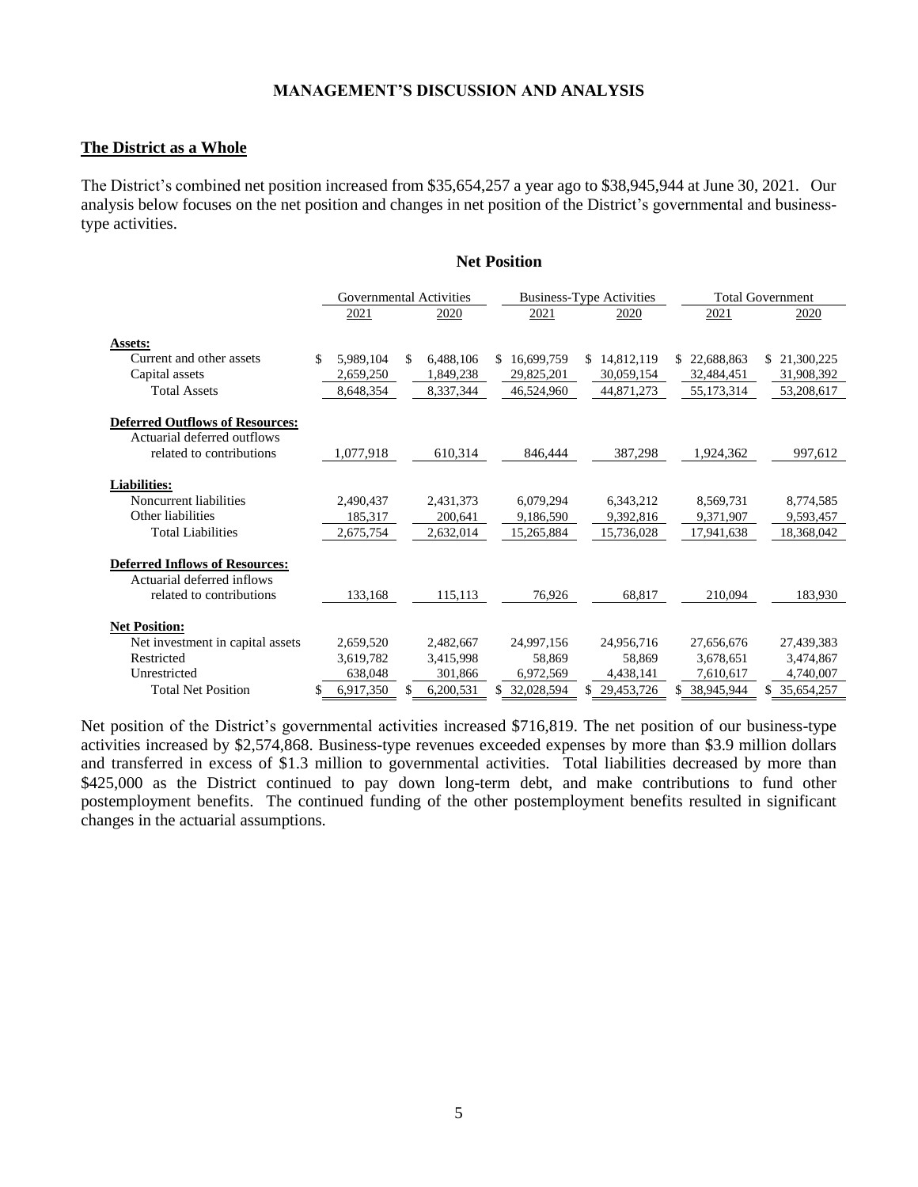## MANAGEMENT'S DISCUSSION AND ANALYSIS

### The District as a Whole

The District's combined net position increased from $35,654,257 a year ago to $38,945,944 at June 30, 2021. Our analysis below focuses on the net position and changes in net position of the District's governmental and business-type activities.

**Net Position**

| | Governmental Activities | | Business-Type Activities | | Total Government | |
|---|---|---|---|---|---|---|
| | 2021 | 2020 | 2021 | 2020 | 2021 | 2020 |
| **Assets:** | | | | | | |
| Current and other assets | $ 5,989,104 | $ 6,488,106 | $ 16,699,759 | $ 14,812,119 | $ 22,688,863 | $ 21,300,225 |
| Capital assets | 2,659,250 | 1,849,238 | 29,825,201 | 30,059,154 | 32,484,451 | 31,908,392 |
| Total Assets | 8,648,354 | 8,337,344 | 46,524,960 | 44,871,273 | 55,173,314 | 53,208,617 |
| **Deferred Outflows of Resources:** | | | | | | |
| Actuarial deferred outflows related to contributions | 1,077,918 | 610,314 | 846,444 | 387,298 | 1,924,362 | 997,612 |
| **Liabilities:** | | | | | | |
| Noncurrent liabilities | 2,490,437 | 2,431,373 | 6,079,294 | 6,343,212 | 8,569,731 | 8,774,585 |
| Other liabilities | 185,317 | 200,641 | 9,186,590 | 9,392,816 | 9,371,907 | 9,593,457 |
| Total Liabilities | 2,675,754 | 2,632,014 | 15,265,884 | 15,736,028 | 17,941,638 | 18,368,042 |
| **Deferred Inflows of Resources:** | | | | | | |
| Actuarial deferred inflows related to contributions | 133,168 | 115,113 | 76,926 | 68,817 | 210,094 | 183,930 |
| **Net Position:** | | | | | | |
| Net investment in capital assets | 2,659,520 | 2,482,667 | 24,997,156 | 24,956,716 | 27,656,676 | 27,439,383 |
| Restricted | 3,619,782 | 3,415,998 | 58,869 | 58,869 | 3,678,651 | 3,474,867 |
| Unrestricted | 638,048 | 301,866 | 6,972,569 | 4,438,141 | 7,610,617 | 4,740,007 |
| Total Net Position | $ 6,917,350 | $ 6,200,531 | $ 32,028,594 | $ 29,453,726 | $ 38,945,944 | $ 35,654,257 |

Net position of the District's governmental activities increased $716,819. The net position of our business-type activities increased by $2,574,868. Business-type revenues exceeded expenses by more than $3.9 million dollars and transferred in excess of $1.3 million to governmental activities. Total liabilities decreased by more than $425,000 as the District continued to pay down long-term debt, and make contributions to fund other postemployment benefits. The continued funding of the other postemployment benefits resulted in significant changes in the actuarial assumptions.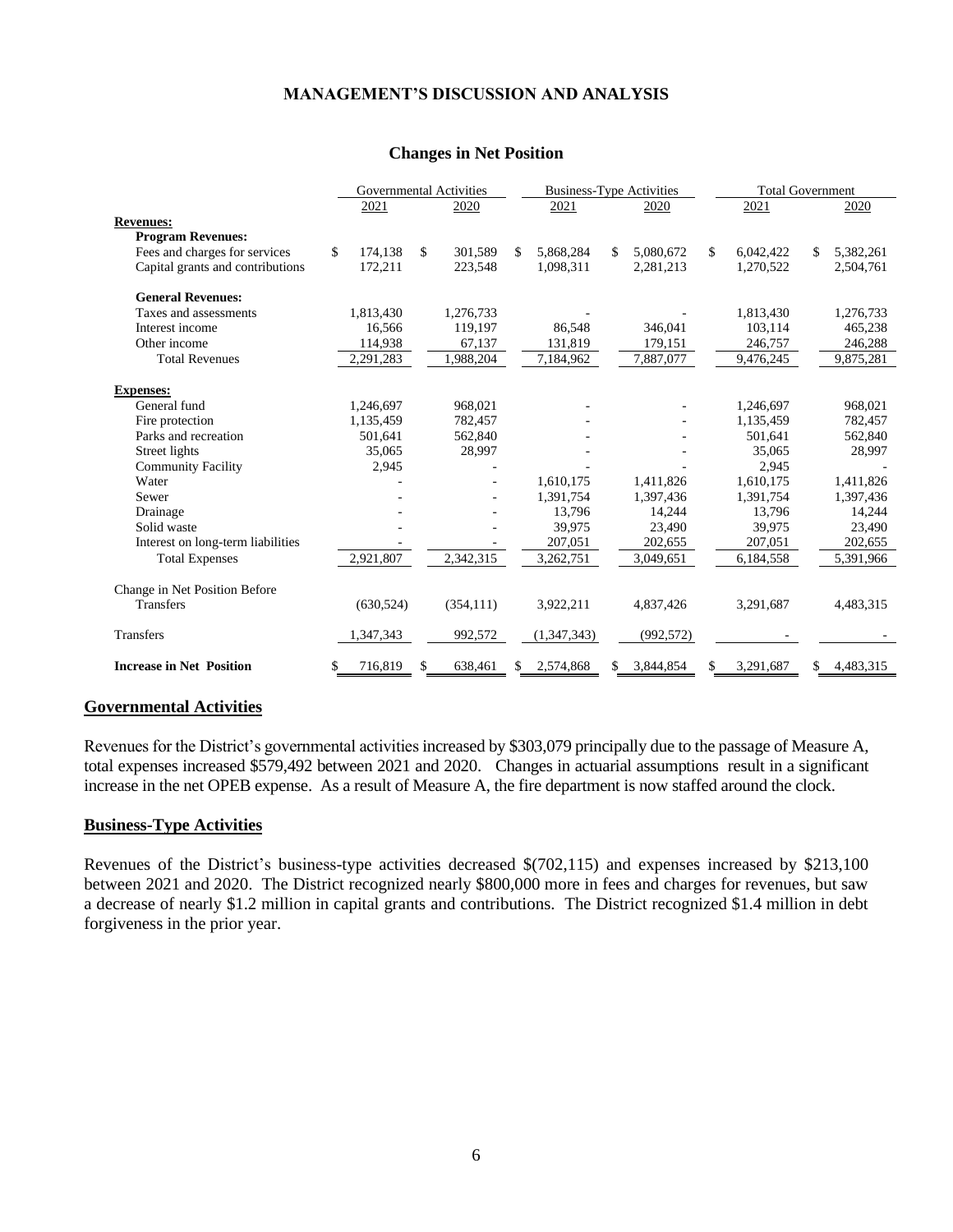## MANAGEMENT'S DISCUSSION AND ANALYSIS

### Changes in Net Position

| | Governmental Activities | | Business-Type Activities | | Total Government | |
|---|---|---|---|---|---|---|
| | 2021 | 2020 | 2021 | 2020 | 2021 | 2020 |
| **Revenues:** | | | | | | |
| **Program Revenues:** | | | | | | |
| Fees and charges for services | $ 174,138 | $ 301,589 | $ 5,868,284 | $ 5,080,672 | $ 6,042,422 | $ 5,382,261 |
| Capital grants and contributions | 172,211 | 223,548 | 1,098,311 | 2,281,213 | 1,270,522 | 2,504,761 |
| **General Revenues:** | | | | | | |
| Taxes and assessments | 1,813,430 | 1,276,733 | - | - | 1,813,430 | 1,276,733 |
| Interest income | 16,566 | 119,197 | 86,548 | 346,041 | 103,114 | 465,238 |
| Other income | 114,938 | 67,137 | 131,819 | 179,151 | 246,757 | 246,288 |
| Total Revenues | 2,291,283 | 1,988,204 | 7,184,962 | 7,887,077 | 9,476,245 | 9,875,281 |
| **Expenses:** | | | | | | |
| General fund | 1,246,697 | 968,021 | - | - | 1,246,697 | 968,021 |
| Fire protection | 1,135,459 | 782,457 | - | - | 1,135,459 | 782,457 |
| Parks and recreation | 501,641 | 562,840 | - | - | 501,641 | 562,840 |
| Street lights | 35,065 | 28,997 | - | - | 35,065 | 28,997 |
| Community Facility | 2,945 | - | - | - | 2,945 | - |
| Water | - | - | 1,610,175 | 1,411,826 | 1,610,175 | 1,411,826 |
| Sewer | - | - | 1,391,754 | 1,397,436 | 1,391,754 | 1,397,436 |
| Drainage | - | - | 13,796 | 14,244 | 13,796 | 14,244 |
| Solid waste | - | - | 39,975 | 23,490 | 39,975 | 23,490 |
| Interest on long-term liabilities | - | - | 207,051 | 202,655 | 207,051 | 202,655 |
| Total Expenses | 2,921,807 | 2,342,315 | 3,262,751 | 3,049,651 | 6,184,558 | 5,391,966 |
| Change in Net Position Before Transfers | (630,524) | (354,111) | 3,922,211 | 4,837,426 | 3,291,687 | 4,483,315 |
| Transfers | 1,347,343 | 992,572 | (1,347,343) | (992,572) | - | - |
| **Increase in Net Position** | $ 716,819 | $ 638,461 | $ 2,574,868 | $ 3,844,854 | $ 3,291,687 | $ 4,483,315 |

### Governmental Activities

Revenues for the District's governmental activities increased by $303,079 principally due to the passage of Measure A, total expenses increased $579,492 between 2021 and 2020. Changes in actuarial assumptions result in a significant increase in the net OPEB expense. As a result of Measure A, the fire department is now staffed around the clock.

### Business-Type Activities

Revenues of the District's business-type activities decreased $(702,115) and expenses increased by $213,100 between 2021 and 2020. The District recognized nearly $800,000 more in fees and charges for revenues, but saw a decrease of nearly $1.2 million in capital grants and contributions. The District recognized $1.4 million in debt forgiveness in the prior year.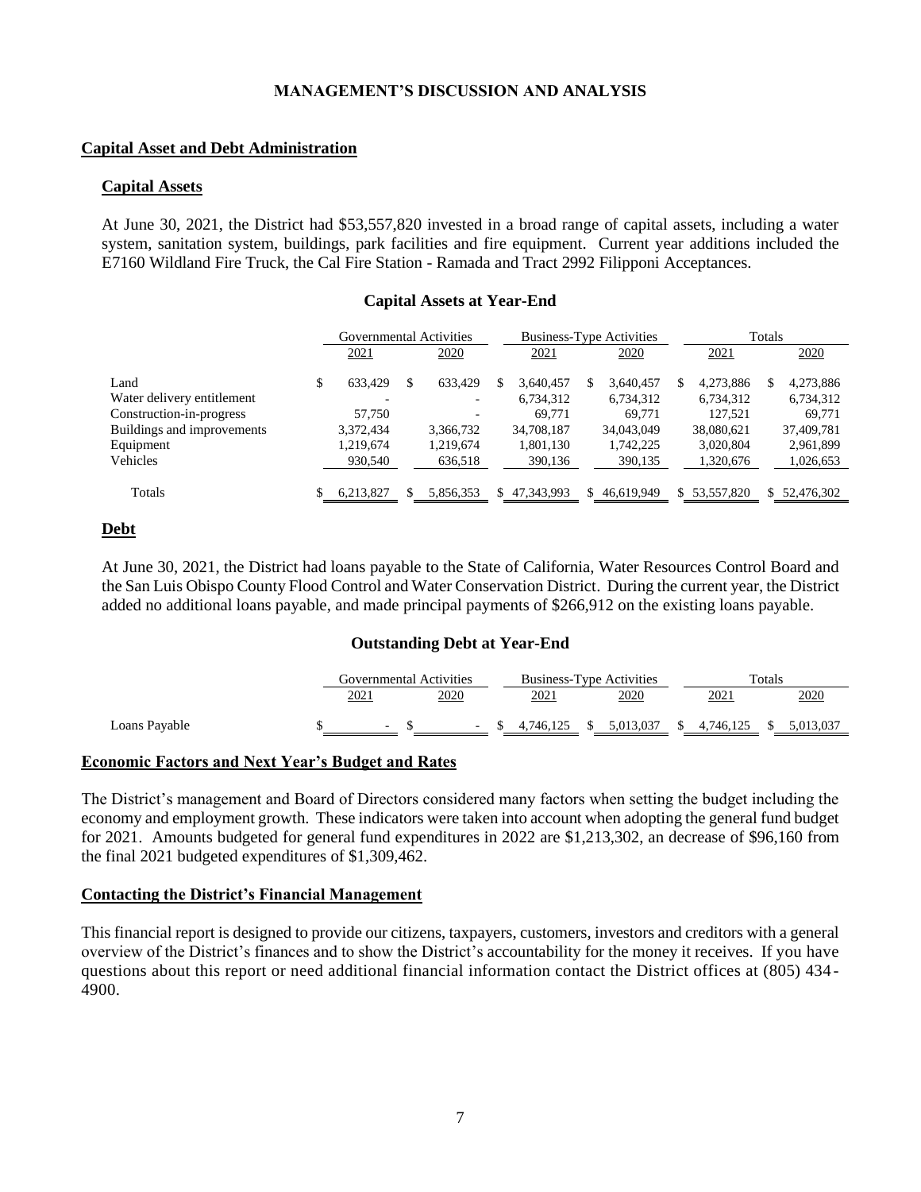## MANAGEMENT'S DISCUSSION AND ANALYSIS

### Capital Asset and Debt Administration

#### Capital Assets

At June 30, 2021, the District had $53,557,820 invested in a broad range of capital assets, including a water system, sanitation system, buildings, park facilities and fire equipment. Current year additions included the E7160 Wildland Fire Truck, the Cal Fire Station - Ramada and Tract 2992 Filipponi Acceptances.

**Capital Assets at Year-End**

| | Governmental Activities | | Business-Type Activities | | Totals | |
|---|---|---|---|---|---|---|
| | 2021 | 2020 | 2021 | 2020 | 2021 | 2020 |
| Land | $ 633,429 | $ 633,429 | $ 3,640,457 | $ 3,640,457 | $ 4,273,886 | $ 4,273,886 |
| Water delivery entitlement | - | - | 6,734,312 | 6,734,312 | 6,734,312 | 6,734,312 |
| Construction-in-progress | 57,750 | - | 69,771 | 69,771 | 127,521 | 69,771 |
| Buildings and improvements | 3,372,434 | 3,366,732 | 34,708,187 | 34,043,049 | 38,080,621 | 37,409,781 |
| Equipment | 1,219,674 | 1,219,674 | 1,801,130 | 1,742,225 | 3,020,804 | 2,961,899 |
| Vehicles | 930,540 | 636,518 | 390,136 | 390,135 | 1,320,676 | 1,026,653 |
| Totals | $ 6,213,827 | $ 5,856,353 | $ 47,343,993 | $ 46,619,949 | $ 53,557,820 | $ 52,476,302 |

### Debt

At June 30, 2021, the District had loans payable to the State of California, Water Resources Control Board and the San Luis Obispo County Flood Control and Water Conservation District. During the current year, the District added no additional loans payable, and made principal payments of $266,912 on the existing loans payable.

**Outstanding Debt at Year-End**

| | Governmental Activities | | Business-Type Activities | | Totals | |
|---|---|---|---|---|---|---|
| | 2021 | 2020 | 2021 | 2020 | 2021 | 2020 |
| Loans Payable | $ - | $ - | $ 4,746,125 | $ 5,013,037 | $ 4,746,125 | $ 5,013,037 |

### Economic Factors and Next Year's Budget and Rates

The District's management and Board of Directors considered many factors when setting the budget including the economy and employment growth. These indicators were taken into account when adopting the general fund budget for 2021. Amounts budgeted for general fund expenditures in 2022 are $1,213,302, an decrease of $96,160 from the final 2021 budgeted expenditures of $1,309,462.

### Contacting the District's Financial Management

This financial report is designed to provide our citizens, taxpayers, customers, investors and creditors with a general overview of the District's finances and to show the District's accountability for the money it receives. If you have questions about this report or need additional financial information contact the District offices at (805) 434-4900.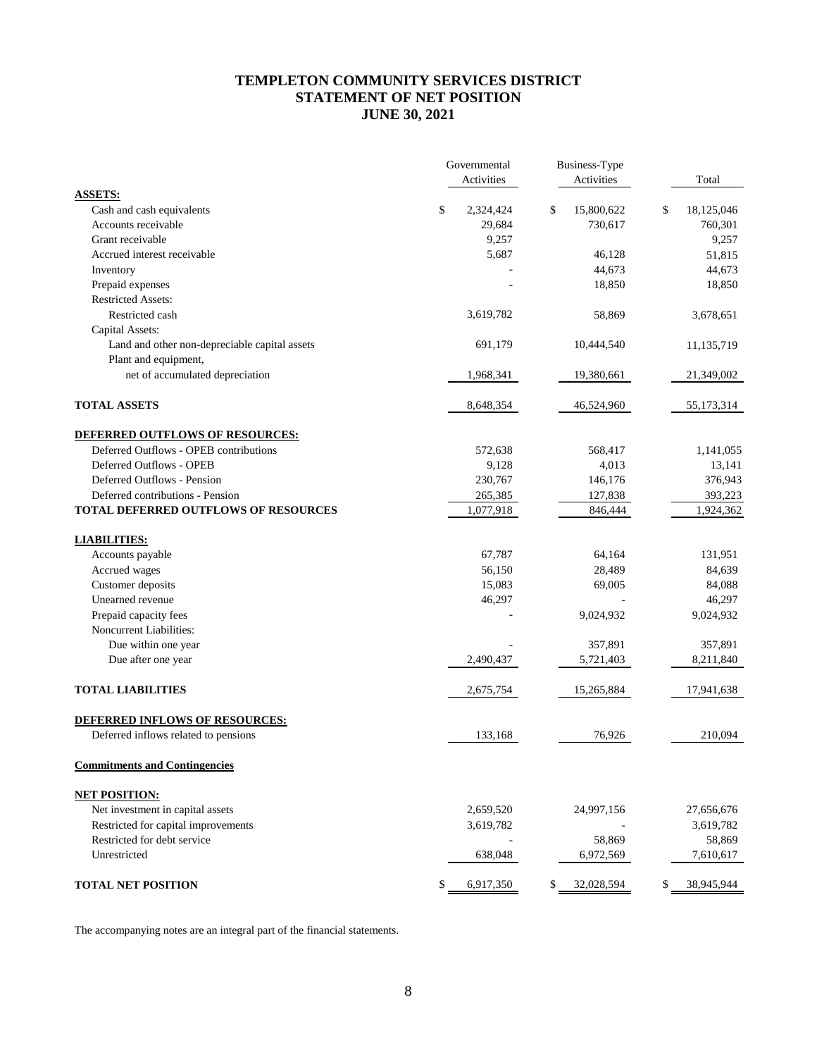# TEMPLETON COMMUNITY SERVICES DISTRICT
# STATEMENT OF NET POSITION
# JUNE 30, 2021

| | Governmental Activities | Business-Type Activities | Total |
|---|---|---|---|
| **ASSETS:** | | | |
| Cash and cash equivalents | $ 2,324,424 | $ 15,800,622 | $ 18,125,046 |
| Accounts receivable | 29,684 | 730,617 | 760,301 |
| Grant receivable | 9,257 | | 9,257 |
| Accrued interest receivable | 5,687 | 46,128 | 51,815 |
| Inventory | - | 44,673 | 44,673 |
| Prepaid expenses | - | 18,850 | 18,850 |
| Restricted Assets: | | | |
| Restricted cash | 3,619,782 | 58,869 | 3,678,651 |
| Capital Assets: | | | |
| Land and other non-depreciable capital assets | 691,179 | 10,444,540 | 11,135,719 |
| Plant and equipment, net of accumulated depreciation | 1,968,341 | 19,380,661 | 21,349,002 |
| **TOTAL ASSETS** | 8,648,354 | 46,524,960 | 55,173,314 |
| **DEFERRED OUTFLOWS OF RESOURCES:** | | | |
| Deferred Outflows - OPEB contributions | 572,638 | 568,417 | 1,141,055 |
| Deferred Outflows - OPEB | 9,128 | 4,013 | 13,141 |
| Deferred Outflows - Pension | 230,767 | 146,176 | 376,943 |
| Deferred contributions - Pension | 265,385 | 127,838 | 393,223 |
| **TOTAL DEFERRED OUTFLOWS OF RESOURCES** | 1,077,918 | 846,444 | 1,924,362 |
| **LIABILITIES:** | | | |
| Accounts payable | 67,787 | 64,164 | 131,951 |
| Accrued wages | 56,150 | 28,489 | 84,639 |
| Customer deposits | 15,083 | 69,005 | 84,088 |
| Unearned revenue | 46,297 | - | 46,297 |
| Prepaid capacity fees | - | 9,024,932 | 9,024,932 |
| Noncurrent Liabilities: | | | |
| Due within one year | - | 357,891 | 357,891 |
| Due after one year | 2,490,437 | 5,721,403 | 8,211,840 |
| **TOTAL LIABILITIES** | 2,675,754 | 15,265,884 | 17,941,638 |
| **DEFERRED INFLOWS OF RESOURCES:** | | | |
| Deferred inflows related to pensions | 133,168 | 76,926 | 210,094 |
| **Commitments and Contingencies** | | | |
| **NET POSITION:** | | | |
| Net investment in capital assets | 2,659,520 | 24,997,156 | 27,656,676 |
| Restricted for capital improvements | 3,619,782 | - | 3,619,782 |
| Restricted for debt service | - | 58,869 | 58,869 |
| Unrestricted | 638,048 | 6,972,569 | 7,610,617 |
| **TOTAL NET POSITION** | $ 6,917,350 | $ 32,028,594 | $ 38,945,944 |

The accompanying notes are an integral part of the financial statements.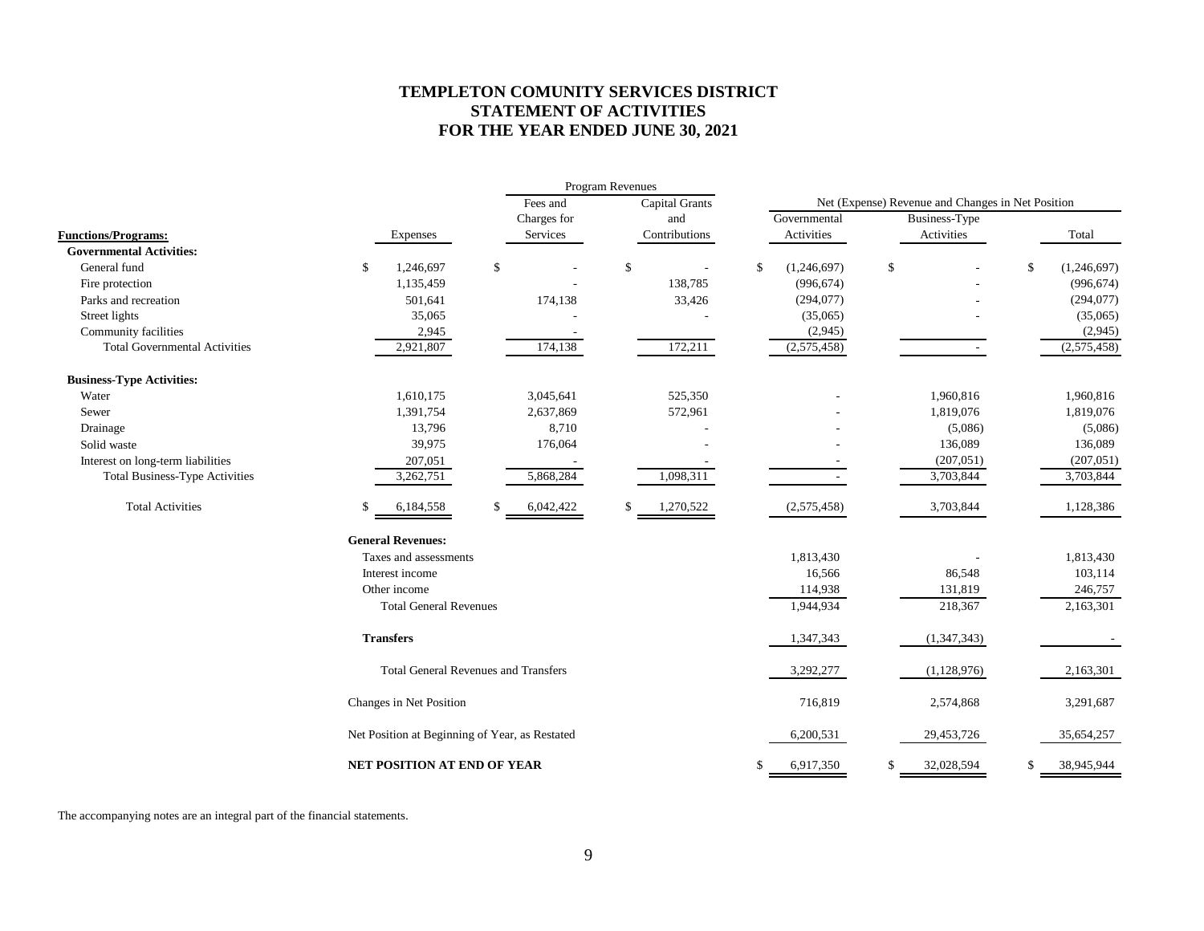# TEMPLETON COMUNITY SERVICES DISTRICT
## STATEMENT OF ACTIVITIES
## FOR THE YEAR ENDED JUNE 30, 2021

| | | Program Revenues | | Net (Expense) Revenue and Changes in Net Position | | |
|---|---|---|---|---|---|---|
| **Functions/Programs:** | Expenses | Fees and Charges for Services | Capital Grants and Contributions | Governmental Activities | Business-Type Activities | Total |
| **Governmental Activities:** | | | | | | |
| General fund | $ 1,246,697 | $ - | $ - | $ (1,246,697) | $ - | $ (1,246,697) |
| Fire protection | 1,135,459 | - | 138,785 | (996,674) | - | (996,674) |
| Parks and recreation | 501,641 | 174,138 | 33,426 | (294,077) | - | (294,077) |
| Street lights | 35,065 | - | - | (35,065) | - | (35,065) |
| Community facilities | 2,945 | - | | (2,945) | | (2,945) |
| Total Governmental Activities | 2,921,807 | 174,138 | 172,211 | (2,575,458) | - | (2,575,458) |
| **Business-Type Activities:** | | | | | | |
| Water | 1,610,175 | 3,045,641 | 525,350 | - | 1,960,816 | 1,960,816 |
| Sewer | 1,391,754 | 2,637,869 | 572,961 | - | 1,819,076 | 1,819,076 |
| Drainage | 13,796 | 8,710 | - | - | (5,086) | (5,086) |
| Solid waste | 39,975 | 176,064 | - | - | 136,089 | 136,089 |
| Interest on long-term liabilities | 207,051 | - | - | - | (207,051) | (207,051) |
| Total Business-Type Activities | 3,262,751 | 5,868,284 | 1,098,311 | - | 3,703,844 | 3,703,844 |
| Total Activities | $ 6,184,558 | $ 6,042,422 | $ 1,270,522 | (2,575,458) | 3,703,844 | 1,128,386 |
| **General Revenues:** | | | | | | |
| Taxes and assessments | | | | 1,813,430 | - | 1,813,430 |
| Interest income | | | | 16,566 | 86,548 | 103,114 |
| Other income | | | | 114,938 | 131,819 | 246,757 |
| Total General Revenues | | | | 1,944,934 | 218,367 | 2,163,301 |
| **Transfers** | | | | 1,347,343 | (1,347,343) | - |
| Total General Revenues and Transfers | | | | 3,292,277 | (1,128,976) | 2,163,301 |
| Changes in Net Position | | | | 716,819 | 2,574,868 | 3,291,687 |
| Net Position at Beginning of Year, as Restated | | | | 6,200,531 | 29,453,726 | 35,654,257 |
| **NET POSITION AT END OF YEAR** | | | | $ 6,917,350 | $ 32,028,594 | $ 38,945,944 |

The accompanying notes are an integral part of the financial statements.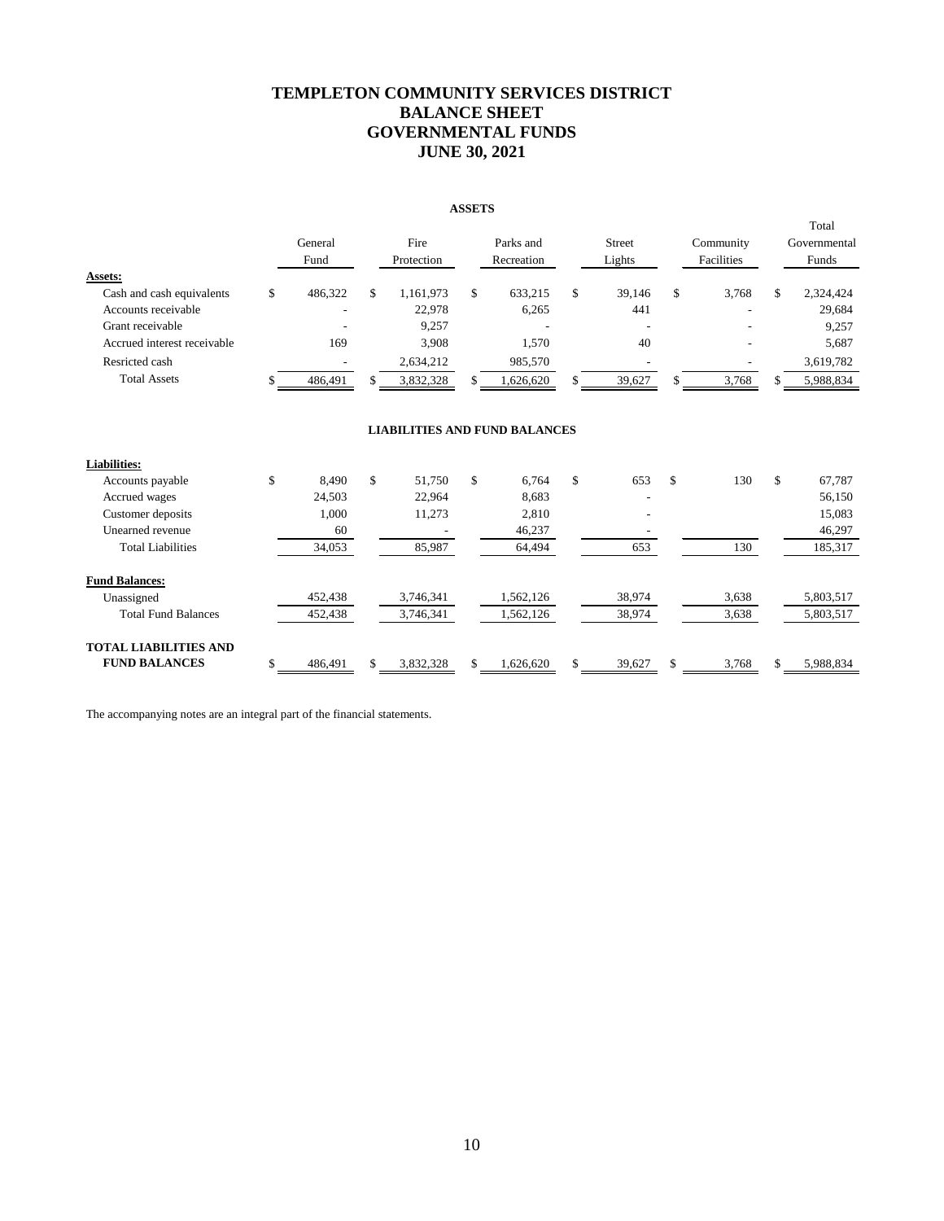# TEMPLETON COMMUNITY SERVICES DISTRICT
# BALANCE SHEET
# GOVERNMENTAL FUNDS
# JUNE 30, 2021

## ASSETS

| | General Fund | Fire Protection | Parks and Recreation | Street Lights | Community Facilities | Total Governmental Funds |
|---|---|---|---|---|---|---|
| **Assets:** | | | | | | |
| Cash and cash equivalents | $ 486,322 | $ 1,161,973 | $ 633,215 | $ 39,146 | $ 3,768 | $ 2,324,424 |
| Accounts receivable | - | 22,978 | 6,265 | 441 | - | 29,684 |
| Grant receivable | - | 9,257 | - | - | - | 9,257 |
| Accrued interest receivable | 169 | 3,908 | 1,570 | 40 | - | 5,687 |
| Resricted cash | - | 2,634,212 | 985,570 | - | - | 3,619,782 |
| Total Assets | $ 486,491 | $ 3,832,328 | $ 1,626,620 | $ 39,627 | $ 3,768 | $ 5,988,834 |

## LIABILITIES AND FUND BALANCES

| | General Fund | Fire Protection | Parks and Recreation | Street Lights | Community Facilities | Total Governmental Funds |
|---|---|---|---|---|---|---|
| **Liabilities:** | | | | | | |
| Accounts payable | $ 8,490 | $ 51,750 | $ 6,764 | $ 653 | $ 130 | $ 67,787 |
| Accrued wages | 24,503 | 22,964 | 8,683 | - | | 56,150 |
| Customer deposits | 1,000 | 11,273 | 2,810 | - | | 15,083 |
| Unearned revenue | 60 | - | 46,237 | - | | 46,297 |
| Total Liabilities | 34,053 | 85,987 | 64,494 | 653 | 130 | 185,317 |
| **Fund Balances:** | | | | | | |
| Unassigned | 452,438 | 3,746,341 | 1,562,126 | 38,974 | 3,638 | 5,803,517 |
| Total Fund Balances | 452,438 | 3,746,341 | 1,562,126 | 38,974 | 3,638 | 5,803,517 |
| **TOTAL LIABILITIES AND FUND BALANCES** | $ 486,491 | $ 3,832,328 | $ 1,626,620 | $ 39,627 | $ 3,768 | $ 5,988,834 |

The accompanying notes are an integral part of the financial statements.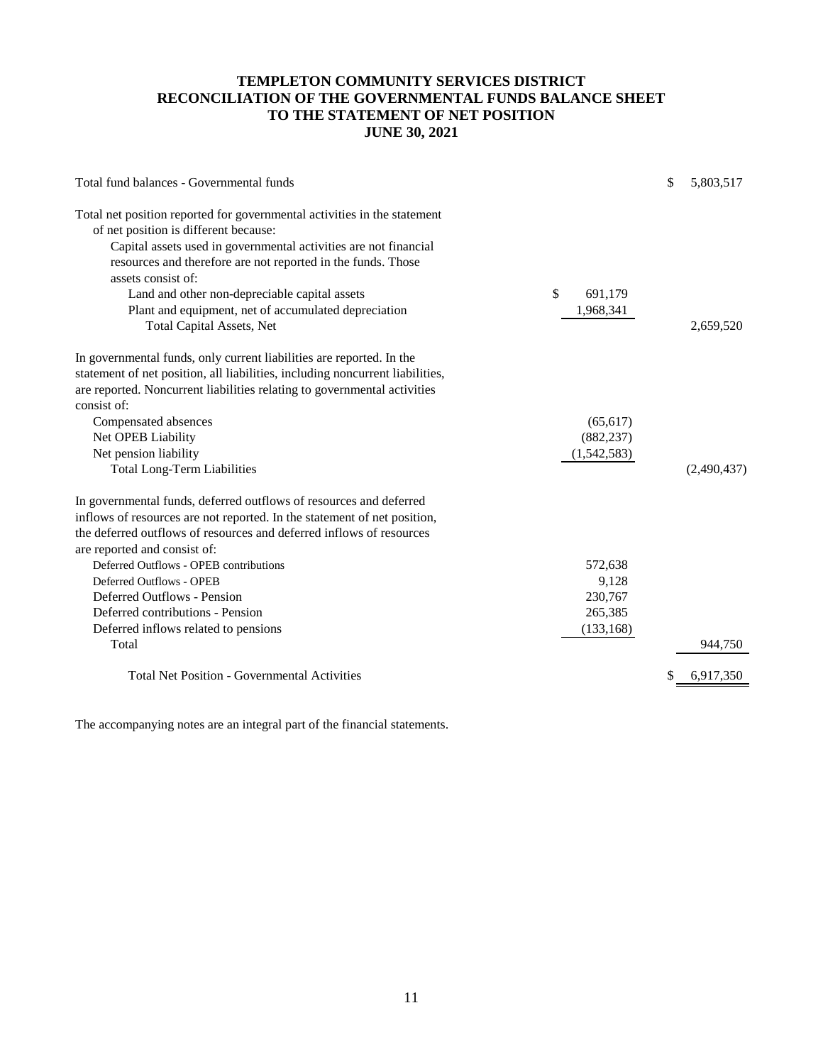# TEMPLETON COMMUNITY SERVICES DISTRICT
# RECONCILIATION OF THE GOVERNMENTAL FUNDS BALANCE SHEET
# TO THE STATEMENT OF NET POSITION
# JUNE 30, 2021

| | | |
|---|---|---|
| Total fund balances - Governmental funds | | $ 5,803,517 |
| Total net position reported for governmental activities in the statement of net position is different because: | | |
| Capital assets used in governmental activities are not financial resources and therefore are not reported in the funds. Those assets consist of: | | |
| Land and other non-depreciable capital assets | $ 691,179 | |
| Plant and equipment, net of accumulated depreciation | 1,968,341 | |
| Total Capital Assets, Net | | 2,659,520 |
| In governmental funds, only current liabilities are reported. In the statement of net position, all liabilities, including noncurrent liabilities, are reported. Noncurrent liabilities relating to governmental activities consist of: | | |
| Compensated absences | (65,617) | |
| Net OPEB Liability | (882,237) | |
| Net pension liability | (1,542,583) | |
| Total Long-Term Liabilities | | (2,490,437) |
| In governmental funds, deferred outflows of resources and deferred inflows of resources are not reported. In the statement of net position, the deferred outflows of resources and deferred inflows of resources are reported and consist of: | | |
| Deferred Outflows - OPEB contributions | 572,638 | |
| Deferred Outflows - OPEB | 9,128 | |
| Deferred Outflows - Pension | 230,767 | |
| Deferred contributions - Pension | 265,385 | |
| Deferred inflows related to pensions | (133,168) | |
| Total | | 944,750 |
| Total Net Position - Governmental Activities | | $ 6,917,350 |

The accompanying notes are an integral part of the financial statements.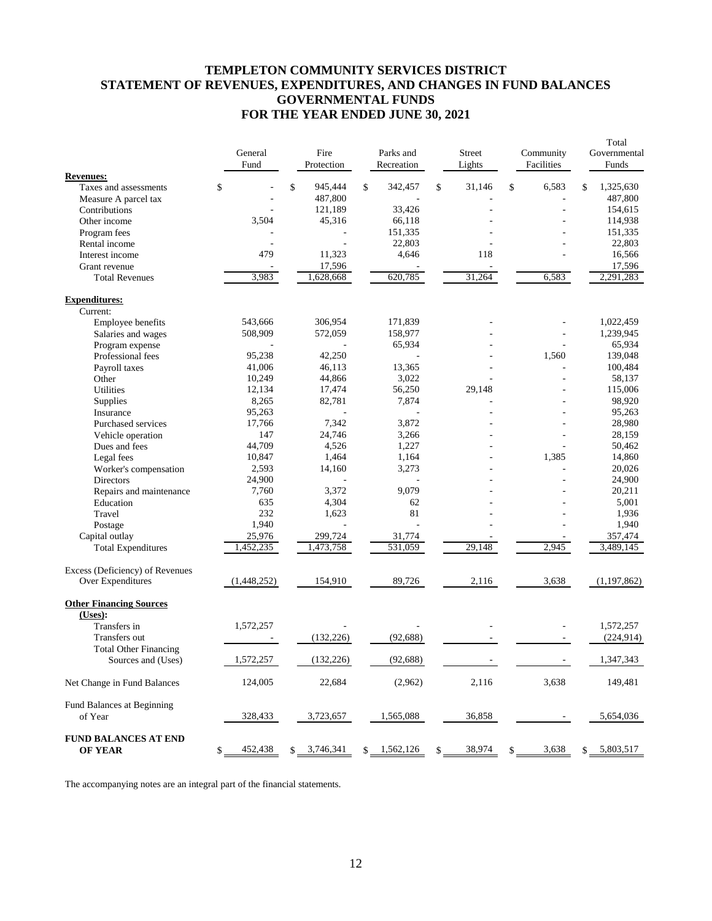# TEMPLETON COMMUNITY SERVICES DISTRICT
# STATEMENT OF REVENUES, EXPENDITURES, AND CHANGES IN FUND BALANCES
# GOVERNMENTAL FUNDS
# FOR THE YEAR ENDED JUNE 30, 2021

| | General Fund | Fire Protection | Parks and Recreation | Street Lights | Community Facilities | Total Governmental Funds |
|---|---|---|---|---|---|---|
| **Revenues:** | | | | | | |
| Taxes and assessments | $ - | $ 945,444 | $ 342,457 | $ 31,146 | $ 6,583 | $ 1,325,630 |
| Measure A parcel tax | - | 487,800 | - | - | - | 487,800 |
| Contributions | - | 121,189 | 33,426 | - | - | 154,615 |
| Other income | 3,504 | 45,316 | 66,118 | - | - | 114,938 |
| Program fees | - | - | 151,335 | - | - | 151,335 |
| Rental income | - | - | 22,803 | - | - | 22,803 |
| Interest income | 479 | 11,323 | 4,646 | 118 | - | 16,566 |
| Grant revenue | - | 17,596 | - | - | | 17,596 |
| Total Revenues | 3,983 | 1,628,668 | 620,785 | 31,264 | 6,583 | 2,291,283 |
| **Expenditures:** | | | | | | |
| Current: | | | | | | |
| Employee benefits | 543,666 | 306,954 | 171,839 | - | - | 1,022,459 |
| Salaries and wages | 508,909 | 572,059 | 158,977 | - | - | 1,239,945 |
| Program expense | - | - | 65,934 | - | - | 65,934 |
| Professional fees | 95,238 | 42,250 | - | - | 1,560 | 139,048 |
| Payroll taxes | 41,006 | 46,113 | 13,365 | - | - | 100,484 |
| Other | 10,249 | 44,866 | 3,022 | - | - | 58,137 |
| Utilities | 12,134 | 17,474 | 56,250 | 29,148 | - | 115,006 |
| Supplies | 8,265 | 82,781 | 7,874 | - | - | 98,920 |
| Insurance | 95,263 | - | - | - | - | 95,263 |
| Purchased services | 17,766 | 7,342 | 3,872 | - | - | 28,980 |
| Vehicle operation | 147 | 24,746 | 3,266 | - | - | 28,159 |
| Dues and fees | 44,709 | 4,526 | 1,227 | - | - | 50,462 |
| Legal fees | 10,847 | 1,464 | 1,164 | - | 1,385 | 14,860 |
| Worker's compensation | 2,593 | 14,160 | 3,273 | - | - | 20,026 |
| Directors | 24,900 | - | - | - | - | 24,900 |
| Repairs and maintenance | 7,760 | 3,372 | 9,079 | - | - | 20,211 |
| Education | 635 | 4,304 | 62 | - | - | 5,001 |
| Travel | 232 | 1,623 | 81 | - | - | 1,936 |
| Postage | 1,940 | - | - | - | - | 1,940 |
| Capital outlay | 25,976 | 299,724 | 31,774 | - | - | 357,474 |
| Total Expenditures | 1,452,235 | 1,473,758 | 531,059 | 29,148 | 2,945 | 3,489,145 |
| Excess (Deficiency) of Revenues Over Expenditures | (1,448,252) | 154,910 | 89,726 | 2,116 | 3,638 | (1,197,862) |
| **Other Financing Sources (Uses):** | | | | | | |
| Transfers in | 1,572,257 | - | - | - | - | 1,572,257 |
| Transfers out | - | (132,226) | (92,688) | - | - | (224,914) |
| Total Other Financing Sources and (Uses) | 1,572,257 | (132,226) | (92,688) | - | - | 1,347,343 |
| Net Change in Fund Balances | 124,005 | 22,684 | (2,962) | 2,116 | 3,638 | 149,481 |
| Fund Balances at Beginning of Year | 328,433 | 3,723,657 | 1,565,088 | 36,858 | - | 5,654,036 |
| **FUND BALANCES AT END OF YEAR** | $ 452,438 | $ 3,746,341 | $ 1,562,126 | $ 38,974 | $ 3,638 | $ 5,803,517 |

The accompanying notes are an integral part of the financial statements.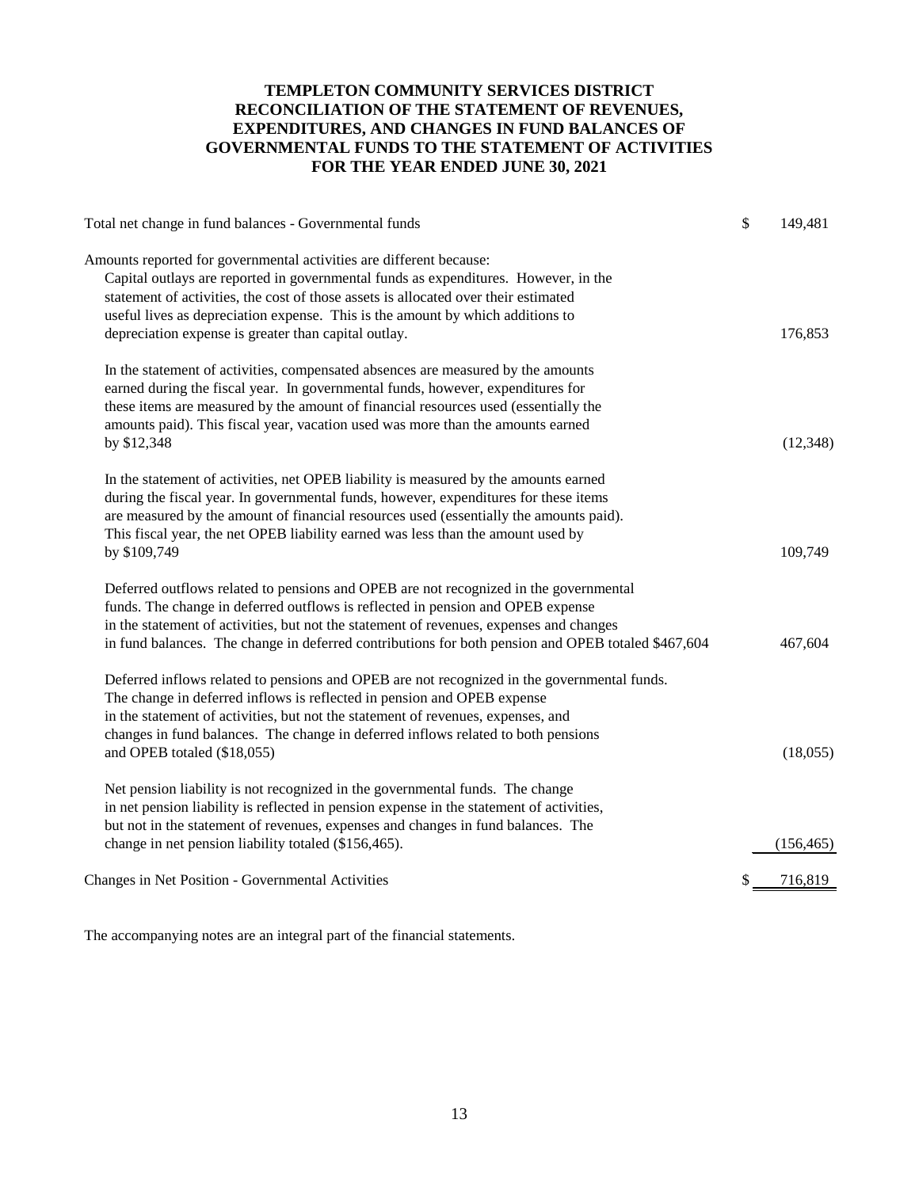# TEMPLETON COMMUNITY SERVICES DISTRICT
# RECONCILIATION OF THE STATEMENT OF REVENUES, EXPENDITURES, AND CHANGES IN FUND BALANCES OF GOVERNMENTAL FUNDS TO THE STATEMENT OF ACTIVITIES
# FOR THE YEAR ENDED JUNE 30, 2021

| | |
|---|---|
| Total net change in fund balances - Governmental funds | $ 149,481 |
| Amounts reported for governmental activities are different because: | |
| Capital outlays are reported in governmental funds as expenditures. However, in the statement of activities, the cost of those assets is allocated over their estimated useful lives as depreciation expense. This is the amount by which additions to depreciation expense is greater than capital outlay. | 176,853 |
| In the statement of activities, compensated absences are measured by the amounts earned during the fiscal year. In governmental funds, however, expenditures for these items are measured by the amount of financial resources used (essentially the amounts paid). This fiscal year, vacation used was more than the amounts earned by $12,348 | (12,348) |
| In the statement of activities, net OPEB liability is measured by the amounts earned during the fiscal year. In governmental funds, however, expenditures for these items are measured by the amount of financial resources used (essentially the amounts paid). This fiscal year, the net OPEB liability earned was less than the amount used by by $109,749 | 109,749 |
| Deferred outflows related to pensions and OPEB are not recognized in the governmental funds. The change in deferred outflows is reflected in pension and OPEB expense in the statement of activities, but not the statement of revenues, expenses and changes in fund balances. The change in deferred contributions for both pension and OPEB totaled $467,604 | 467,604 |
| Deferred inflows related to pensions and OPEB are not recognized in the governmental funds. The change in deferred inflows is reflected in pension and OPEB expense in the statement of activities, but not the statement of revenues, expenses, and changes in fund balances. The change in deferred inflows related to both pensions and OPEB totaled ($18,055) | (18,055) |
| Net pension liability is not recognized in the governmental funds. The change in net pension liability is reflected in pension expense in the statement of activities, but not in the statement of revenues, expenses and changes in fund balances. The change in net pension liability totaled ($156,465). | (156,465) |
| Changes in Net Position - Governmental Activities | $ 716,819 |

The accompanying notes are an integral part of the financial statements.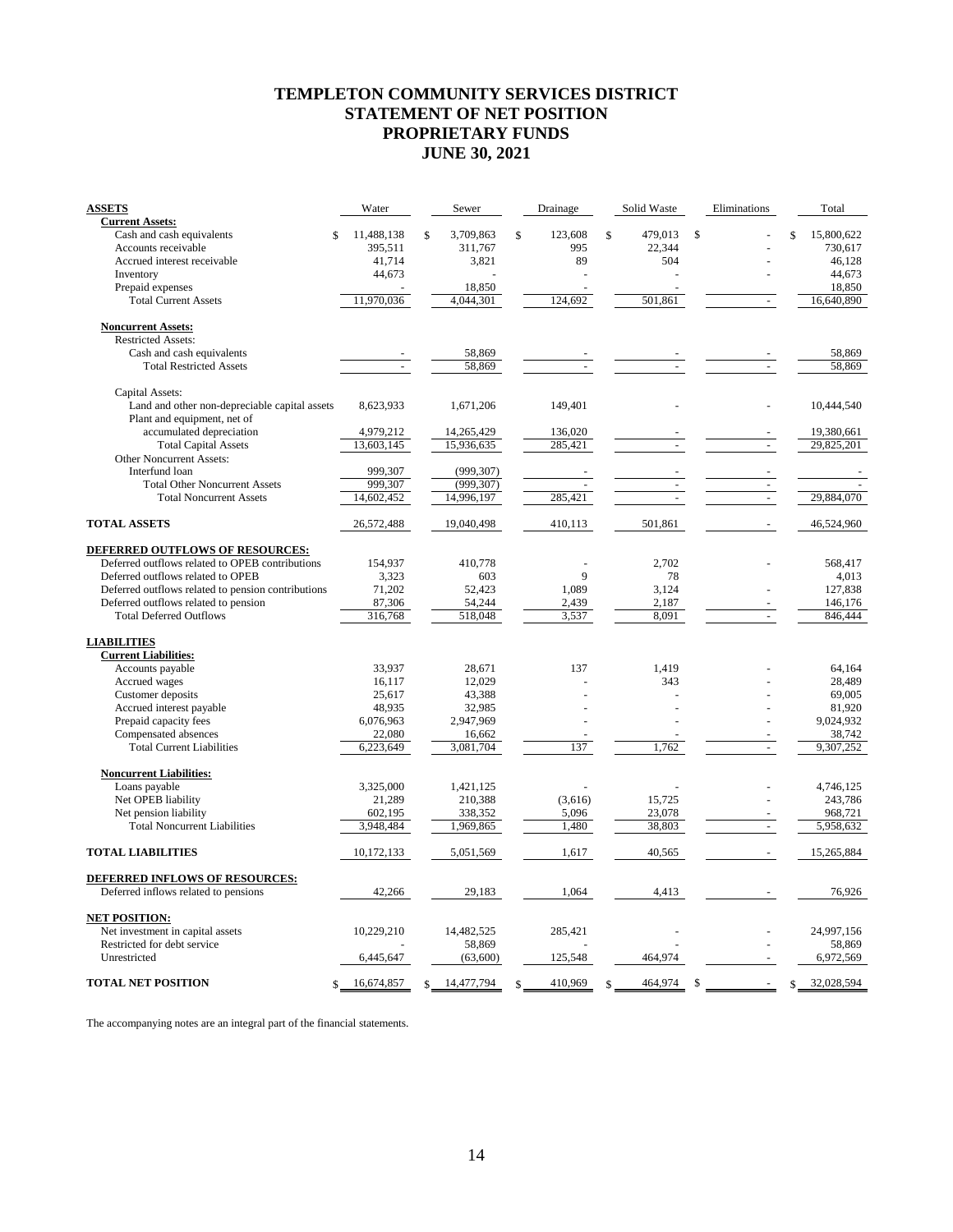# TEMPLETON COMMUNITY SERVICES DISTRICT
# STATEMENT OF NET POSITION
# PROPRIETARY FUNDS
# JUNE 30, 2021

| ASSETS | Water | Sewer | Drainage | Solid Waste | Eliminations | Total |
|---|---|---|---|---|---|---|
| **Current Assets:** | | | | | | |
| Cash and cash equivalents | $ 11,488,138 | $ 3,709,863 | $ 123,608 | $ 479,013 | $ - | $ 15,800,622 |
| Accounts receivable | 395,511 | 311,767 | 995 | 22,344 | - | 730,617 |
| Accrued interest receivable | 41,714 | 3,821 | 89 | 504 | - | 46,128 |
| Inventory | 44,673 | - | - | - | - | 44,673 |
| Prepaid expenses | - | 18,850 | - | - | - | 18,850 |
| Total Current Assets | 11,970,036 | 4,044,301 | 124,692 | 501,861 | - | 16,640,890 |
| **Noncurrent Assets:** | | | | | | |
| Restricted Assets: | | | | | | |
| Cash and cash equivalents | - | 58,869 | - | - | - | 58,869 |
| Total Restricted Assets | - | 58,869 | - | - | - | 58,869 |
| Capital Assets: | | | | | | |
| Land and other non-depreciable capital assets | 8,623,933 | 1,671,206 | 149,401 | - | - | 10,444,540 |
| Plant and equipment, net of accumulated depreciation | 4,979,212 | 14,265,429 | 136,020 | - | - | 19,380,661 |
| Total Capital Assets | 13,603,145 | 15,936,635 | 285,421 | - | - | 29,825,201 |
| Other Noncurrent Assets: | | | | | | |
| Interfund loan | 999,307 | (999,307) | - | - | - | - |
| Total Other Noncurrent Assets | 999,307 | (999,307) | - | - | - | - |
| Total Noncurrent Assets | 14,602,452 | 14,996,197 | 285,421 | - | - | 29,884,070 |
| **TOTAL ASSETS** | 26,572,488 | 19,040,498 | 410,113 | 501,861 | - | 46,524,960 |
| **DEFERRED OUTFLOWS OF RESOURCES:** | | | | | | |
| Deferred outflows related to OPEB contributions | 154,937 | 410,778 | - | 2,702 | - | 568,417 |
| Deferred outflows related to OPEB | 3,323 | 603 | 9 | 78 | | 4,013 |
| Deferred outflows related to pension contributions | 71,202 | 52,423 | 1,089 | 3,124 | - | 127,838 |
| Deferred outflows related to pension | 87,306 | 54,244 | 2,439 | 2,187 | - | 146,176 |
| Total Deferred Outflows | 316,768 | 518,048 | 3,537 | 8,091 | - | 846,444 |
| **LIABILITIES** | | | | | | |
| **Current Liabilities:** | | | | | | |
| Accounts payable | 33,937 | 28,671 | 137 | 1,419 | - | 64,164 |
| Accrued wages | 16,117 | 12,029 | - | 343 | - | 28,489 |
| Customer deposits | 25,617 | 43,388 | - | - | - | 69,005 |
| Accrued interest payable | 48,935 | 32,985 | - | - | - | 81,920 |
| Prepaid capacity fees | 6,076,963 | 2,947,969 | - | - | - | 9,024,932 |
| Compensated absences | 22,080 | 16,662 | - | - | - | 38,742 |
| Total Current Liabilities | 6,223,649 | 3,081,704 | 137 | 1,762 | - | 9,307,252 |
| **Noncurrent Liabilities:** | | | | | | |
| Loans payable | 3,325,000 | 1,421,125 | - | - | - | 4,746,125 |
| Net OPEB liability | 21,289 | 210,388 | (3,616) | 15,725 | - | 243,786 |
| Net pension liability | 602,195 | 338,352 | 5,096 | 23,078 | - | 968,721 |
| Total Noncurrent Liabilities | 3,948,484 | 1,969,865 | 1,480 | 38,803 | - | 5,958,632 |
| **TOTAL LIABILITIES** | 10,172,133 | 5,051,569 | 1,617 | 40,565 | - | 15,265,884 |
| **DEFERRED INFLOWS OF RESOURCES:** | | | | | | |
| Deferred inflows related to pensions | 42,266 | 29,183 | 1,064 | 4,413 | - | 76,926 |
| **NET POSITION:** | | | | | | |
| Net investment in capital assets | 10,229,210 | 14,482,525 | 285,421 | - | - | 24,997,156 |
| Restricted for debt service | - | 58,869 | - | - | - | 58,869 |
| Unrestricted | 6,445,647 | (63,600) | 125,548 | 464,974 | - | 6,972,569 |
| **TOTAL NET POSITION** | $ 16,674,857 | $ 14,477,794 | $ 410,969 | $ 464,974 | $ - | $ 32,028,594 |

The accompanying notes are an integral part of the financial statements.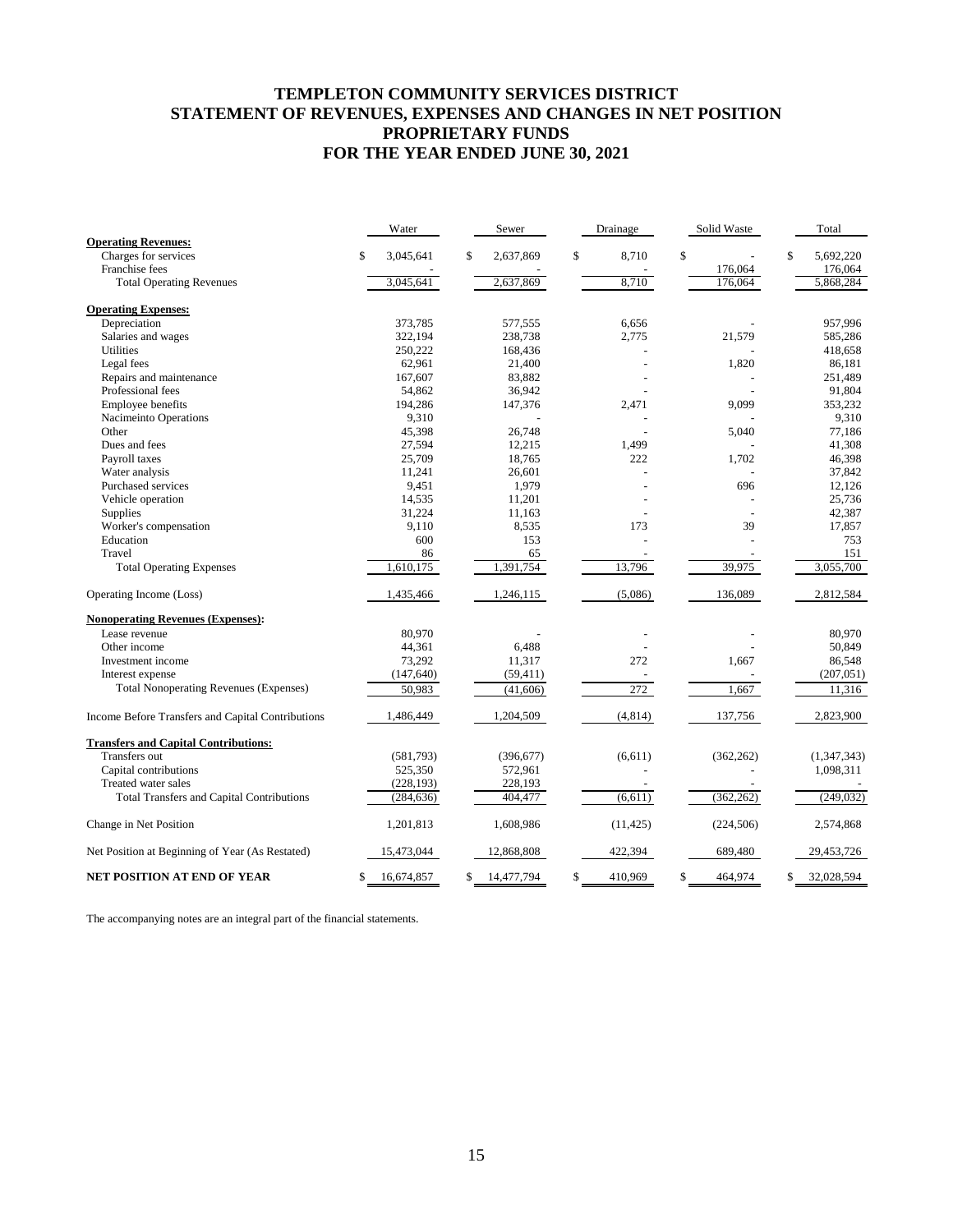# TEMPLETON COMMUNITY SERVICES DISTRICT
# STATEMENT OF REVENUES, EXPENSES AND CHANGES IN NET POSITION
# PROPRIETARY FUNDS
# FOR THE YEAR ENDED JUNE 30, 2021

| | Water | Sewer | Drainage | Solid Waste | Total |
|---|---|---|---|---|---|
| **Operating Revenues:** | | | | | |
| Charges for services | $ 3,045,641 | $ 2,637,869 | $ 8,710 | $ - | $ 5,692,220 |
| Franchise fees | - | - | - | 176,064 | 176,064 |
| Total Operating Revenues | 3,045,641 | 2,637,869 | 8,710 | 176,064 | 5,868,284 |
| **Operating Expenses:** | | | | | |
| Depreciation | 373,785 | 577,555 | 6,656 | - | 957,996 |
| Salaries and wages | 322,194 | 238,738 | 2,775 | 21,579 | 585,286 |
| Utilities | 250,222 | 168,436 | - | - | 418,658 |
| Legal fees | 62,961 | 21,400 | - | 1,820 | 86,181 |
| Repairs and maintenance | 167,607 | 83,882 | - | - | 251,489 |
| Professional fees | 54,862 | 36,942 | - | - | 91,804 |
| Employee benefits | 194,286 | 147,376 | 2,471 | 9,099 | 353,232 |
| Nacimeinto Operations | 9,310 | - | - | - | 9,310 |
| Other | 45,398 | 26,748 | - | 5,040 | 77,186 |
| Dues and fees | 27,594 | 12,215 | 1,499 | - | 41,308 |
| Payroll taxes | 25,709 | 18,765 | 222 | 1,702 | 46,398 |
| Water analysis | 11,241 | 26,601 | - | - | 37,842 |
| Purchased services | 9,451 | 1,979 | - | 696 | 12,126 |
| Vehicle operation | 14,535 | 11,201 | - | - | 25,736 |
| Supplies | 31,224 | 11,163 | - | - | 42,387 |
| Worker's compensation | 9,110 | 8,535 | 173 | 39 | 17,857 |
| Education | 600 | 153 | - | - | 753 |
| Travel | 86 | 65 | - | - | 151 |
| Total Operating Expenses | 1,610,175 | 1,391,754 | 13,796 | 39,975 | 3,055,700 |
| Operating Income (Loss) | 1,435,466 | 1,246,115 | (5,086) | 136,089 | 2,812,584 |
| **Nonoperating Revenues (Expenses):** | | | | | |
| Lease revenue | 80,970 | - | - | - | 80,970 |
| Other income | 44,361 | 6,488 | - | - | 50,849 |
| Investment income | 73,292 | 11,317 | 272 | 1,667 | 86,548 |
| Interest expense | (147,640) | (59,411) | - | - | (207,051) |
| Total Nonoperating Revenues (Expenses) | 50,983 | (41,606) | 272 | 1,667 | 11,316 |
| Income Before Transfers and Capital Contributions | 1,486,449 | 1,204,509 | (4,814) | 137,756 | 2,823,900 |
| **Transfers and Capital Contributions:** | | | | | |
| Transfers out | (581,793) | (396,677) | (6,611) | (362,262) | (1,347,343) |
| Capital contributions | 525,350 | 572,961 | - | - | 1,098,311 |
| Treated water sales | (228,193) | 228,193 | - | - | - |
| Total Transfers and Capital Contributions | (284,636) | 404,477 | (6,611) | (362,262) | (249,032) |
| Change in Net Position | 1,201,813 | 1,608,986 | (11,425) | (224,506) | 2,574,868 |
| Net Position at Beginning of Year (As Restated) | 15,473,044 | 12,868,808 | 422,394 | 689,480 | 29,453,726 |
| **NET POSITION AT END OF YEAR** | $ 16,674,857 | $ 14,477,794 | $ 410,969 | $ 464,974 | $ 32,028,594 |

The accompanying notes are an integral part of the financial statements.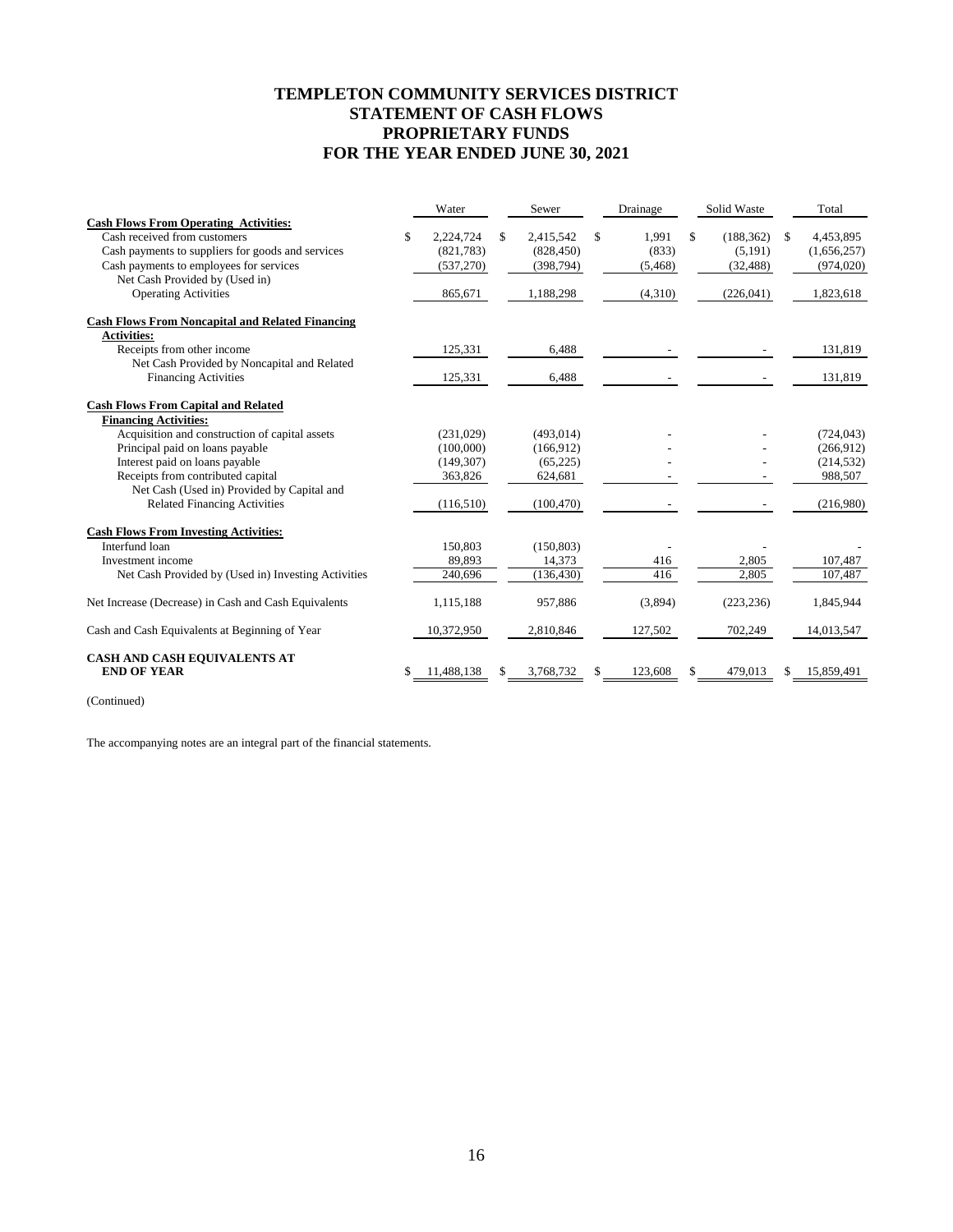# TEMPLETON COMMUNITY SERVICES DISTRICT
# STATEMENT OF CASH FLOWS
# PROPRIETARY FUNDS
# FOR THE YEAR ENDED JUNE 30, 2021

| | Water | Sewer | Drainage | Solid Waste | Total |
|---|---|---|---|---|---|
| **Cash Flows From Operating Activities:** | | | | | |
| Cash received from customers | $ 2,224,724 | $ 2,415,542 | $ 1,991 | $ (188,362) | $ 4,453,895 |
| Cash payments to suppliers for goods and services | (821,783) | (828,450) | (833) | (5,191) | (1,656,257) |
| Cash payments to employees for services | (537,270) | (398,794) | (5,468) | (32,488) | (974,020) |
| Net Cash Provided by (Used in) Operating Activities | 865,671 | 1,188,298 | (4,310) | (226,041) | 1,823,618 |
| **Cash Flows From Noncapital and Related Financing Activities:** | | | | | |
| Receipts from other income | 125,331 | 6,488 | - | - | 131,819 |
| Net Cash Provided by Noncapital and Related Financing Activities | 125,331 | 6,488 | - | - | 131,819 |
| **Cash Flows From Capital and Related Financing Activities:** | | | | | |
| Acquisition and construction of capital assets | (231,029) | (493,014) | - | - | (724,043) |
| Principal paid on loans payable | (100,000) | (166,912) | - | - | (266,912) |
| Interest paid on loans payable | (149,307) | (65,225) | - | - | (214,532) |
| Receipts from contributed capital | 363,826 | 624,681 | - | - | 988,507 |
| Net Cash (Used in) Provided by Capital and Related Financing Activities | (116,510) | (100,470) | - | - | (216,980) |
| **Cash Flows From Investing Activities:** | | | | | |
| Interfund loan | 150,803 | (150,803) | - | - | - |
| Investment income | 89,893 | 14,373 | 416 | 2,805 | 107,487 |
| Net Cash Provided by (Used in) Investing Activities | 240,696 | (136,430) | 416 | 2,805 | 107,487 |
| Net Increase (Decrease) in Cash and Cash Equivalents | 1,115,188 | 957,886 | (3,894) | (223,236) | 1,845,944 |
| Cash and Cash Equivalents at Beginning of Year | 10,372,950 | 2,810,846 | 127,502 | 702,249 | 14,013,547 |
| **CASH AND CASH EQUIVALENTS AT END OF YEAR** | $ 11,488,138 | $ 3,768,732 | $ 123,608 | $ 479,013 | $ 15,859,491 |

(Continued)

The accompanying notes are an integral part of the financial statements.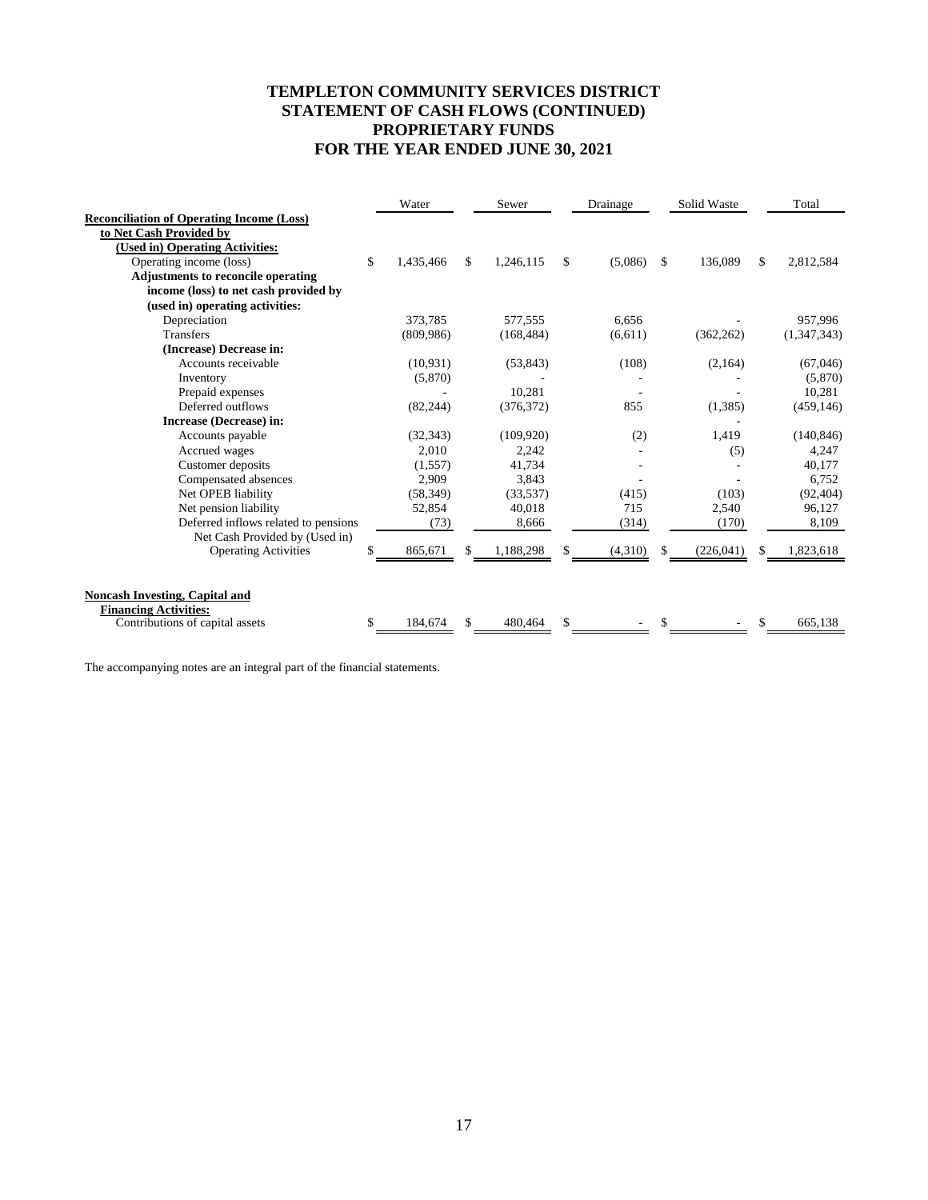# TEMPLETON COMMUNITY SERVICES DISTRICT
## STATEMENT OF CASH FLOWS (CONTINUED)
## PROPRIETARY FUNDS
## FOR THE YEAR ENDED JUNE 30, 2021

| | Water | Sewer | Drainage | Solid Waste | Total |
|---|---|---|---|---|---|
| **Reconciliation of Operating Income (Loss) to Net Cash Provided by (Used in) Operating Activities:** | | | | | |
| Operating income (loss) | $ 1,435,466 | $ 1,246,115 | $ (5,086) | $ 136,089 | $ 2,812,584 |
| **Adjustments to reconcile operating income (loss) to net cash provided by (used in) operating activities:** | | | | | |
| Depreciation | 373,785 | 577,555 | 6,656 | - | 957,996 |
| Transfers | (809,986) | (168,484) | (6,611) | (362,262) | (1,347,343) |
| **(Increase) Decrease in:** | | | | | |
| Accounts receivable | (10,931) | (53,843) | (108) | (2,164) | (67,046) |
| Inventory | (5,870) | - | - | - | (5,870) |
| Prepaid expenses | - | 10,281 | - | - | 10,281 |
| Deferred outflows | (82,244) | (376,372) | 855 | (1,385) | (459,146) |
| **Increase (Decrease) in:** | | | | - | |
| Accounts payable | (32,343) | (109,920) | (2) | 1,419 | (140,846) |
| Accrued wages | 2,010 | 2,242 | - | (5) | 4,247 |
| Customer deposits | (1,557) | 41,734 | - | - | 40,177 |
| Compensated absences | 2,909 | 3,843 | - | - | 6,752 |
| Net OPEB liability | (58,349) | (33,537) | (415) | (103) | (92,404) |
| Net pension liability | 52,854 | 40,018 | 715 | 2,540 | 96,127 |
| Deferred inflows related to pensions | (73) | 8,666 | (314) | (170) | 8,109 |
| Net Cash Provided by (Used in) Operating Activities | $ 865,671 | $ 1,188,298 | $ (4,310) | $ (226,041) | $ 1,823,618 |
| | | | | | |
| **Noncash Investing, Capital and Financing Activities:** | | | | | |
| Contributions of capital assets | $ 184,674 | $ 480,464 | $ - | $ - | $ 665,138 |

The accompanying notes are an integral part of the financial statements.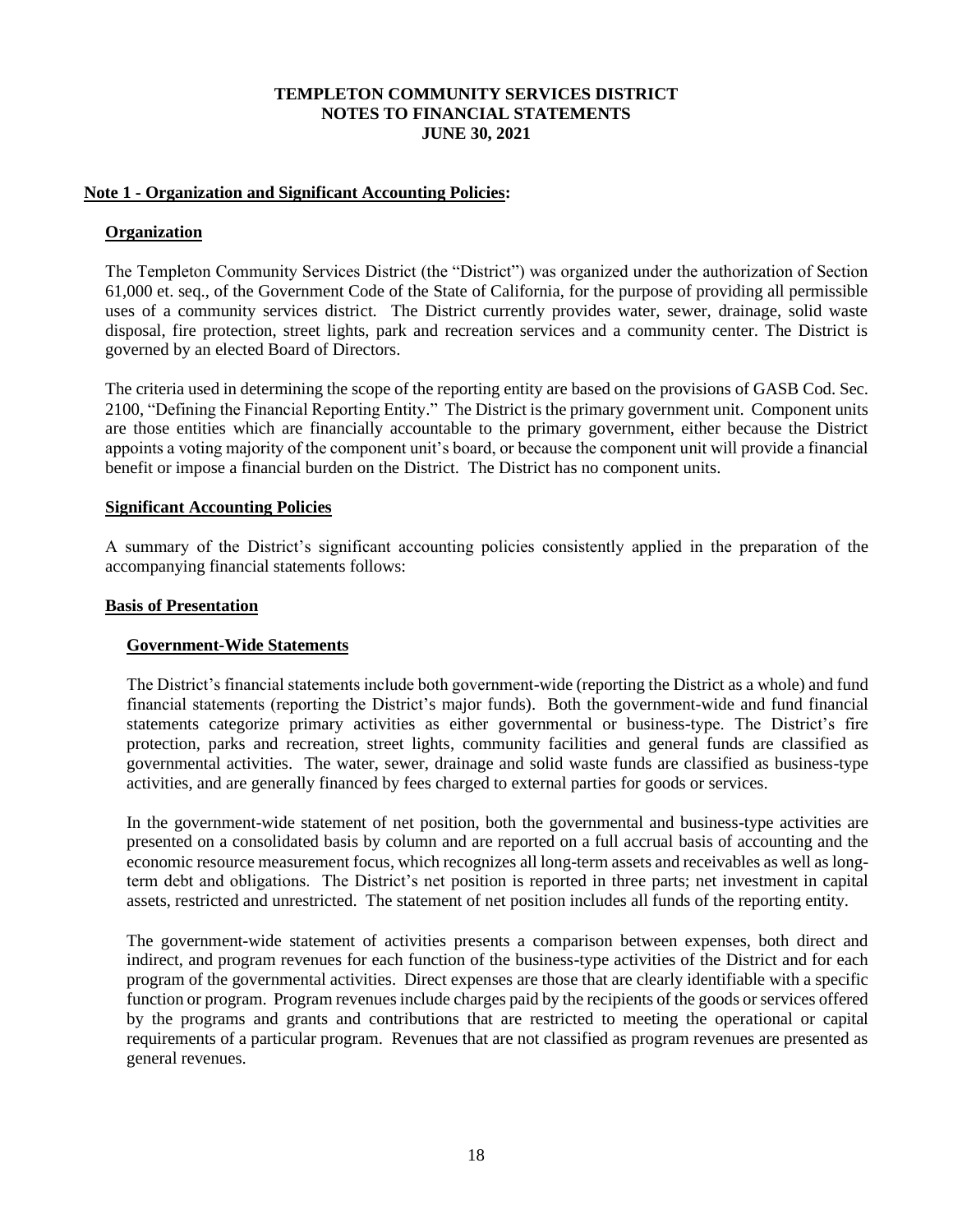# TEMPLETON COMMUNITY SERVICES DISTRICT
# NOTES TO FINANCIAL STATEMENTS
# JUNE 30, 2021

## Note 1 - Organization and Significant Accounting Policies:

### Organization

The Templeton Community Services District (the "District") was organized under the authorization of Section 61,000 et. seq., of the Government Code of the State of California, for the purpose of providing all permissible uses of a community services district. The District currently provides water, sewer, drainage, solid waste disposal, fire protection, street lights, park and recreation services and a community center. The District is governed by an elected Board of Directors.

The criteria used in determining the scope of the reporting entity are based on the provisions of GASB Cod. Sec. 2100, "Defining the Financial Reporting Entity." The District is the primary government unit. Component units are those entities which are financially accountable to the primary government, either because the District appoints a voting majority of the component unit's board, or because the component unit will provide a financial benefit or impose a financial burden on the District. The District has no component units.

### Significant Accounting Policies

A summary of the District's significant accounting policies consistently applied in the preparation of the accompanying financial statements follows:

### Basis of Presentation

#### Government-Wide Statements

The District's financial statements include both government-wide (reporting the District as a whole) and fund financial statements (reporting the District's major funds). Both the government-wide and fund financial statements categorize primary activities as either governmental or business-type. The District's fire protection, parks and recreation, street lights, community facilities and general funds are classified as governmental activities. The water, sewer, drainage and solid waste funds are classified as business-type activities, and are generally financed by fees charged to external parties for goods or services.

In the government-wide statement of net position, both the governmental and business-type activities are presented on a consolidated basis by column and are reported on a full accrual basis of accounting and the economic resource measurement focus, which recognizes all long-term assets and receivables as well as long-term debt and obligations. The District's net position is reported in three parts; net investment in capital assets, restricted and unrestricted. The statement of net position includes all funds of the reporting entity.

The government-wide statement of activities presents a comparison between expenses, both direct and indirect, and program revenues for each function of the business-type activities of the District and for each program of the governmental activities. Direct expenses are those that are clearly identifiable with a specific function or program. Program revenues include charges paid by the recipients of the goods or services offered by the programs and grants and contributions that are restricted to meeting the operational or capital requirements of a particular program. Revenues that are not classified as program revenues are presented as general revenues.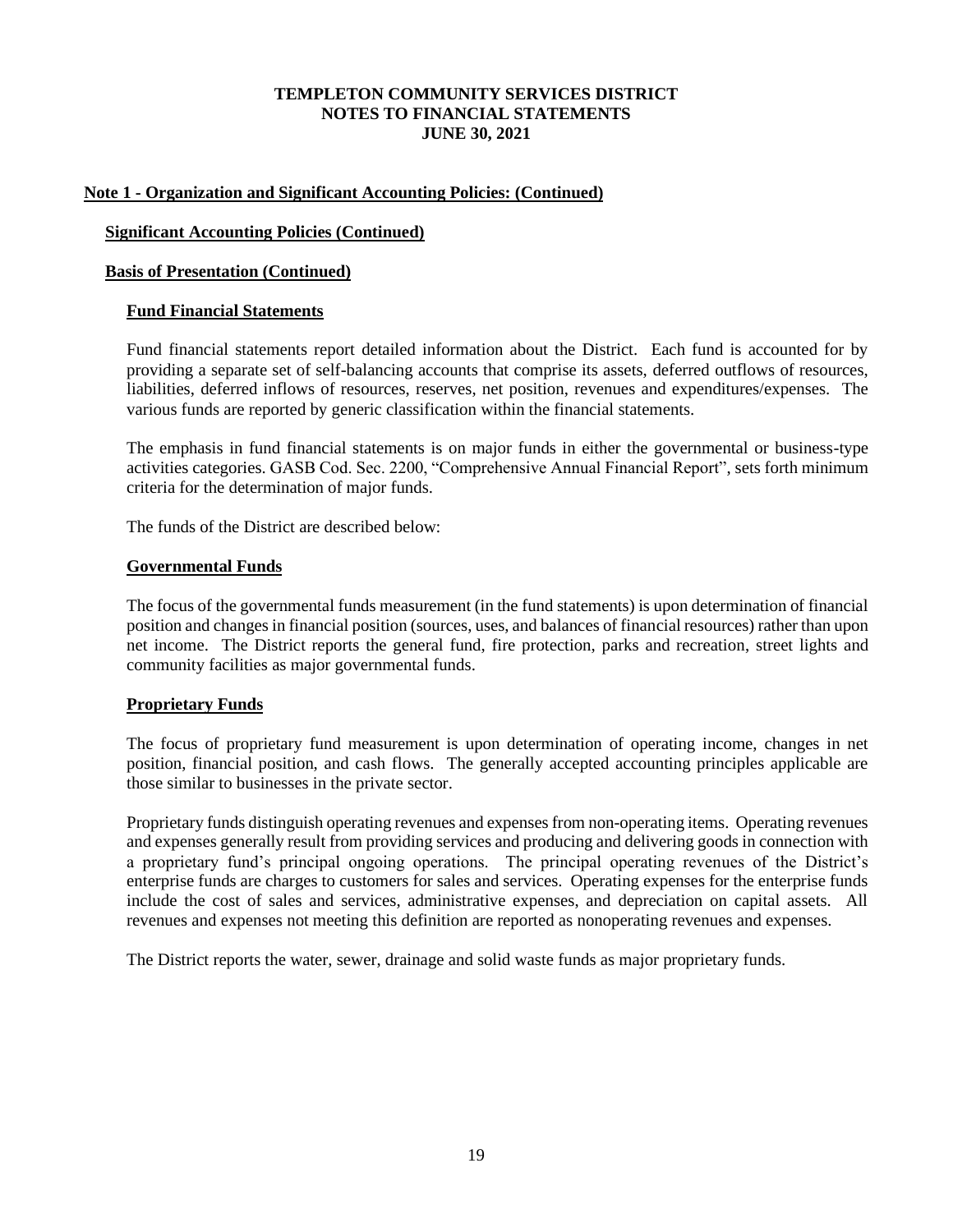# TEMPLETON COMMUNITY SERVICES DISTRICT
## NOTES TO FINANCIAL STATEMENTS
## JUNE 30, 2021

### Note 1 - Organization and Significant Accounting Policies: (Continued)

#### Significant Accounting Policies (Continued)

#### Basis of Presentation (Continued)

#### Fund Financial Statements

Fund financial statements report detailed information about the District. Each fund is accounted for by providing a separate set of self-balancing accounts that comprise its assets, deferred outflows of resources, liabilities, deferred inflows of resources, reserves, net position, revenues and expenditures/expenses. The various funds are reported by generic classification within the financial statements.

The emphasis in fund financial statements is on major funds in either the governmental or business-type activities categories. GASB Cod. Sec. 2200, "Comprehensive Annual Financial Report", sets forth minimum criteria for the determination of major funds.

The funds of the District are described below:

#### Governmental Funds

The focus of the governmental funds measurement (in the fund statements) is upon determination of financial position and changes in financial position (sources, uses, and balances of financial resources) rather than upon net income. The District reports the general fund, fire protection, parks and recreation, street lights and community facilities as major governmental funds.

#### Proprietary Funds

The focus of proprietary fund measurement is upon determination of operating income, changes in net position, financial position, and cash flows. The generally accepted accounting principles applicable are those similar to businesses in the private sector.

Proprietary funds distinguish operating revenues and expenses from non-operating items. Operating revenues and expenses generally result from providing services and producing and delivering goods in connection with a proprietary fund's principal ongoing operations. The principal operating revenues of the District's enterprise funds are charges to customers for sales and services. Operating expenses for the enterprise funds include the cost of sales and services, administrative expenses, and depreciation on capital assets. All revenues and expenses not meeting this definition are reported as nonoperating revenues and expenses.

The District reports the water, sewer, drainage and solid waste funds as major proprietary funds.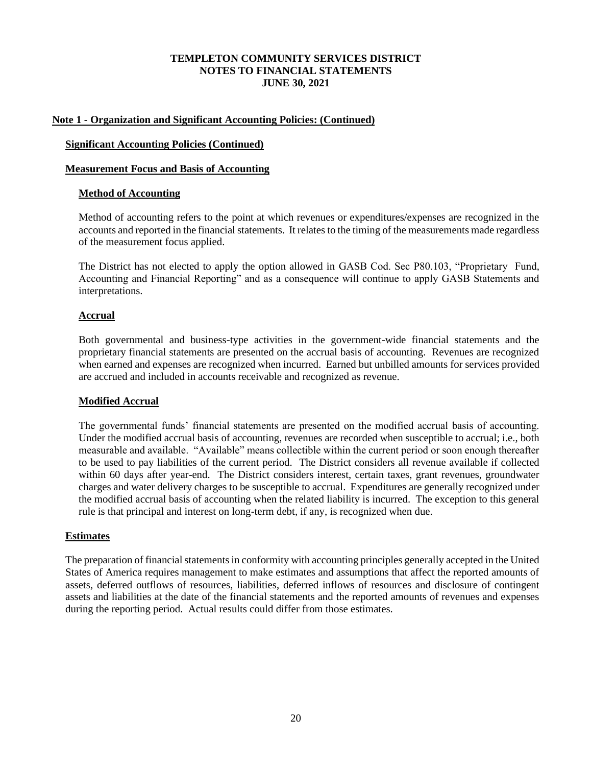# TEMPLETON COMMUNITY SERVICES DISTRICT
## NOTES TO FINANCIAL STATEMENTS
## JUNE 30, 2021

**Note 1 - Organization and Significant Accounting Policies: (Continued)**

**Significant Accounting Policies (Continued)**

**Measurement Focus and Basis of Accounting**

**Method of Accounting**

Method of accounting refers to the point at which revenues or expenditures/expenses are recognized in the accounts and reported in the financial statements. It relates to the timing of the measurements made regardless of the measurement focus applied.

The District has not elected to apply the option allowed in GASB Cod. Sec P80.103, "Proprietary Fund, Accounting and Financial Reporting" and as a consequence will continue to apply GASB Statements and interpretations.

**Accrual**

Both governmental and business-type activities in the government-wide financial statements and the proprietary financial statements are presented on the accrual basis of accounting. Revenues are recognized when earned and expenses are recognized when incurred. Earned but unbilled amounts for services provided are accrued and included in accounts receivable and recognized as revenue.

**Modified Accrual**

The governmental funds' financial statements are presented on the modified accrual basis of accounting. Under the modified accrual basis of accounting, revenues are recorded when susceptible to accrual; i.e., both measurable and available. "Available" means collectible within the current period or soon enough thereafter to be used to pay liabilities of the current period. The District considers all revenue available if collected within 60 days after year-end. The District considers interest, certain taxes, grant revenues, groundwater charges and water delivery charges to be susceptible to accrual. Expenditures are generally recognized under the modified accrual basis of accounting when the related liability is incurred. The exception to this general rule is that principal and interest on long-term debt, if any, is recognized when due.

**Estimates**

The preparation of financial statements in conformity with accounting principles generally accepted in the United States of America requires management to make estimates and assumptions that affect the reported amounts of assets, deferred outflows of resources, liabilities, deferred inflows of resources and disclosure of contingent assets and liabilities at the date of the financial statements and the reported amounts of revenues and expenses during the reporting period. Actual results could differ from those estimates.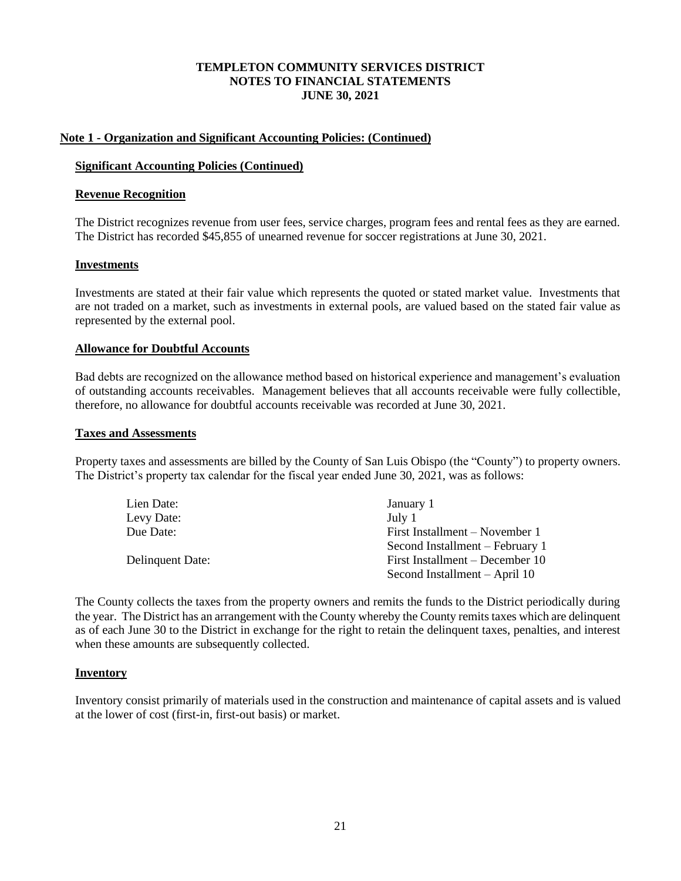## Note 1 - Organization and Significant Accounting Policies: (Continued)

### Significant Accounting Policies (Continued)

### Revenue Recognition

The District recognizes revenue from user fees, service charges, program fees and rental fees as they are earned. The District has recorded $45,855 of unearned revenue for soccer registrations at June 30, 2021.

### Investments

Investments are stated at their fair value which represents the quoted or stated market value. Investments that are not traded on a market, such as investments in external pools, are valued based on the stated fair value as represented by the external pool.

### Allowance for Doubtful Accounts

Bad debts are recognized on the allowance method based on historical experience and management's evaluation of outstanding accounts receivables. Management believes that all accounts receivable were fully collectible, therefore, no allowance for doubtful accounts receivable was recorded at June 30, 2021.

### Taxes and Assessments

Property taxes and assessments are billed by the County of San Luis Obispo (the "County") to property owners. The District's property tax calendar for the fiscal year ended June 30, 2021, was as follows:

| | |
|---|---|
| Lien Date: | January 1 |
| Levy Date: | July 1 |
| Due Date: | First Installment – November 1 |
| | Second Installment – February 1 |
| Delinquent Date: | First Installment – December 10 |
| | Second Installment – April 10 |

The County collects the taxes from the property owners and remits the funds to the District periodically during the year. The District has an arrangement with the County whereby the County remits taxes which are delinquent as of each June 30 to the District in exchange for the right to retain the delinquent taxes, penalties, and interest when these amounts are subsequently collected.

### Inventory

Inventory consist primarily of materials used in the construction and maintenance of capital assets and is valued at the lower of cost (first-in, first-out basis) or market.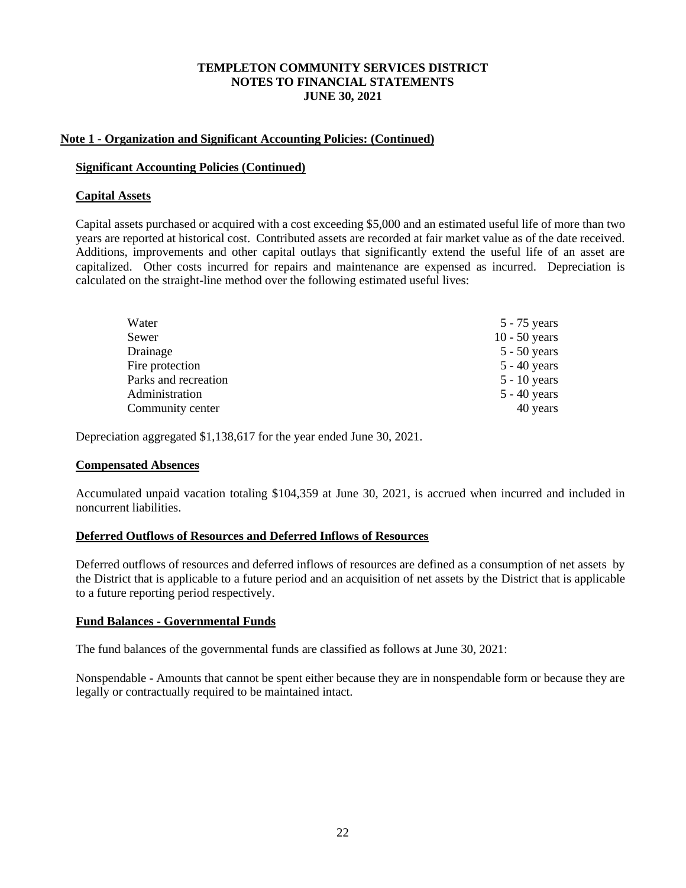**TEMPLETON COMMUNITY SERVICES DISTRICT**
**NOTES TO FINANCIAL STATEMENTS**
**JUNE 30, 2021**

## Note 1 - Organization and Significant Accounting Policies: (Continued)

### Significant Accounting Policies (Continued)

### Capital Assets

Capital assets purchased or acquired with a cost exceeding $5,000 and an estimated useful life of more than two years are reported at historical cost. Contributed assets are recorded at fair market value as of the date received. Additions, improvements and other capital outlays that significantly extend the useful life of an asset are capitalized. Other costs incurred for repairs and maintenance are expensed as incurred. Depreciation is calculated on the straight-line method over the following estimated useful lives:

| | |
|---|---|
| Water | 5 - 75 years |
| Sewer | 10 - 50 years |
| Drainage | 5 - 50 years |
| Fire protection | 5 - 40 years |
| Parks and recreation | 5 - 10 years |
| Administration | 5 - 40 years |
| Community center | 40 years |

Depreciation aggregated $1,138,617 for the year ended June 30, 2021.

### Compensated Absences

Accumulated unpaid vacation totaling $104,359 at June 30, 2021, is accrued when incurred and included in noncurrent liabilities.

### Deferred Outflows of Resources and Deferred Inflows of Resources

Deferred outflows of resources and deferred inflows of resources are defined as a consumption of net assets by the District that is applicable to a future period and an acquisition of net assets by the District that is applicable to a future reporting period respectively.

### Fund Balances - Governmental Funds

The fund balances of the governmental funds are classified as follows at June 30, 2021:

Nonspendable - Amounts that cannot be spent either because they are in nonspendable form or because they are legally or contractually required to be maintained intact.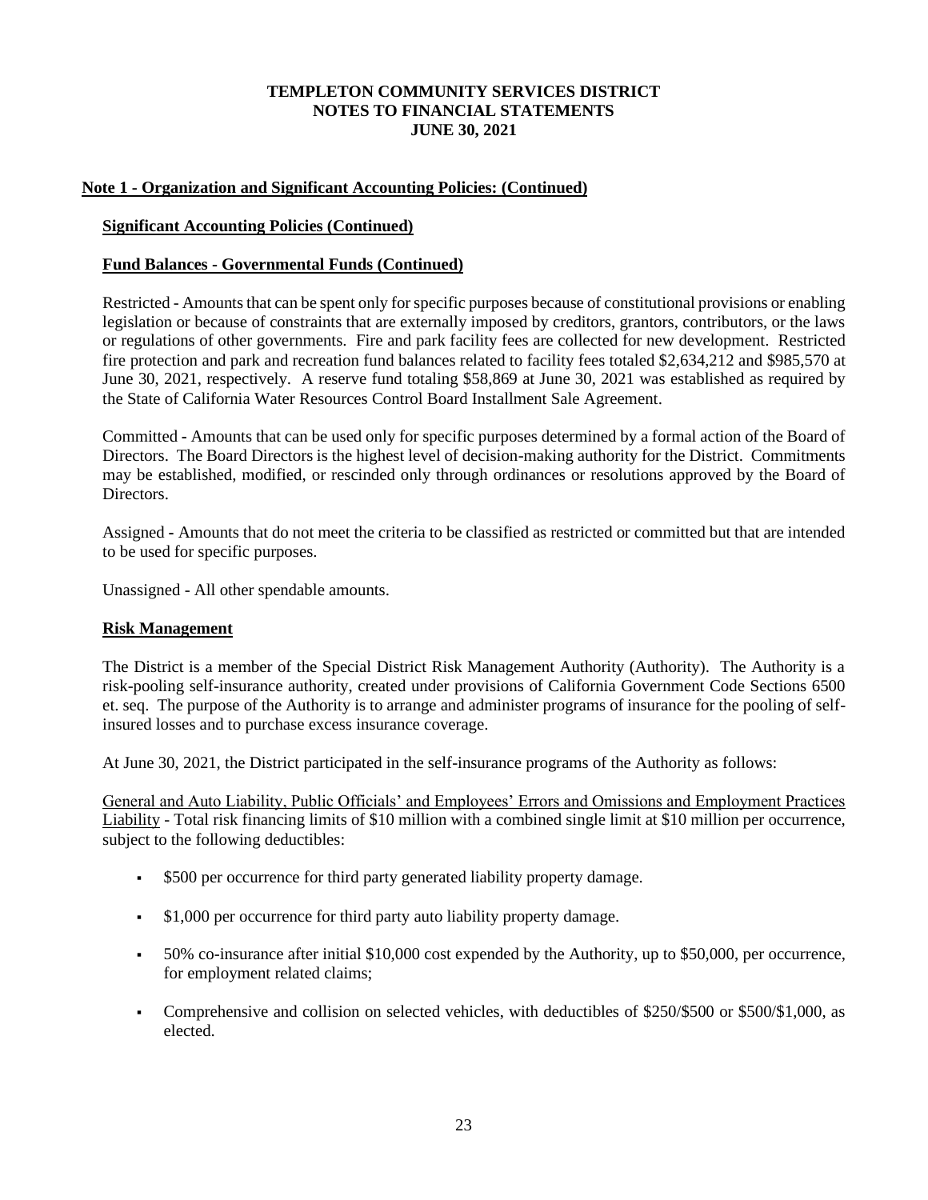## Note 1 - Organization and Significant Accounting Policies: (Continued)

### Significant Accounting Policies (Continued)

### Fund Balances - Governmental Funds (Continued)

Restricted - Amounts that can be spent only for specific purposes because of constitutional provisions or enabling legislation or because of constraints that are externally imposed by creditors, grantors, contributors, or the laws or regulations of other governments. Fire and park facility fees are collected for new development. Restricted fire protection and park and recreation fund balances related to facility fees totaled $2,634,212 and $985,570 at June 30, 2021, respectively. A reserve fund totaling $58,869 at June 30, 2021 was established as required by the State of California Water Resources Control Board Installment Sale Agreement.

Committed - Amounts that can be used only for specific purposes determined by a formal action of the Board of Directors. The Board Directors is the highest level of decision-making authority for the District. Commitments may be established, modified, or rescinded only through ordinances or resolutions approved by the Board of Directors.

Assigned - Amounts that do not meet the criteria to be classified as restricted or committed but that are intended to be used for specific purposes.

Unassigned - All other spendable amounts.

### Risk Management

The District is a member of the Special District Risk Management Authority (Authority). The Authority is a risk-pooling self-insurance authority, created under provisions of California Government Code Sections 6500 et. seq. The purpose of the Authority is to arrange and administer programs of insurance for the pooling of self-insured losses and to purchase excess insurance coverage.

At June 30, 2021, the District participated in the self-insurance programs of the Authority as follows:

General and Auto Liability, Public Officials' and Employees' Errors and Omissions and Employment Practices Liability - Total risk financing limits of $10 million with a combined single limit at $10 million per occurrence, subject to the following deductibles:

- $500 per occurrence for third party generated liability property damage.
- $1,000 per occurrence for third party auto liability property damage.
- 50% co-insurance after initial $10,000 cost expended by the Authority, up to $50,000, per occurrence, for employment related claims;
- Comprehensive and collision on selected vehicles, with deductibles of $250/$500 or $500/$1,000, as elected.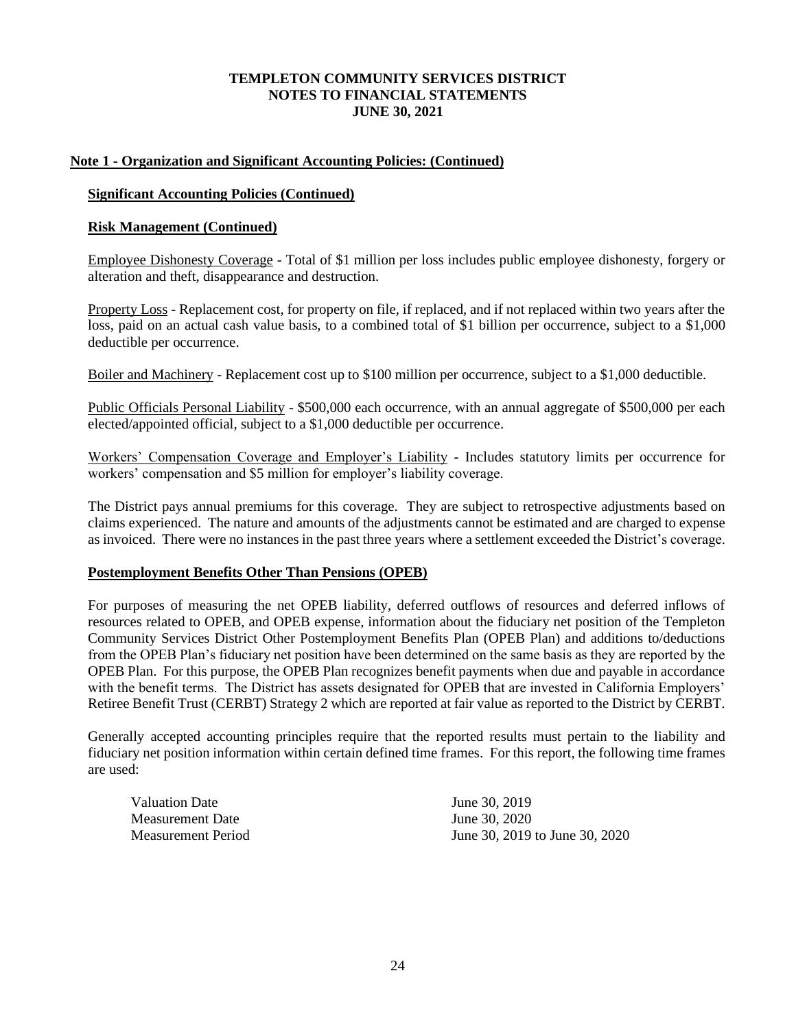### Note 1 - Organization and Significant Accounting Policies: (Continued)

#### Significant Accounting Policies (Continued)

#### Risk Management (Continued)

Employee Dishonesty Coverage - Total of $1 million per loss includes public employee dishonesty, forgery or alteration and theft, disappearance and destruction.

Property Loss - Replacement cost, for property on file, if replaced, and if not replaced within two years after the loss, paid on an actual cash value basis, to a combined total of $1 billion per occurrence, subject to a $1,000 deductible per occurrence.

Boiler and Machinery - Replacement cost up to $100 million per occurrence, subject to a $1,000 deductible.

Public Officials Personal Liability - $500,000 each occurrence, with an annual aggregate of $500,000 per each elected/appointed official, subject to a $1,000 deductible per occurrence.

Workers' Compensation Coverage and Employer's Liability - Includes statutory limits per occurrence for workers' compensation and $5 million for employer's liability coverage.

The District pays annual premiums for this coverage. They are subject to retrospective adjustments based on claims experienced. The nature and amounts of the adjustments cannot be estimated and are charged to expense as invoiced. There were no instances in the past three years where a settlement exceeded the District's coverage.

#### Postemployment Benefits Other Than Pensions (OPEB)

For purposes of measuring the net OPEB liability, deferred outflows of resources and deferred inflows of resources related to OPEB, and OPEB expense, information about the fiduciary net position of the Templeton Community Services District Other Postemployment Benefits Plan (OPEB Plan) and additions to/deductions from the OPEB Plan's fiduciary net position have been determined on the same basis as they are reported by the OPEB Plan. For this purpose, the OPEB Plan recognizes benefit payments when due and payable in accordance with the benefit terms. The District has assets designated for OPEB that are invested in California Employers' Retiree Benefit Trust (CERBT) Strategy 2 which are reported at fair value as reported to the District by CERBT.

Generally accepted accounting principles require that the reported results must pertain to the liability and fiduciary net position information within certain defined time frames. For this report, the following time frames are used:

| | |
|---|---|
| Valuation Date | June 30, 2019 |
| Measurement Date | June 30, 2020 |
| Measurement Period | June 30, 2019 to June 30, 2020 |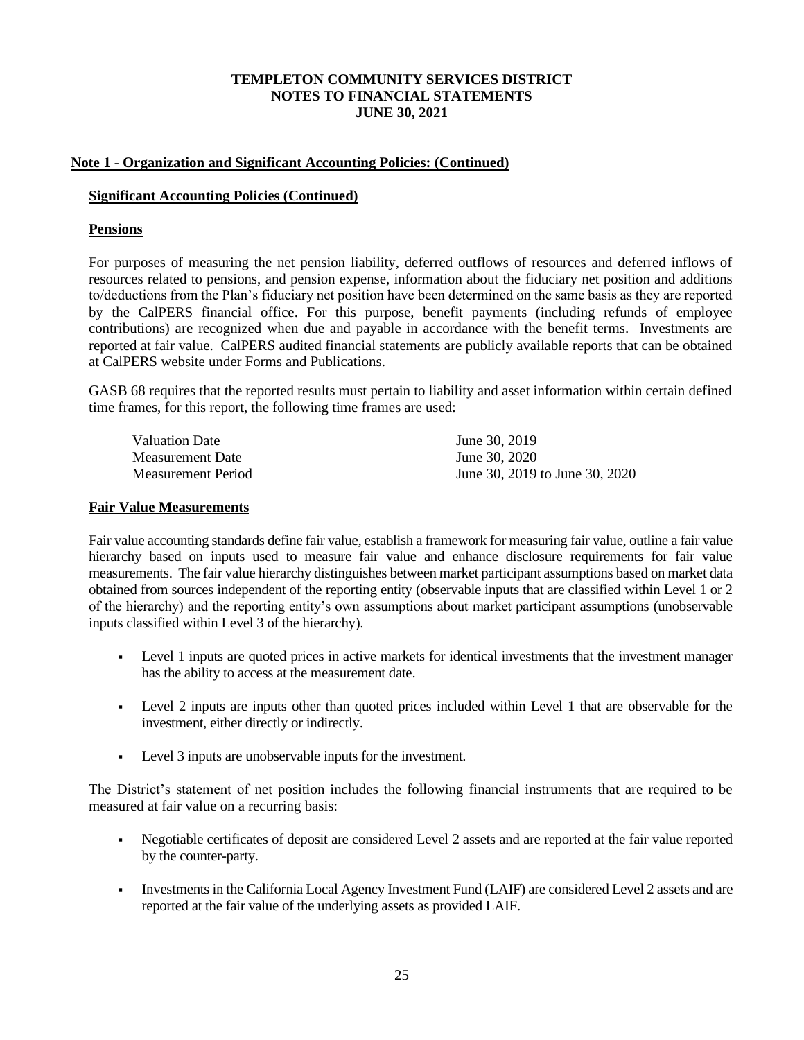# TEMPLETON COMMUNITY SERVICES DISTRICT
## NOTES TO FINANCIAL STATEMENTS
### JUNE 30, 2021

**Note 1 - Organization and Significant Accounting Policies: (Continued)**

**Significant Accounting Policies (Continued)**

**Pensions**

For purposes of measuring the net pension liability, deferred outflows of resources and deferred inflows of resources related to pensions, and pension expense, information about the fiduciary net position and additions to/deductions from the Plan's fiduciary net position have been determined on the same basis as they are reported by the CalPERS financial office. For this purpose, benefit payments (including refunds of employee contributions) are recognized when due and payable in accordance with the benefit terms. Investments are reported at fair value. CalPERS audited financial statements are publicly available reports that can be obtained at CalPERS website under Forms and Publications.

GASB 68 requires that the reported results must pertain to liability and asset information within certain defined time frames, for this report, the following time frames are used:

| | |
|---|---|
| Valuation Date | June 30, 2019 |
| Measurement Date | June 30, 2020 |
| Measurement Period | June 30, 2019 to June 30, 2020 |

**Fair Value Measurements**

Fair value accounting standards define fair value, establish a framework for measuring fair value, outline a fair value hierarchy based on inputs used to measure fair value and enhance disclosure requirements for fair value measurements. The fair value hierarchy distinguishes between market participant assumptions based on market data obtained from sources independent of the reporting entity (observable inputs that are classified within Level 1 or 2 of the hierarchy) and the reporting entity's own assumptions about market participant assumptions (unobservable inputs classified within Level 3 of the hierarchy).

- Level 1 inputs are quoted prices in active markets for identical investments that the investment manager has the ability to access at the measurement date.
- Level 2 inputs are inputs other than quoted prices included within Level 1 that are observable for the investment, either directly or indirectly.
- Level 3 inputs are unobservable inputs for the investment.

The District's statement of net position includes the following financial instruments that are required to be measured at fair value on a recurring basis:

- Negotiable certificates of deposit are considered Level 2 assets and are reported at the fair value reported by the counter-party.
- Investments in the California Local Agency Investment Fund (LAIF) are considered Level 2 assets and are reported at the fair value of the underlying assets as provided LAIF.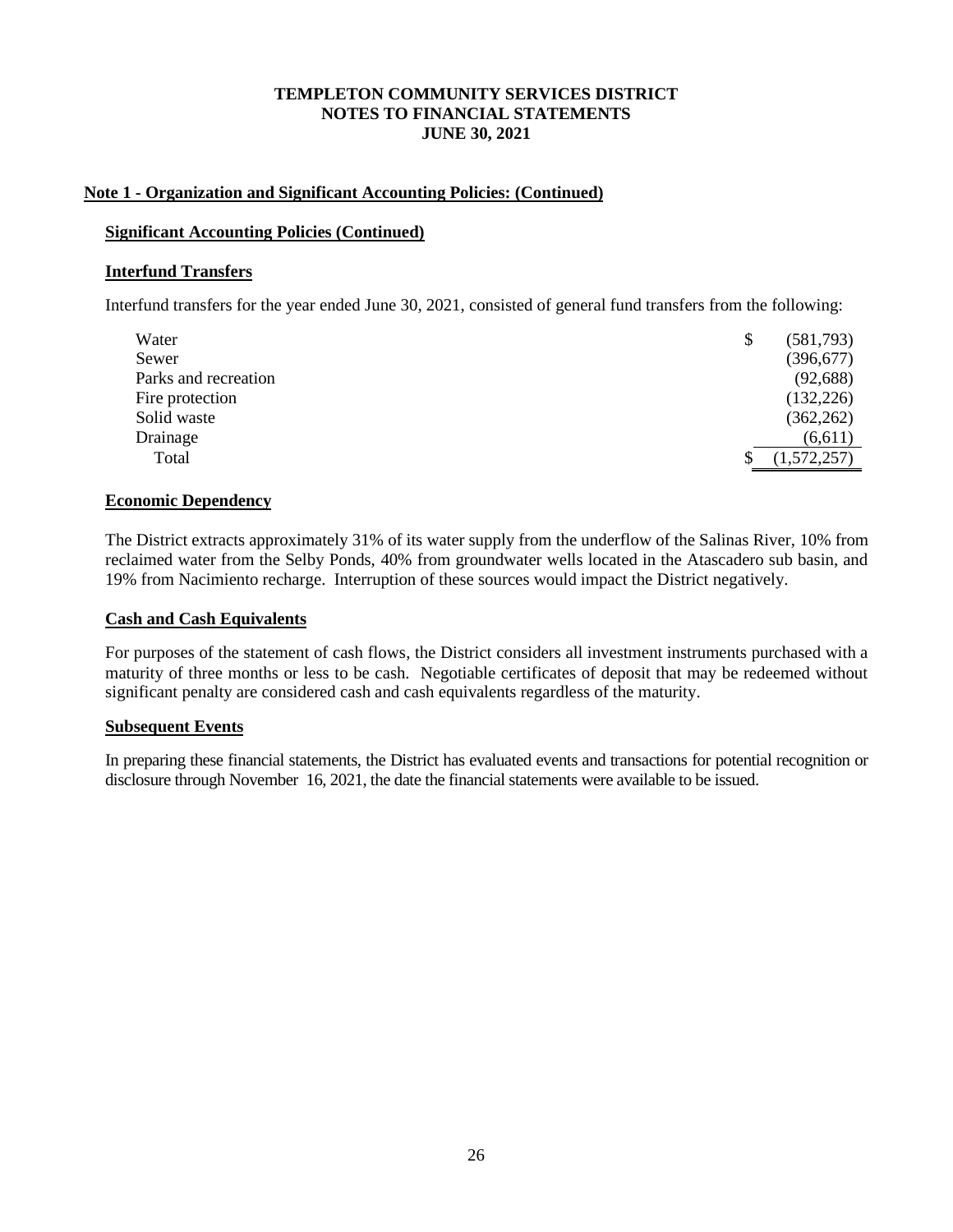**TEMPLETON COMMUNITY SERVICES DISTRICT**
**NOTES TO FINANCIAL STATEMENTS**
**JUNE 30, 2021**

## Note 1 - Organization and Significant Accounting Policies: (Continued)

### Significant Accounting Policies (Continued)

### Interfund Transfers

Interfund transfers for the year ended June 30, 2021, consisted of general fund transfers from the following:

| | |
|---|---|
| Water | $ (581,793) |
| Sewer | (396,677) |
| Parks and recreation | (92,688) |
| Fire protection | (132,226) |
| Solid waste | (362,262) |
| Drainage | (6,611) |
| Total | $ (1,572,257) |

### Economic Dependency

The District extracts approximately 31% of its water supply from the underflow of the Salinas River, 10% from reclaimed water from the Selby Ponds, 40% from groundwater wells located in the Atascadero sub basin, and 19% from Nacimiento recharge. Interruption of these sources would impact the District negatively.

### Cash and Cash Equivalents

For purposes of the statement of cash flows, the District considers all investment instruments purchased with a maturity of three months or less to be cash. Negotiable certificates of deposit that may be redeemed without significant penalty are considered cash and cash equivalents regardless of the maturity.

### Subsequent Events

In preparing these financial statements, the District has evaluated events and transactions for potential recognition or disclosure through November 16, 2021, the date the financial statements were available to be issued.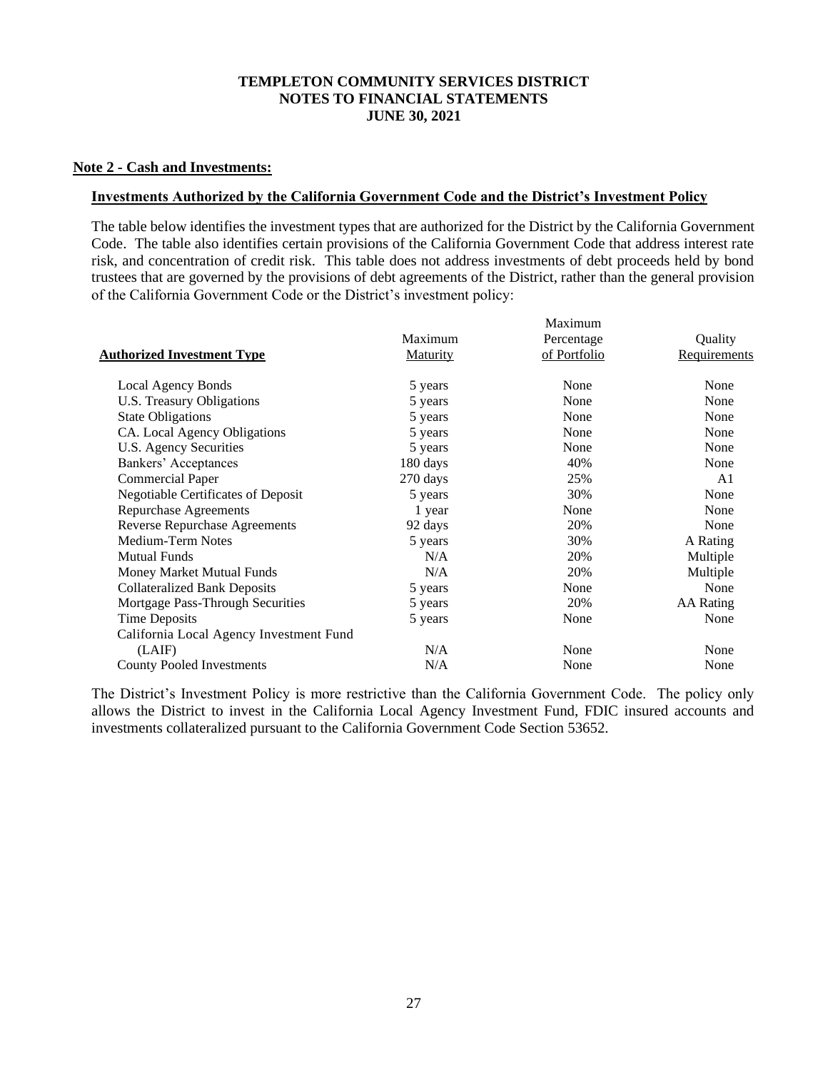**TEMPLETON COMMUNITY SERVICES DISTRICT**
**NOTES TO FINANCIAL STATEMENTS**
**JUNE 30, 2021**

**Note 2 - Cash and Investments:**

**Investments Authorized by the California Government Code and the District's Investment Policy**

The table below identifies the investment types that are authorized for the District by the California Government Code. The table also identifies certain provisions of the California Government Code that address interest rate risk, and concentration of credit risk. This table does not address investments of debt proceeds held by bond trustees that are governed by the provisions of debt agreements of the District, rather than the general provision of the California Government Code or the District's investment policy:

| Authorized Investment Type | Maximum Maturity | Maximum Percentage of Portfolio | Quality Requirements |
|---|---|---|---|
| Local Agency Bonds | 5 years | None | None |
| U.S. Treasury Obligations | 5 years | None | None |
| State Obligations | 5 years | None | None |
| CA. Local Agency Obligations | 5 years | None | None |
| U.S. Agency Securities | 5 years | None | None |
| Bankers' Acceptances | 180 days | 40% | None |
| Commercial Paper | 270 days | 25% | A1 |
| Negotiable Certificates of Deposit | 5 years | 30% | None |
| Repurchase Agreements | 1 year | None | None |
| Reverse Repurchase Agreements | 92 days | 20% | None |
| Medium-Term Notes | 5 years | 30% | A Rating |
| Mutual Funds | N/A | 20% | Multiple |
| Money Market Mutual Funds | N/A | 20% | Multiple |
| Collateralized Bank Deposits | 5 years | None | None |
| Mortgage Pass-Through Securities | 5 years | 20% | AA Rating |
| Time Deposits | 5 years | None | None |
| California Local Agency Investment Fund (LAIF) | N/A | None | None |
| County Pooled Investments | N/A | None | None |

The District's Investment Policy is more restrictive than the California Government Code. The policy only allows the District to invest in the California Local Agency Investment Fund, FDIC insured accounts and investments collateralized pursuant to the California Government Code Section 53652.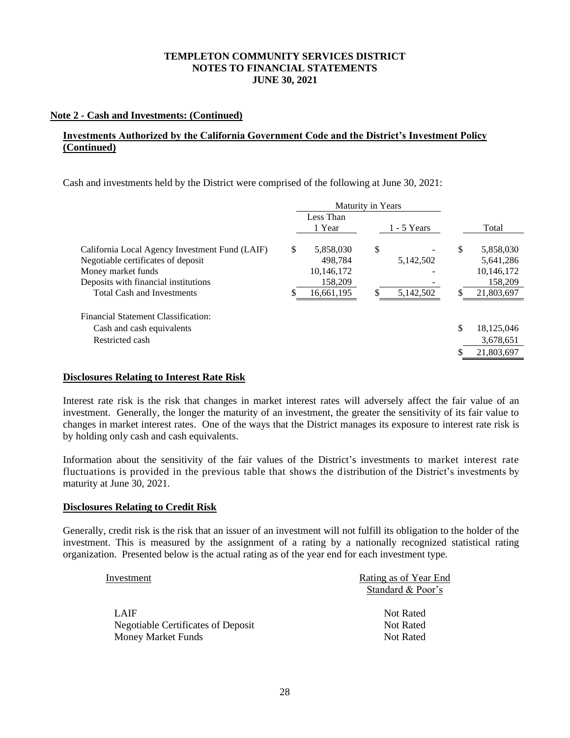## Note 2 - Cash and Investments: (Continued)

### Investments Authorized by the California Government Code and the District's Investment Policy (Continued)

Cash and investments held by the District were comprised of the following at June 30, 2021:

| | Maturity in Years | | |
|---|---|---|---|
| | Less Than 1 Year | 1 - 5 Years | Total |
| California Local Agency Investment Fund (LAIF) | $ 5,858,030 | $ - | $ 5,858,030 |
| Negotiable certificates of deposit | 498,784 | 5,142,502 | 5,641,286 |
| Money market funds | 10,146,172 | - | 10,146,172 |
| Deposits with financial institutions | 158,209 | - | 158,209 |
| Total Cash and Investments | $ 16,661,195 | $ 5,142,502 | $ 21,803,697 |
| Financial Statement Classification: | | | |
| Cash and cash equivalents | | | $ 18,125,046 |
| Restricted cash | | | 3,678,651 |
| | | | $ 21,803,697 |

### Disclosures Relating to Interest Rate Risk

Interest rate risk is the risk that changes in market interest rates will adversely affect the fair value of an investment. Generally, the longer the maturity of an investment, the greater the sensitivity of its fair value to changes in market interest rates. One of the ways that the District manages its exposure to interest rate risk is by holding only cash and cash equivalents.

Information about the sensitivity of the fair values of the District's investments to market interest rate fluctuations is provided in the previous table that shows the distribution of the District's investments by maturity at June 30, 2021.

### Disclosures Relating to Credit Risk

Generally, credit risk is the risk that an issuer of an investment will not fulfill its obligation to the holder of the investment. This is measured by the assignment of a rating by a nationally recognized statistical rating organization. Presented below is the actual rating as of the year end for each investment type.

| Investment | Rating as of Year End Standard & Poor's |
|---|---|
| LAIF | Not Rated |
| Negotiable Certificates of Deposit | Not Rated |
| Money Market Funds | Not Rated |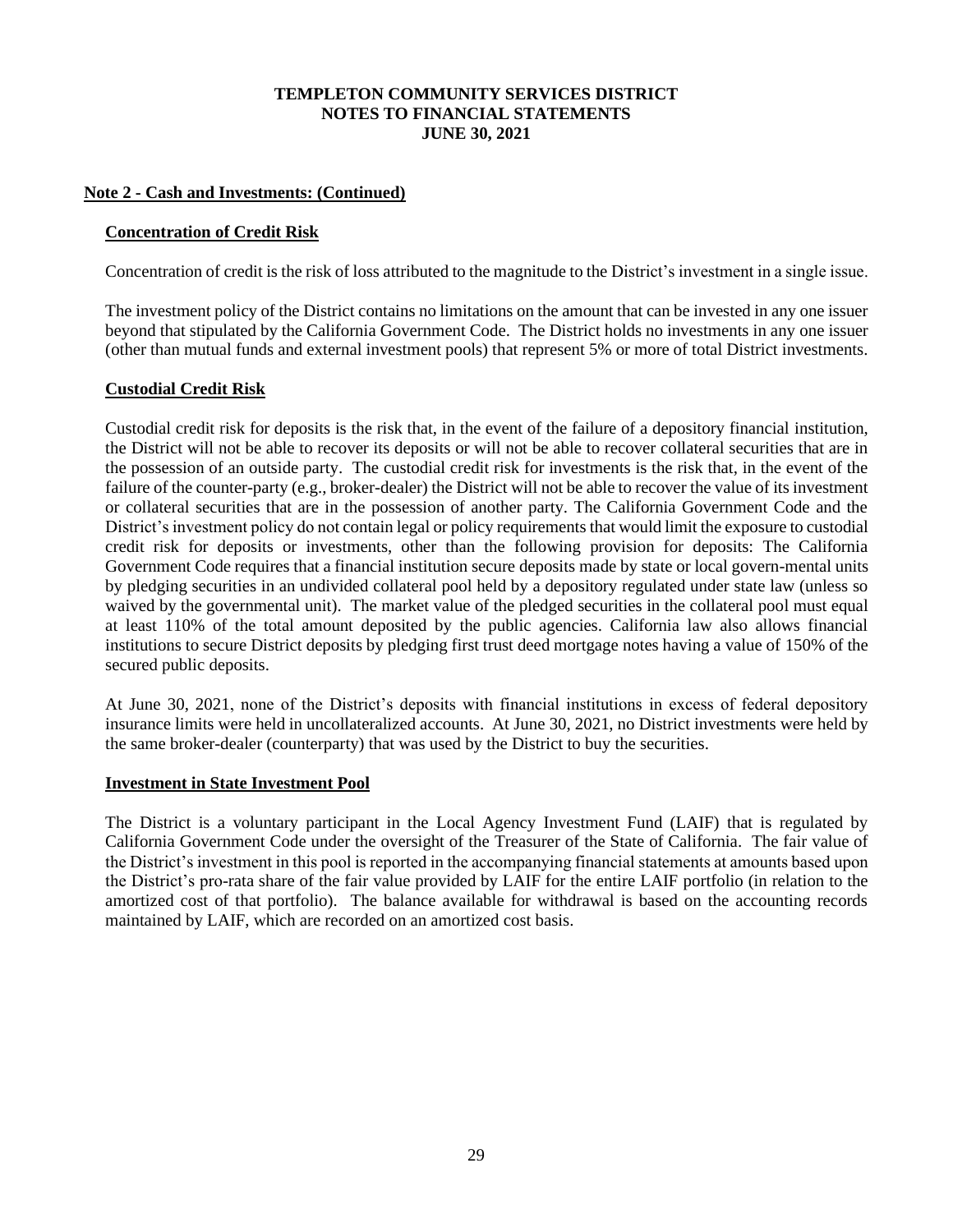## Note 2 - Cash and Investments: (Continued)

### Concentration of Credit Risk

Concentration of credit is the risk of loss attributed to the magnitude to the District's investment in a single issue.

The investment policy of the District contains no limitations on the amount that can be invested in any one issuer beyond that stipulated by the California Government Code. The District holds no investments in any one issuer (other than mutual funds and external investment pools) that represent 5% or more of total District investments.

### Custodial Credit Risk

Custodial credit risk for deposits is the risk that, in the event of the failure of a depository financial institution, the District will not be able to recover its deposits or will not be able to recover collateral securities that are in the possession of an outside party. The custodial credit risk for investments is the risk that, in the event of the failure of the counter-party (e.g., broker-dealer) the District will not be able to recover the value of its investment or collateral securities that are in the possession of another party. The California Government Code and the District's investment policy do not contain legal or policy requirements that would limit the exposure to custodial credit risk for deposits or investments, other than the following provision for deposits: The California Government Code requires that a financial institution secure deposits made by state or local govern-mental units by pledging securities in an undivided collateral pool held by a depository regulated under state law (unless so waived by the governmental unit). The market value of the pledged securities in the collateral pool must equal at least 110% of the total amount deposited by the public agencies. California law also allows financial institutions to secure District deposits by pledging first trust deed mortgage notes having a value of 150% of the secured public deposits.

At June 30, 2021, none of the District's deposits with financial institutions in excess of federal depository insurance limits were held in uncollateralized accounts. At June 30, 2021, no District investments were held by the same broker-dealer (counterparty) that was used by the District to buy the securities.

### Investment in State Investment Pool

The District is a voluntary participant in the Local Agency Investment Fund (LAIF) that is regulated by California Government Code under the oversight of the Treasurer of the State of California. The fair value of the District's investment in this pool is reported in the accompanying financial statements at amounts based upon the District's pro-rata share of the fair value provided by LAIF for the entire LAIF portfolio (in relation to the amortized cost of that portfolio). The balance available for withdrawal is based on the accounting records maintained by LAIF, which are recorded on an amortized cost basis.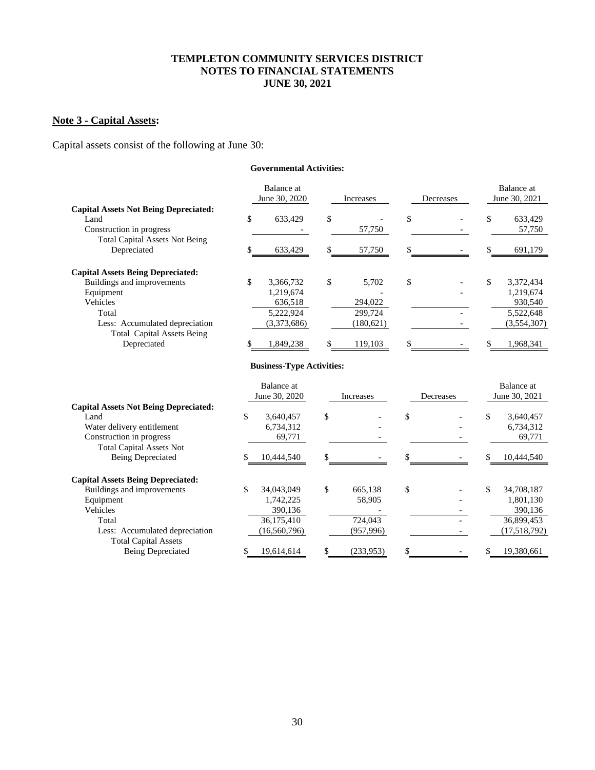# TEMPLETON COMMUNITY SERVICES DISTRICT
# NOTES TO FINANCIAL STATEMENTS
# JUNE 30, 2021

## Note 3 - Capital Assets:

Capital assets consist of the following at June 30:

**Governmental Activities:**

| | Balance at June 30, 2020 | Increases | Decreases | Balance at June 30, 2021 |
|---|---|---|---|---|
| **Capital Assets Not Being Depreciated:** | | | | |
| Land | $ 633,429 | $ - | $ - | $ 633,429 |
| Construction in progress | - | 57,750 | - | 57,750 |
| Total Capital Assets Not Being Depreciated | $ 633,429 | $ 57,750 | $ - | $ 691,179 |
| **Capital Assets Being Depreciated:** | | | | |
| Buildings and improvements | $ 3,366,732 | $ 5,702 | $ - | $ 3,372,434 |
| Equipment | 1,219,674 | - | - | 1,219,674 |
| Vehicles | 636,518 | 294,022 | | 930,540 |
| Total | 5,222,924 | 299,724 | - | 5,522,648 |
| Less: Accumulated depreciation | (3,373,686) | (180,621) | - | (3,554,307) |
| Total Capital Assets Being Depreciated | $ 1,849,238 | $ 119,103 | $ - | $ 1,968,341 |

**Business-Type Activities:**

| | Balance at June 30, 2020 | Increases | Decreases | Balance at June 30, 2021 |
|---|---|---|---|---|
| **Capital Assets Not Being Depreciated:** | | | | |
| Land | $ 3,640,457 | $ - | $ - | $ 3,640,457 |
| Water delivery entitlement | 6,734,312 | - | - | 6,734,312 |
| Construction in progress | 69,771 | - | - | 69,771 |
| Total Capital Assets Not Being Depreciated | $ 10,444,540 | $ - | $ - | $ 10,444,540 |
| **Capital Assets Being Depreciated:** | | | | |
| Buildings and improvements | $ 34,043,049 | $ 665,138 | $ - | $ 34,708,187 |
| Equipment | 1,742,225 | 58,905 | - | 1,801,130 |
| Vehicles | 390,136 | - | - | 390,136 |
| Total | 36,175,410 | 724,043 | - | 36,899,453 |
| Less: Accumulated depreciation | (16,560,796) | (957,996) | - | (17,518,792) |
| Total Capital Assets Being Depreciated | $ 19,614,614 | $ (233,953) | $ - | $ 19,380,661 |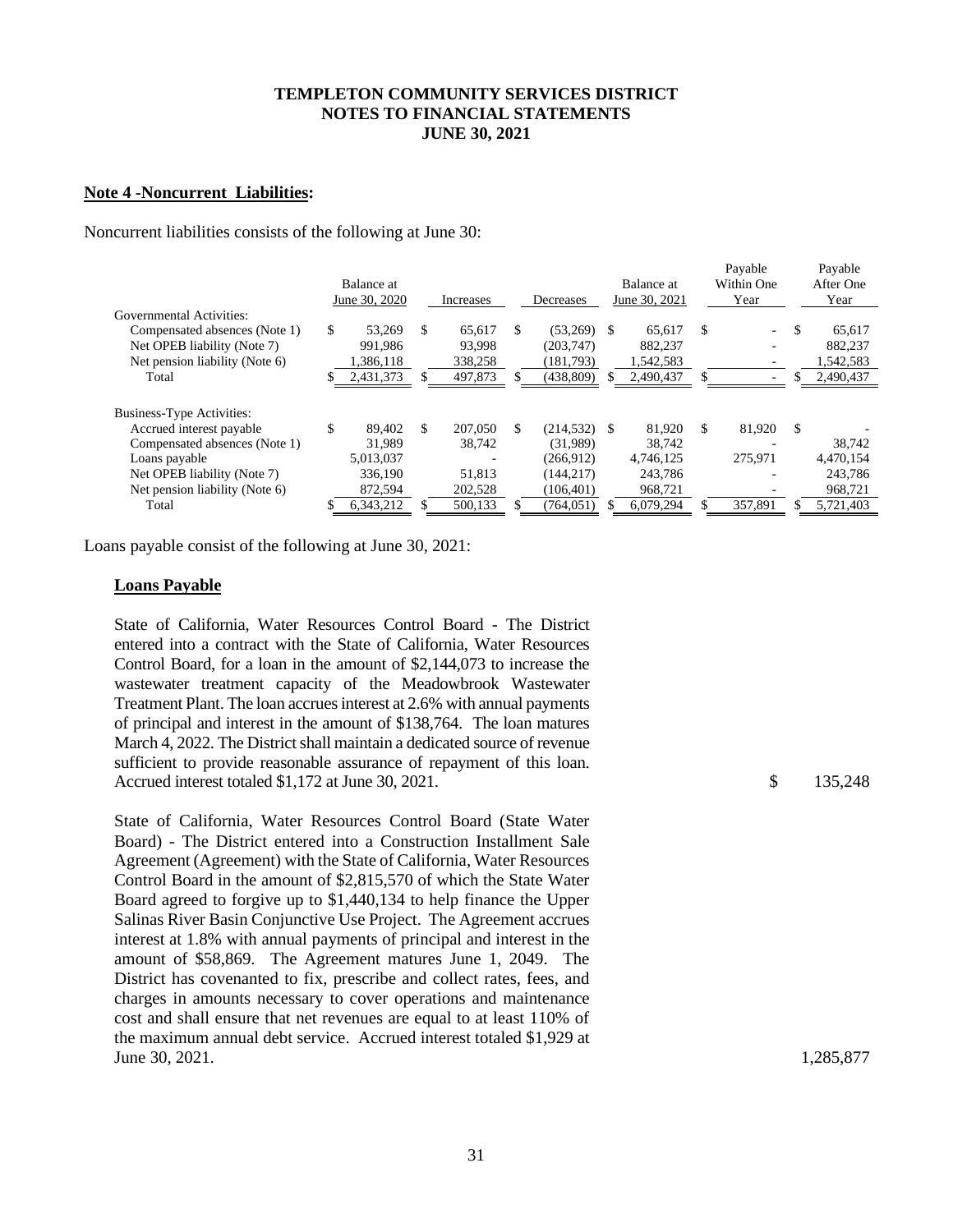# TEMPLETON COMMUNITY SERVICES DISTRICT
## NOTES TO FINANCIAL STATEMENTS
## JUNE 30, 2021

**Note 4 -Noncurrent Liabilities:**

Noncurrent liabilities consists of the following at June 30:

| | Balance at June 30, 2020 | Increases | Decreases | Balance at June 30, 2021 | Payable Within One Year | Payable After One Year |
|---|---|---|---|---|---|---|
| Governmental Activities: | | | | | | |
| Compensated absences (Note 1) | $ 53,269 | $ 65,617 | $ (53,269) | $ 65,617 | $ - | $ 65,617 |
| Net OPEB liability (Note 7) | 991,986 | 93,998 | (203,747) | 882,237 | - | 882,237 |
| Net pension liability (Note 6) | 1,386,118 | 338,258 | (181,793) | 1,542,583 | - | 1,542,583 |
| Total | $ 2,431,373 | $ 497,873 | $ (438,809) | $ 2,490,437 | $ - | $ 2,490,437 |
| Business-Type Activities: | | | | | | |
| Accrued interest payable | $ 89,402 | $ 207,050 | $ (214,532) | $ 81,920 | $ 81,920 | $ - |
| Compensated absences (Note 1) | 31,989 | 38,742 | (31,989) | 38,742 | - | 38,742 |
| Loans payable | 5,013,037 | - | (266,912) | 4,746,125 | 275,971 | 4,470,154 |
| Net OPEB liability (Note 7) | 336,190 | 51,813 | (144,217) | 243,786 | - | 243,786 |
| Net pension liability (Note 6) | 872,594 | 202,528 | (106,401) | 968,721 | - | 968,721 |
| Total | $ 6,343,212 | $ 500,133 | $ (764,051) | $ 6,079,294 | $ 357,891 | $ 5,721,403 |

Loans payable consist of the following at June 30, 2021:

**Loans Payable**

| | |
|---|---|
| State of California, Water Resources Control Board - The District entered into a contract with the State of California, Water Resources Control Board, for a loan in the amount of $2,144,073 to increase the wastewater treatment capacity of the Meadowbrook Wastewater Treatment Plant. The loan accrues interest at 2.6% with annual payments of principal and interest in the amount of $138,764. The loan matures March 4, 2022. The District shall maintain a dedicated source of revenue sufficient to provide reasonable assurance of repayment of this loan. Accrued interest totaled $1,172 at June 30, 2021. | $ 135,248 |
| State of California, Water Resources Control Board (State Water Board) - The District entered into a Construction Installment Sale Agreement (Agreement) with the State of California, Water Resources Control Board in the amount of $2,815,570 of which the State Water Board agreed to forgive up to $1,440,134 to help finance the Upper Salinas River Basin Conjunctive Use Project. The Agreement accrues interest at 1.8% with annual payments of principal and interest in the amount of $58,869. The Agreement matures June 1, 2049. The District has covenanted to fix, prescribe and collect rates, fees, and charges in amounts necessary to cover operations and maintenance cost and shall ensure that net revenues are equal to at least 110% of the maximum annual debt service. Accrued interest totaled $1,929 at June 30, 2021. | 1,285,877 |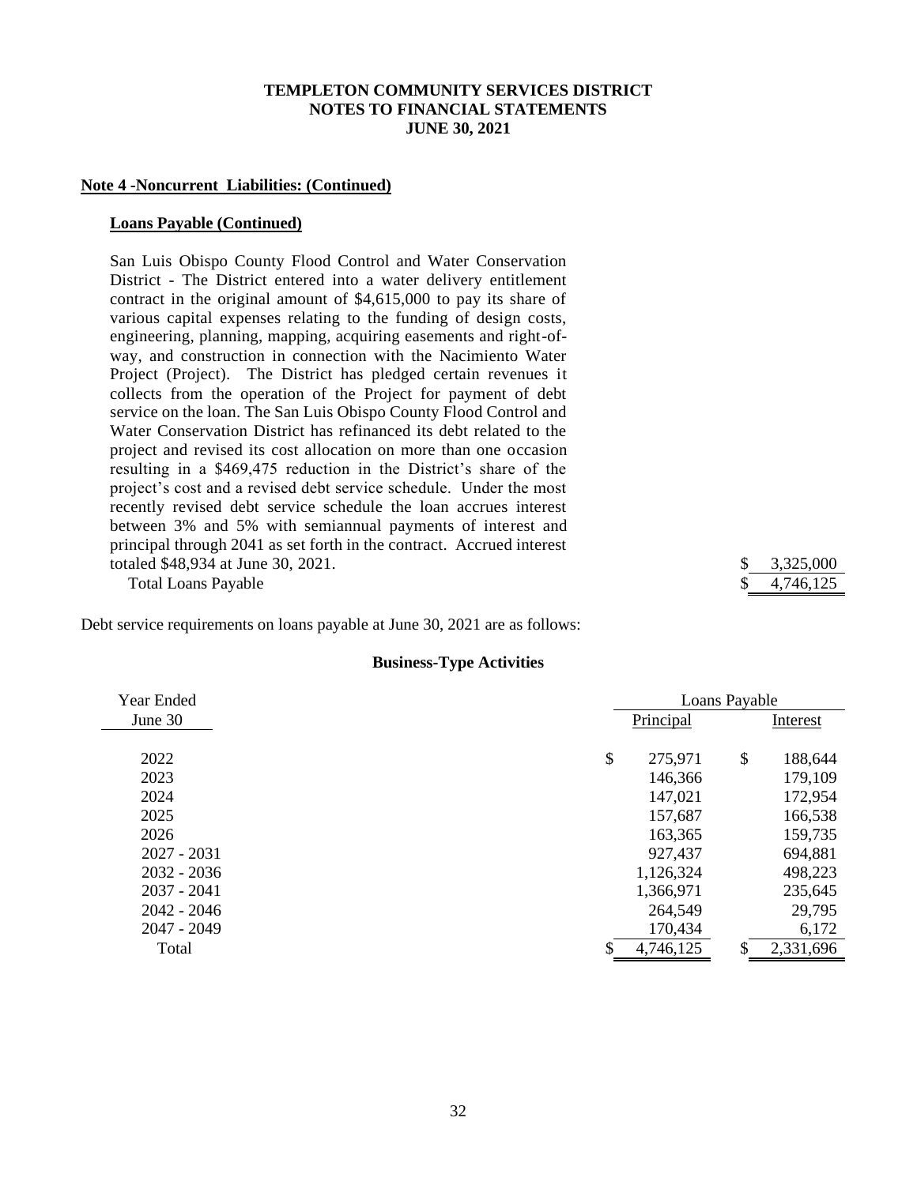**TEMPLETON COMMUNITY SERVICES DISTRICT**
**NOTES TO FINANCIAL STATEMENTS**
**JUNE 30, 2021**

**Note 4 -Noncurrent Liabilities: (Continued)**

**Loans Payable (Continued)**

| | |
|---|---|
| San Luis Obispo County Flood Control and Water Conservation District - The District entered into a water delivery entitlement contract in the original amount of $4,615,000 to pay its share of various capital expenses relating to the funding of design costs, engineering, planning, mapping, acquiring easements and right-of-way, and construction in connection with the Nacimiento Water Project (Project). The District has pledged certain revenues it collects from the operation of the Project for payment of debt service on the loan. The San Luis Obispo County Flood Control and Water Conservation District has refinanced its debt related to the project and revised its cost allocation on more than one occasion resulting in a $469,475 reduction in the District's share of the project's cost and a revised debt service schedule. Under the most recently revised debt service schedule the loan accrues interest between 3% and 5% with semiannual payments of interest and principal through 2041 as set forth in the contract. Accrued interest totaled $48,934 at June 30, 2021. | $ 3,325,000 |
| Total Loans Payable | $ 4,746,125 |

Debt service requirements on loans payable at June 30, 2021 are as follows:

**Business-Type Activities**

| Year Ended | Loans Payable | |
|---|---|---|
| June 30 | Principal | Interest |
| 2022 | $ 275,971 | $ 188,644 |
| 2023 | 146,366 | 179,109 |
| 2024 | 147,021 | 172,954 |
| 2025 | 157,687 | 166,538 |
| 2026 | 163,365 | 159,735 |
| 2027 - 2031 | 927,437 | 694,881 |
| 2032 - 2036 | 1,126,324 | 498,223 |
| 2037 - 2041 | 1,366,971 | 235,645 |
| 2042 - 2046 | 264,549 | 29,795 |
| 2047 - 2049 | 170,434 | 6,172 |
| Total | $ 4,746,125 | $ 2,331,696 |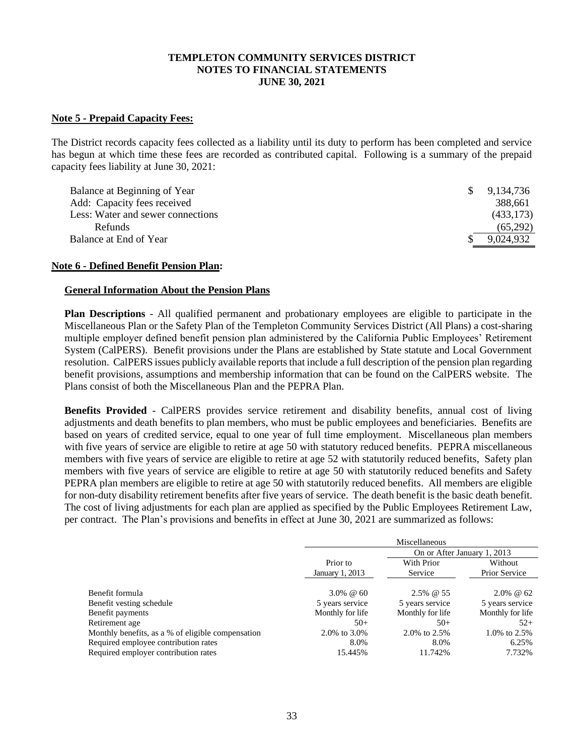**TEMPLETON COMMUNITY SERVICES DISTRICT**
**NOTES TO FINANCIAL STATEMENTS**
**JUNE 30, 2021**

## Note 5 - Prepaid Capacity Fees:

The District records capacity fees collected as a liability until its duty to perform has been completed and service has begun at which time these fees are recorded as contributed capital. Following is a summary of the prepaid capacity fees liability at June 30, 2021:

| | |
|---|---|
| Balance at Beginning of Year | $ 9,134,736 |
| Add: Capacity fees received | 388,661 |
| Less: Water and sewer connections | (433,173) |
| Refunds | (65,292) |
| Balance at End of Year | $ 9,024,932 |

## Note 6 - Defined Benefit Pension Plan:

### General Information About the Pension Plans

**Plan Descriptions** - All qualified permanent and probationary employees are eligible to participate in the Miscellaneous Plan or the Safety Plan of the Templeton Community Services District (All Plans) a cost-sharing multiple employer defined benefit pension plan administered by the California Public Employees' Retirement System (CalPERS). Benefit provisions under the Plans are established by State statute and Local Government resolution. CalPERS issues publicly available reports that include a full description of the pension plan regarding benefit provisions, assumptions and membership information that can be found on the CalPERS website. The Plans consist of both the Miscellaneous Plan and the PEPRA Plan.

**Benefits Provided** - CalPERS provides service retirement and disability benefits, annual cost of living adjustments and death benefits to plan members, who must be public employees and beneficiaries. Benefits are based on years of credited service, equal to one year of full time employment. Miscellaneous plan members with five years of service are eligible to retire at age 50 with statutory reduced benefits. PEPRA miscellaneous members with five years of service are eligible to retire at age 52 with statutorily reduced benefits, Safety plan members with five years of service are eligible to retire at age 50 with statutorily reduced benefits and Safety PEPRA plan members are eligible to retire at age 50 with statutorily reduced benefits. All members are eligible for non-duty disability retirement benefits after five years of service. The death benefit is the basic death benefit. The cost of living adjustments for each plan are applied as specified by the Public Employees Retirement Law, per contract. The Plan's provisions and benefits in effect at June 30, 2021 are summarized as follows:

| | Miscellaneous | | |
|---|---|---|---|
| | | On or After January 1, 2013 | |
| | Prior to January 1, 2013 | With Prior Service | Without Prior Service |
| Benefit formula | 3.0% @ 60 | 2.5% @ 55 | 2.0% @ 62 |
| Benefit vesting schedule | 5 years service | 5 years service | 5 years service |
| Benefit payments | Monthly for life | Monthly for life | Monthly for life |
| Retirement age | 50+ | 50+ | 52+ |
| Monthly benefits, as a % of eligible compensation | 2.0% to 3.0% | 2.0% to 2.5% | 1.0% to 2.5% |
| Required employee contribution rates | 8.0% | 8.0% | 6.25% |
| Required employer contribution rates | 15.445% | 11.742% | 7.732% |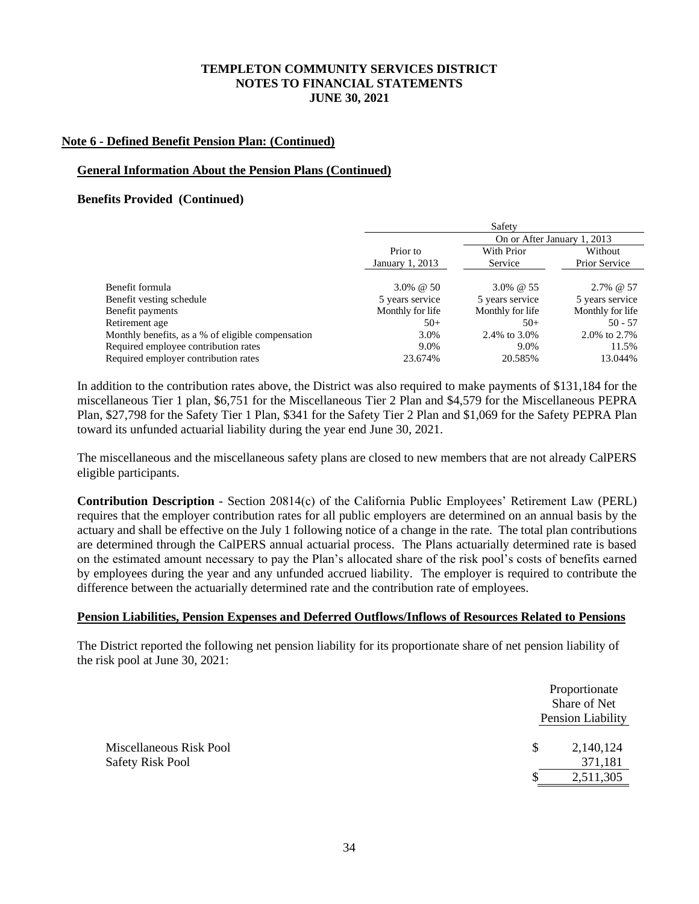### Note 6 - Defined Benefit Pension Plan: (Continued)

#### General Information About the Pension Plans (Continued)

**Benefits Provided (Continued)**

| | Safety | | |
|---|---|---|---|
| | | On or After January 1, 2013 | |
| | Prior to January 1, 2013 | With Prior Service | Without Prior Service |
| Benefit formula | 3.0% @ 50 | 3.0% @ 55 | 2.7% @ 57 |
| Benefit vesting schedule | 5 years service | 5 years service | 5 years service |
| Benefit payments | Monthly for life | Monthly for life | Monthly for life |
| Retirement age | 50+ | 50+ | 50 - 57 |
| Monthly benefits, as a % of eligible compensation | 3.0% | 2.4% to 3.0% | 2.0% to 2.7% |
| Required employee contribution rates | 9.0% | 9.0% | 11.5% |
| Required employer contribution rates | 23.674% | 20.585% | 13.044% |

In addition to the contribution rates above, the District was also required to make payments of $131,184 for the miscellaneous Tier 1 plan, $6,751 for the Miscellaneous Tier 2 Plan and $4,579 for the Miscellaneous PEPRA Plan, $27,798 for the Safety Tier 1 Plan, $341 for the Safety Tier 2 Plan and $1,069 for the Safety PEPRA Plan toward its unfunded actuarial liability during the year end June 30, 2021.

The miscellaneous and the miscellaneous safety plans are closed to new members that are not already CalPERS eligible participants.

**Contribution Description** - Section 20814(c) of the California Public Employees' Retirement Law (PERL) requires that the employer contribution rates for all public employers are determined on an annual basis by the actuary and shall be effective on the July 1 following notice of a change in the rate. The total plan contributions are determined through the CalPERS annual actuarial process. The Plans actuarially determined rate is based on the estimated amount necessary to pay the Plan's allocated share of the risk pool's costs of benefits earned by employees during the year and any unfunded accrued liability. The employer is required to contribute the difference between the actuarially determined rate and the contribution rate of employees.

#### Pension Liabilities, Pension Expenses and Deferred Outflows/Inflows of Resources Related to Pensions

The District reported the following net pension liability for its proportionate share of net pension liability of the risk pool at June 30, 2021:

| | Proportionate Share of Net Pension Liability |
|---|---|
| Miscellaneous Risk Pool | $ 2,140,124 |
| Safety Risk Pool | 371,181 |
| | $ 2,511,305 |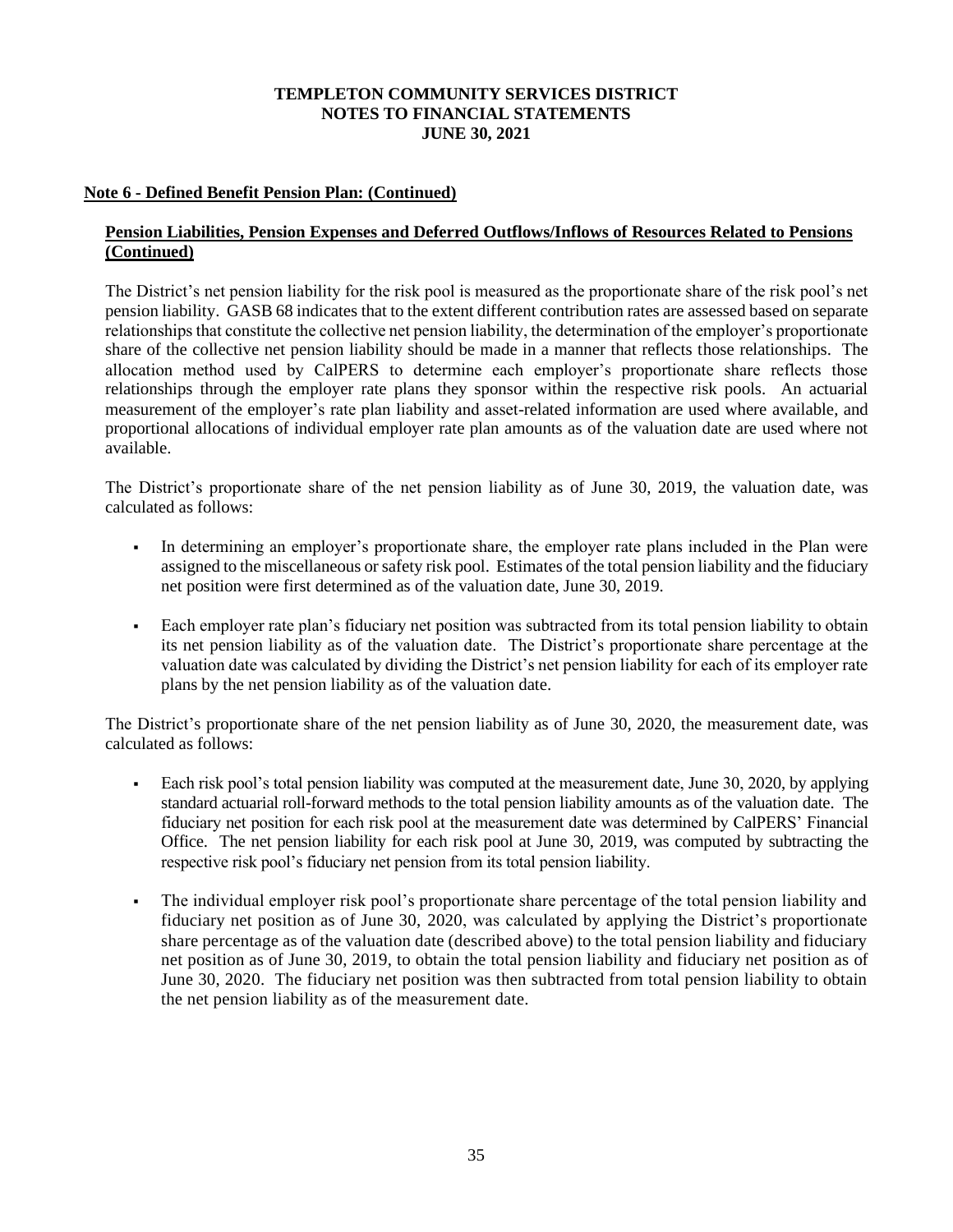## Note 6 - Defined Benefit Pension Plan: (Continued)

### Pension Liabilities, Pension Expenses and Deferred Outflows/Inflows of Resources Related to Pensions (Continued)

The District's net pension liability for the risk pool is measured as the proportionate share of the risk pool's net pension liability. GASB 68 indicates that to the extent different contribution rates are assessed based on separate relationships that constitute the collective net pension liability, the determination of the employer's proportionate share of the collective net pension liability should be made in a manner that reflects those relationships. The allocation method used by CalPERS to determine each employer's proportionate share reflects those relationships through the employer rate plans they sponsor within the respective risk pools. An actuarial measurement of the employer's rate plan liability and asset-related information are used where available, and proportional allocations of individual employer rate plan amounts as of the valuation date are used where not available.

The District's proportionate share of the net pension liability as of June 30, 2019, the valuation date, was calculated as follows:

- In determining an employer's proportionate share, the employer rate plans included in the Plan were assigned to the miscellaneous or safety risk pool. Estimates of the total pension liability and the fiduciary net position were first determined as of the valuation date, June 30, 2019.
- Each employer rate plan's fiduciary net position was subtracted from its total pension liability to obtain its net pension liability as of the valuation date. The District's proportionate share percentage at the valuation date was calculated by dividing the District's net pension liability for each of its employer rate plans by the net pension liability as of the valuation date.

The District's proportionate share of the net pension liability as of June 30, 2020, the measurement date, was calculated as follows:

- Each risk pool's total pension liability was computed at the measurement date, June 30, 2020, by applying standard actuarial roll-forward methods to the total pension liability amounts as of the valuation date. The fiduciary net position for each risk pool at the measurement date was determined by CalPERS' Financial Office. The net pension liability for each risk pool at June 30, 2019, was computed by subtracting the respective risk pool's fiduciary net pension from its total pension liability.
- The individual employer risk pool's proportionate share percentage of the total pension liability and fiduciary net position as of June 30, 2020, was calculated by applying the District's proportionate share percentage as of the valuation date (described above) to the total pension liability and fiduciary net position as of June 30, 2019, to obtain the total pension liability and fiduciary net position as of June 30, 2020. The fiduciary net position was then subtracted from total pension liability to obtain the net pension liability as of the measurement date.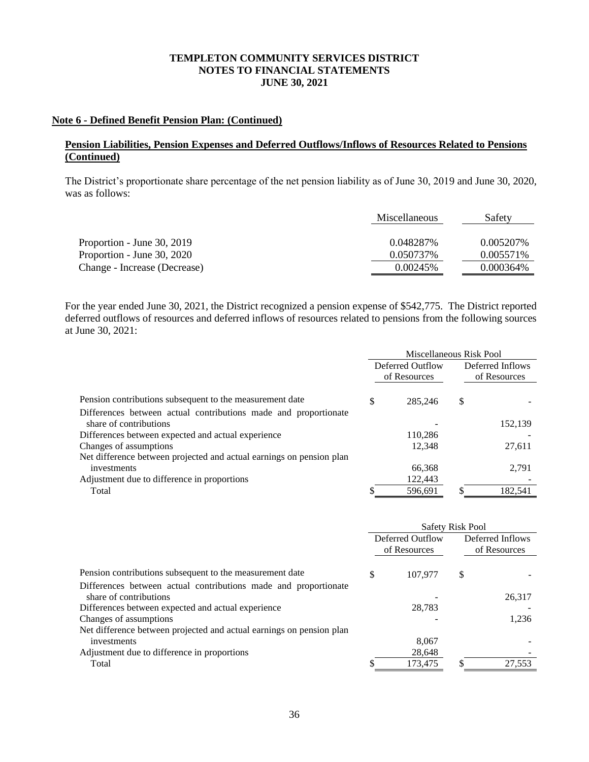# TEMPLETON COMMUNITY SERVICES DISTRICT
# NOTES TO FINANCIAL STATEMENTS
# JUNE 30, 2021

## Note 6 - Defined Benefit Pension Plan: (Continued)

### Pension Liabilities, Pension Expenses and Deferred Outflows/Inflows of Resources Related to Pensions (Continued)

The District's proportionate share percentage of the net pension liability as of June 30, 2019 and June 30, 2020, was as follows:

| | Miscellaneous | Safety |
|---|---|---|
| Proportion - June 30, 2019 | 0.048287% | 0.005207% |
| Proportion - June 30, 2020 | 0.050737% | 0.005571% |
| Change - Increase (Decrease) | 0.00245% | 0.000364% |

For the year ended June 30, 2021, the District recognized a pension expense of $542,775. The District reported deferred outflows of resources and deferred inflows of resources related to pensions from the following sources at June 30, 2021:

| | Miscellaneous Risk Pool | |
|---|---|---|
| | Deferred Outflow of Resources | Deferred Inflows of Resources |
| Pension contributions subsequent to the measurement date | $ 285,246 | $ - |
| Differences between actual contributions made and proportionate share of contributions | - | 152,139 |
| Differences between expected and actual experience | 110,286 | - |
| Changes of assumptions | 12,348 | 27,611 |
| Net difference between projected and actual earnings on pension plan investments | 66,368 | 2,791 |
| Adjustment due to difference in proportions | 122,443 | - |
| Total | $ 596,691 | $ 182,541 |

| | Safety Risk Pool | |
|---|---|---|
| | Deferred Outflow of Resources | Deferred Inflows of Resources |
| Pension contributions subsequent to the measurement date | $ 107,977 | $ - |
| Differences between actual contributions made and proportionate share of contributions | - | 26,317 |
| Differences between expected and actual experience | 28,783 | - |
| Changes of assumptions | - | 1,236 |
| Net difference between projected and actual earnings on pension plan investments | 8,067 | - |
| Adjustment due to difference in proportions | 28,648 | - |
| Total | $ 173,475 | $ 27,553 |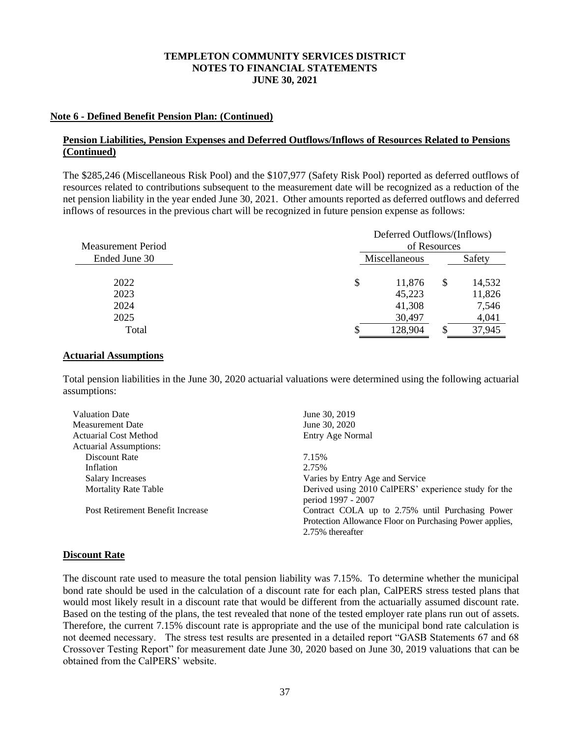# TEMPLETON COMMUNITY SERVICES DISTRICT
# NOTES TO FINANCIAL STATEMENTS
# JUNE 30, 2021

## Note 6 - Defined Benefit Pension Plan: (Continued)

### Pension Liabilities, Pension Expenses and Deferred Outflows/Inflows of Resources Related to Pensions (Continued)

The $285,246 (Miscellaneous Risk Pool) and the $107,977 (Safety Risk Pool) reported as deferred outflows of resources related to contributions subsequent to the measurement date will be recognized as a reduction of the net pension liability in the year ended June 30, 2021. Other amounts reported as deferred outflows and deferred inflows of resources in the previous chart will be recognized in future pension expense as follows:

| Measurement Period Ended June 30 | Deferred Outflows/(Inflows) of Resources | |
|---|---|---|
| | Miscellaneous | Safety |
| 2022 | $ 11,876 | $ 14,532 |
| 2023 | 45,223 | 11,826 |
| 2024 | 41,308 | 7,546 |
| 2025 | 30,497 | 4,041 |
| Total | $ 128,904 | $ 37,945 |

### Actuarial Assumptions

Total pension liabilities in the June 30, 2020 actuarial valuations were determined using the following actuarial assumptions:

| | |
|---|---|
| Valuation Date | June 30, 2019 |
| Measurement Date | June 30, 2020 |
| Actuarial Cost Method | Entry Age Normal |
| Actuarial Assumptions: | |
| Discount Rate | 7.15% |
| Inflation | 2.75% |
| Salary Increases | Varies by Entry Age and Service |
| Mortality Rate Table | Derived using 2010 CalPERS' experience study for the period 1997 - 2007 |
| Post Retirement Benefit Increase | Contract COLA up to 2.75% until Purchasing Power Protection Allowance Floor on Purchasing Power applies, 2.75% thereafter |

### Discount Rate

The discount rate used to measure the total pension liability was 7.15%. To determine whether the municipal bond rate should be used in the calculation of a discount rate for each plan, CalPERS stress tested plans that would most likely result in a discount rate that would be different from the actuarially assumed discount rate. Based on the testing of the plans, the test revealed that none of the tested employer rate plans run out of assets. Therefore, the current 7.15% discount rate is appropriate and the use of the municipal bond rate calculation is not deemed necessary. The stress test results are presented in a detailed report "GASB Statements 67 and 68 Crossover Testing Report" for measurement date June 30, 2020 based on June 30, 2019 valuations that can be obtained from the CalPERS' website.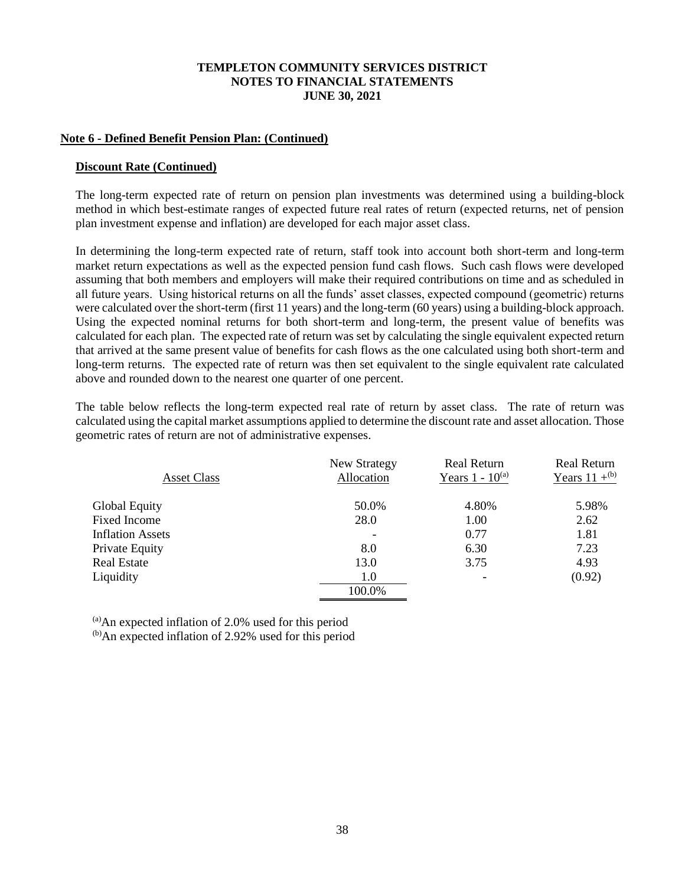**TEMPLETON COMMUNITY SERVICES DISTRICT**
**NOTES TO FINANCIAL STATEMENTS**
**JUNE 30, 2021**

## Note 6 - Defined Benefit Pension Plan: (Continued)

### Discount Rate (Continued)

The long-term expected rate of return on pension plan investments was determined using a building-block method in which best-estimate ranges of expected future real rates of return (expected returns, net of pension plan investment expense and inflation) are developed for each major asset class.

In determining the long-term expected rate of return, staff took into account both short-term and long-term market return expectations as well as the expected pension fund cash flows. Such cash flows were developed assuming that both members and employers will make their required contributions on time and as scheduled in all future years. Using historical returns on all the funds' asset classes, expected compound (geometric) returns were calculated over the short-term (first 11 years) and the long-term (60 years) using a building-block approach. Using the expected nominal returns for both short-term and long-term, the present value of benefits was calculated for each plan. The expected rate of return was set by calculating the single equivalent expected return that arrived at the same present value of benefits for cash flows as the one calculated using both short-term and long-term returns. The expected rate of return was then set equivalent to the single equivalent rate calculated above and rounded down to the nearest one quarter of one percent.

The table below reflects the long-term expected real rate of return by asset class. The rate of return was calculated using the capital market assumptions applied to determine the discount rate and asset allocation. Those geometric rates of return are not of administrative expenses.

| Asset Class | New Strategy Allocation | Real Return Years 1 - 10[a] | Real Return Years 11 +[b] |
|---|---|---|---|
| Global Equity | 50.0% | 4.80% | 5.98% |
| Fixed Income | 28.0 | 1.00 | 2.62 |
| Inflation Assets | - | 0.77 | 1.81 |
| Private Equity | 8.0 | 6.30 | 7.23 |
| Real Estate | 13.0 | 3.75 | 4.93 |
| Liquidity | 1.0 | - | (0.92) |
| | 100.0% | | |

[a] An expected inflation of 2.0% used for this period
[b] An expected inflation of 2.92% used for this period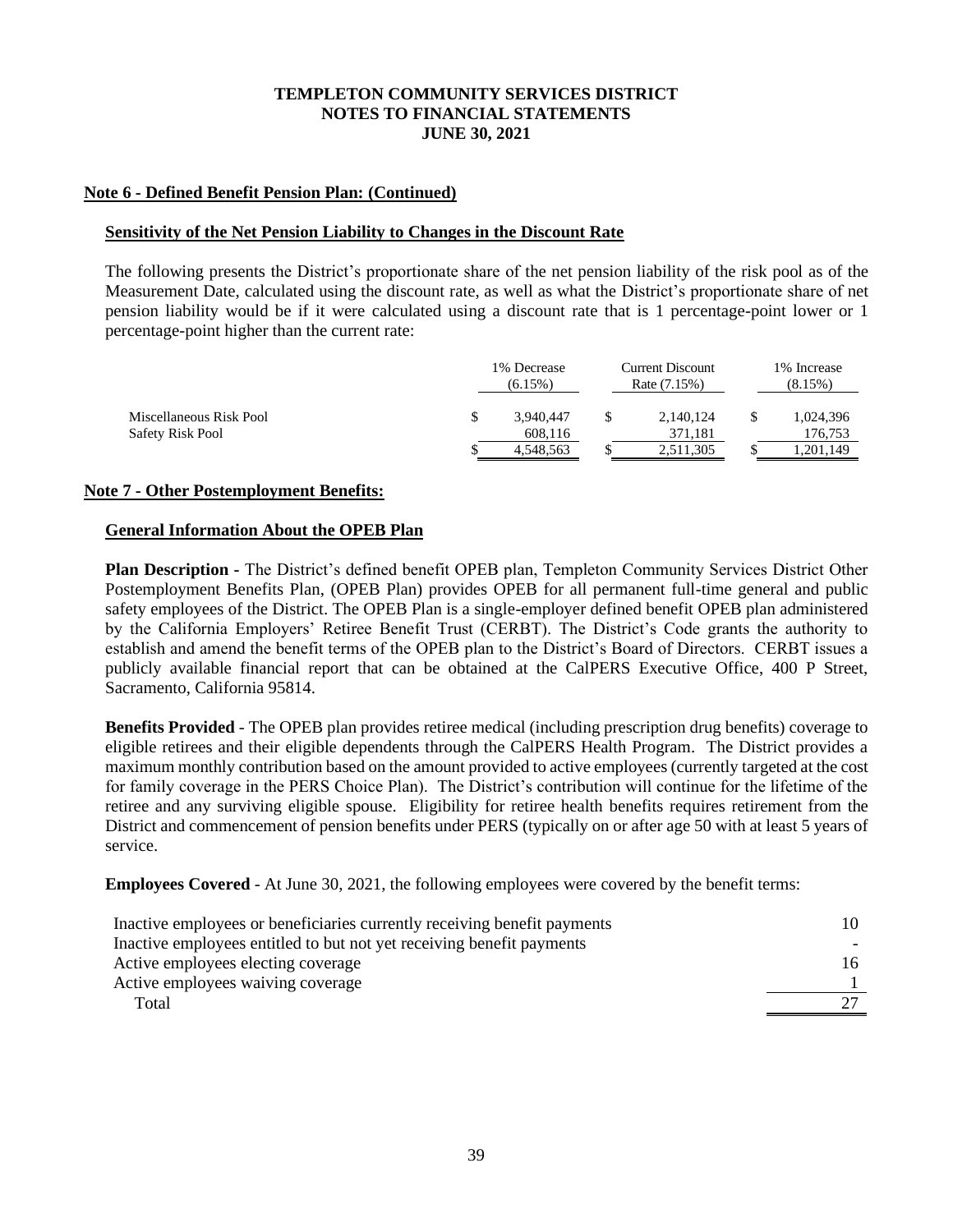## Note 6 - Defined Benefit Pension Plan: (Continued)

### Sensitivity of the Net Pension Liability to Changes in the Discount Rate

The following presents the District's proportionate share of the net pension liability of the risk pool as of the Measurement Date, calculated using the discount rate, as well as what the District's proportionate share of net pension liability would be if it were calculated using a discount rate that is 1 percentage-point lower or 1 percentage-point higher than the current rate:

| | 1% Decrease (6.15%) | Current Discount Rate (7.15%) | 1% Increase (8.15%) |
|---|---|---|---|
| Miscellaneous Risk Pool | $ 3,940,447 | $ 2,140,124 | $ 1,024,396 |
| Safety Risk Pool | 608,116 | 371,181 | 176,753 |
| | $ 4,548,563 | $ 2,511,305 | $ 1,201,149 |

## Note 7 - Other Postemployment Benefits:

### General Information About the OPEB Plan

**Plan Description** - The District's defined benefit OPEB plan, Templeton Community Services District Other Postemployment Benefits Plan, (OPEB Plan) provides OPEB for all permanent full-time general and public safety employees of the District. The OPEB Plan is a single-employer defined benefit OPEB plan administered by the California Employers' Retiree Benefit Trust (CERBT). The District's Code grants the authority to establish and amend the benefit terms of the OPEB plan to the District's Board of Directors. CERBT issues a publicly available financial report that can be obtained at the CalPERS Executive Office, 400 P Street, Sacramento, California 95814.

**Benefits Provided** - The OPEB plan provides retiree medical (including prescription drug benefits) coverage to eligible retirees and their eligible dependents through the CalPERS Health Program. The District provides a maximum monthly contribution based on the amount provided to active employees (currently targeted at the cost for family coverage in the PERS Choice Plan). The District's contribution will continue for the lifetime of the retiree and any surviving eligible spouse. Eligibility for retiree health benefits requires retirement from the District and commencement of pension benefits under PERS (typically on or after age 50 with at least 5 years of service.

**Employees Covered** - At June 30, 2021, the following employees were covered by the benefit terms:

| | |
|---|---|
| Inactive employees or beneficiaries currently receiving benefit payments | 10 |
| Inactive employees entitled to but not yet receiving benefit payments | - |
| Active employees electing coverage | 16 |
| Active employees waiving coverage | 1 |
| Total | 27 |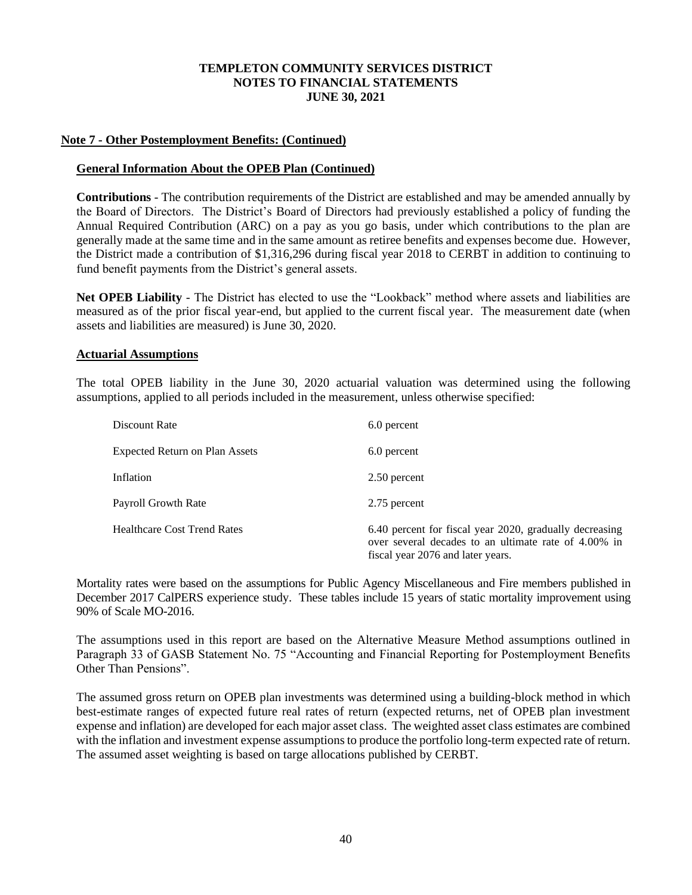# TEMPLETON COMMUNITY SERVICES DISTRICT
# NOTES TO FINANCIAL STATEMENTS
# JUNE 30, 2021

## Note 7 - Other Postemployment Benefits: (Continued)

### General Information About the OPEB Plan (Continued)

**Contributions** - The contribution requirements of the District are established and may be amended annually by the Board of Directors. The District's Board of Directors had previously established a policy of funding the Annual Required Contribution (ARC) on a pay as you go basis, under which contributions to the plan are generally made at the same time and in the same amount as retiree benefits and expenses become due. However, the District made a contribution of $1,316,296 during fiscal year 2018 to CERBT in addition to continuing to fund benefit payments from the District's general assets.

**Net OPEB Liability** - The District has elected to use the "Lookback" method where assets and liabilities are measured as of the prior fiscal year-end, but applied to the current fiscal year. The measurement date (when assets and liabilities are measured) is June 30, 2020.

### Actuarial Assumptions

The total OPEB liability in the June 30, 2020 actuarial valuation was determined using the following assumptions, applied to all periods included in the measurement, unless otherwise specified:

| | |
|---|---|
| Discount Rate | 6.0 percent |
| Expected Return on Plan Assets | 6.0 percent |
| Inflation | 2.50 percent |
| Payroll Growth Rate | 2.75 percent |
| Healthcare Cost Trend Rates | 6.40 percent for fiscal year 2020, gradually decreasing over several decades to an ultimate rate of 4.00% in fiscal year 2076 and later years. |

Mortality rates were based on the assumptions for Public Agency Miscellaneous and Fire members published in December 2017 CalPERS experience study. These tables include 15 years of static mortality improvement using 90% of Scale MO-2016.

The assumptions used in this report are based on the Alternative Measure Method assumptions outlined in Paragraph 33 of GASB Statement No. 75 "Accounting and Financial Reporting for Postemployment Benefits Other Than Pensions".

The assumed gross return on OPEB plan investments was determined using a building-block method in which best-estimate ranges of expected future real rates of return (expected returns, net of OPEB plan investment expense and inflation) are developed for each major asset class. The weighted asset class estimates are combined with the inflation and investment expense assumptions to produce the portfolio long-term expected rate of return. The assumed asset weighting is based on targe allocations published by CERBT.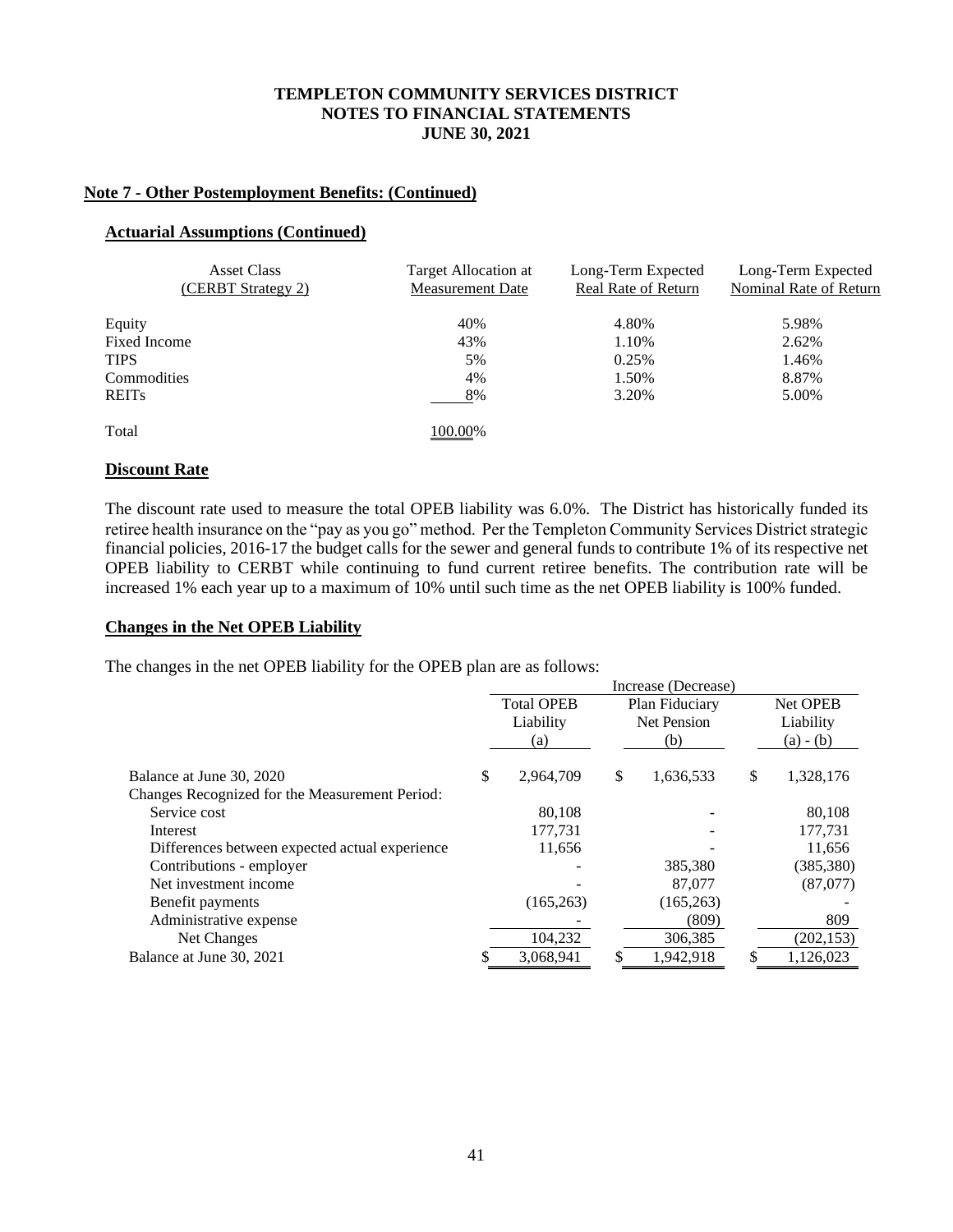## Note 7 - Other Postemployment Benefits: (Continued)

### Actuarial Assumptions (Continued)

| Asset Class (CERBT Strategy 2) | Target Allocation at Measurement Date | Long-Term Expected Real Rate of Return | Long-Term Expected Nominal Rate of Return |
|---|---|---|---|
| Equity | 40% | 4.80% | 5.98% |
| Fixed Income | 43% | 1.10% | 2.62% |
| TIPS | 5% | 0.25% | 1.46% |
| Commodities | 4% | 1.50% | 8.87% |
| REITs | 8% | 3.20% | 5.00% |
| Total | 100.00% | | |

### Discount Rate

The discount rate used to measure the total OPEB liability was 6.0%. The District has historically funded its retiree health insurance on the "pay as you go" method. Per the Templeton Community Services District strategic financial policies, 2016-17 the budget calls for the sewer and general funds to contribute 1% of its respective net OPEB liability to CERBT while continuing to fund current retiree benefits. The contribution rate will be increased 1% each year up to a maximum of 10% until such time as the net OPEB liability is 100% funded.

### Changes in the Net OPEB Liability

The changes in the net OPEB liability for the OPEB plan are as follows:

| | Increase (Decrease) | | |
|---|---|---|---|
| | Total OPEB Liability (a) | Plan Fiduciary Net Pension (b) | Net OPEB Liability (a) - (b) |
| Balance at June 30, 2020 | $ 2,964,709 | $ 1,636,533 | $ 1,328,176 |
| Changes Recognized for the Measurement Period: | | | |
| Service cost | 80,108 | - | 80,108 |
| Interest | 177,731 | - | 177,731 |
| Differences between expected actual experience | 11,656 | - | 11,656 |
| Contributions - employer | - | 385,380 | (385,380) |
| Net investment income | - | 87,077 | (87,077) |
| Benefit payments | (165,263) | (165,263) | - |
| Administrative expense | - | (809) | 809 |
| Net Changes | 104,232 | 306,385 | (202,153) |
| Balance at June 30, 2021 | $ 3,068,941 | $ 1,942,918 | $ 1,126,023 |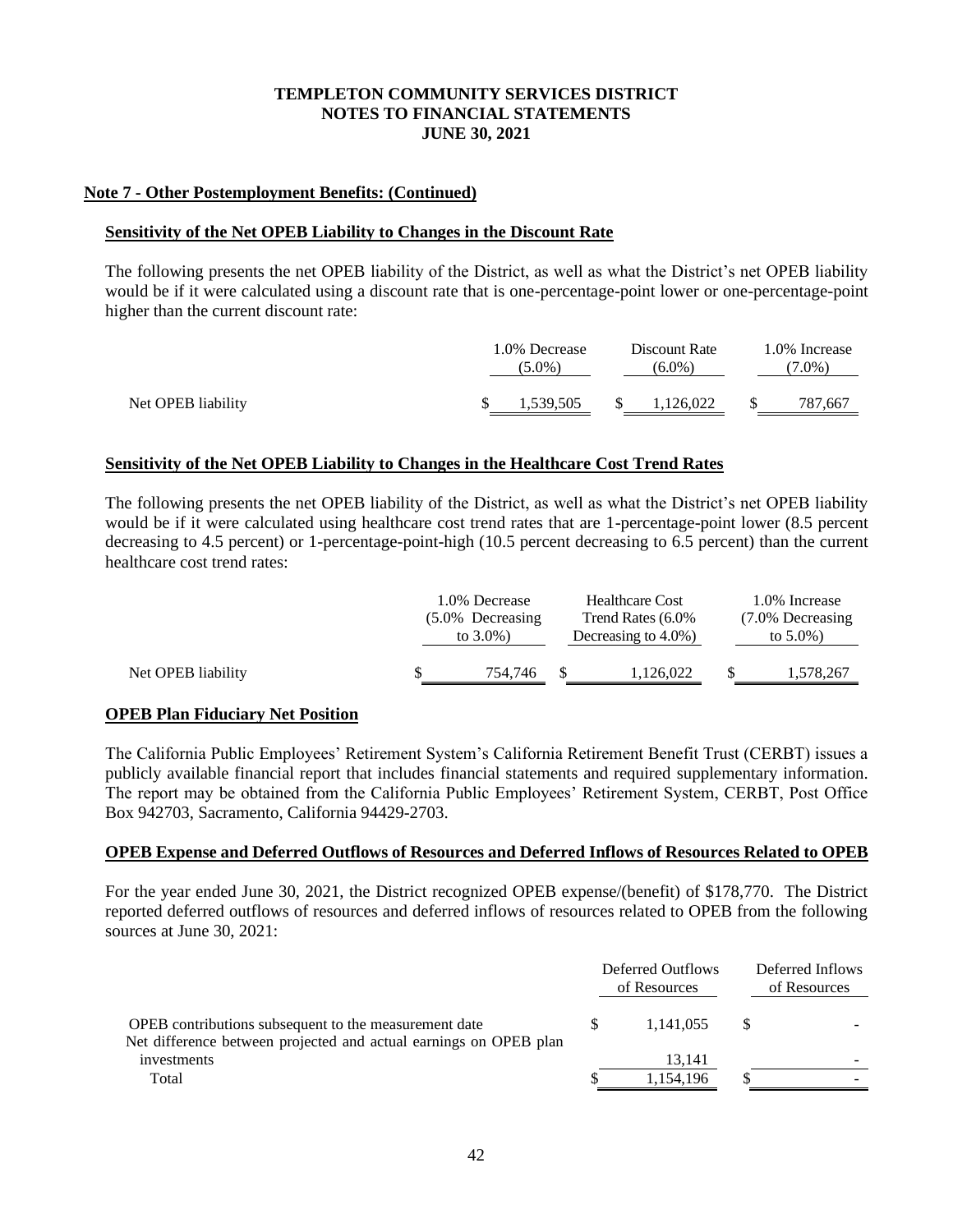**Note 7 - Other Postemployment Benefits: (Continued)**

**Sensitivity of the Net OPEB Liability to Changes in the Discount Rate**

The following presents the net OPEB liability of the District, as well as what the District's net OPEB liability would be if it were calculated using a discount rate that is one-percentage-point lower or one-percentage-point higher than the current discount rate:

| | 1.0% Decrease (5.0%) | Discount Rate (6.0%) | 1.0% Increase (7.0%) |
|---|---|---|---|
| Net OPEB liability | $ 1,539,505 | $ 1,126,022 | $ 787,667 |

**Sensitivity of the Net OPEB Liability to Changes in the Healthcare Cost Trend Rates**

The following presents the net OPEB liability of the District, as well as what the District's net OPEB liability would be if it were calculated using healthcare cost trend rates that are 1-percentage-point lower (8.5 percent decreasing to 4.5 percent) or 1-percentage-point-high (10.5 percent decreasing to 6.5 percent) than the current healthcare cost trend rates:

| | 1.0% Decrease (5.0% Decreasing to 3.0%) | Healthcare Cost Trend Rates (6.0% Decreasing to 4.0%) | 1.0% Increase (7.0% Decreasing to 5.0%) |
|---|---|---|---|
| Net OPEB liability | $ 754,746 | $ 1,126,022 | $ 1,578,267 |

**OPEB Plan Fiduciary Net Position**

The California Public Employees' Retirement System's California Retirement Benefit Trust (CERBT) issues a publicly available financial report that includes financial statements and required supplementary information. The report may be obtained from the California Public Employees' Retirement System, CERBT, Post Office Box 942703, Sacramento, California 94429-2703.

**OPEB Expense and Deferred Outflows of Resources and Deferred Inflows of Resources Related to OPEB**

For the year ended June 30, 2021, the District recognized OPEB expense/(benefit) of $178,770. The District reported deferred outflows of resources and deferred inflows of resources related to OPEB from the following sources at June 30, 2021:

| | Deferred Outflows of Resources | Deferred Inflows of Resources |
|---|---|---|
| OPEB contributions subsequent to the measurement date | $ 1,141,055 | $ - |
| Net difference between projected and actual earnings on OPEB plan investments | 13,141 | - |
| Total | $ 1,154,196 | $ - |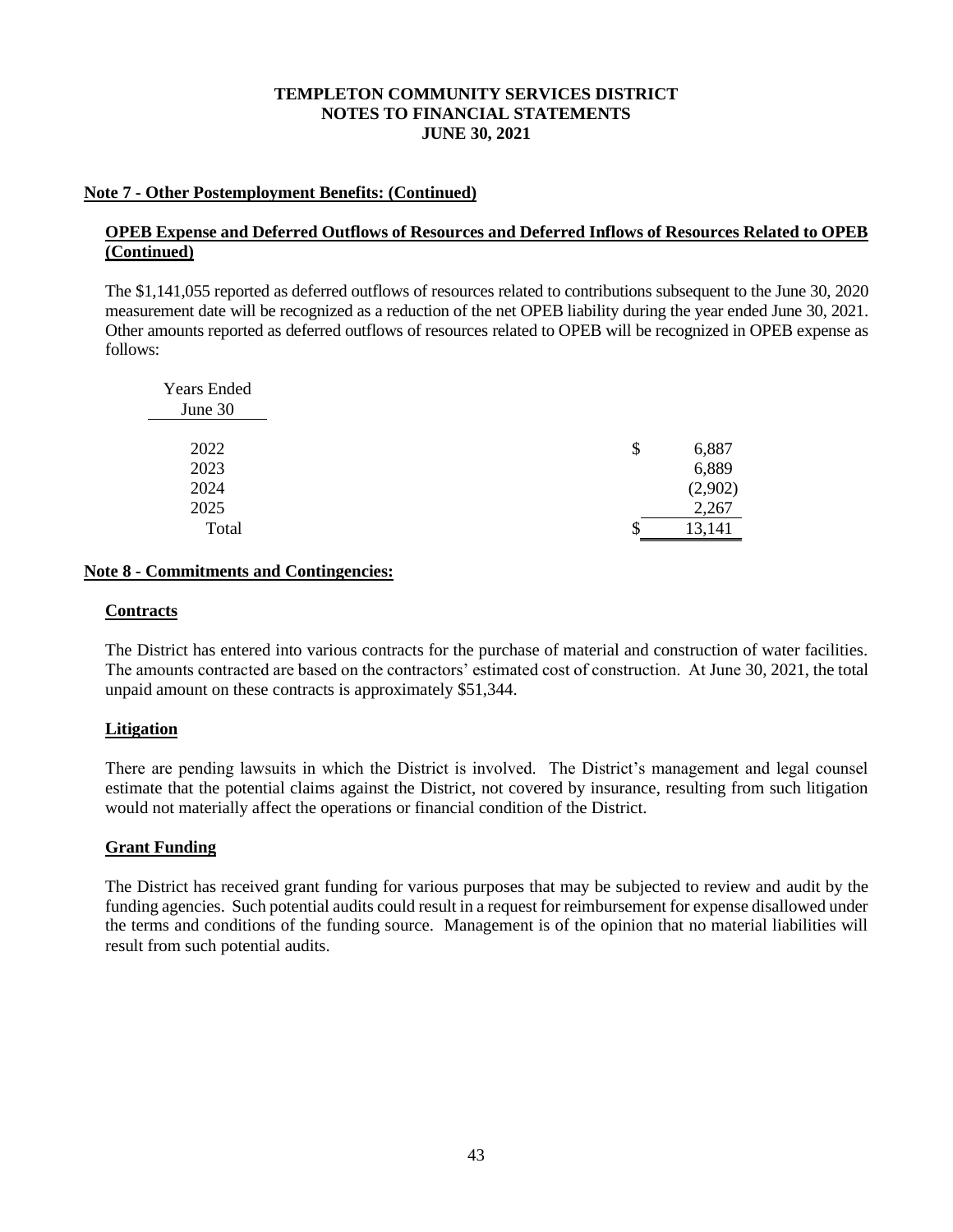## Note 7 - Other Postemployment Benefits: (Continued)

### OPEB Expense and Deferred Outflows of Resources and Deferred Inflows of Resources Related to OPEB (Continued)

The $1,141,055 reported as deferred outflows of resources related to contributions subsequent to the June 30, 2020 measurement date will be recognized as a reduction of the net OPEB liability during the year ended June 30, 2021. Other amounts reported as deferred outflows of resources related to OPEB will be recognized in OPEB expense as follows:

| Years Ended June 30 | |
|---|---|
| 2022 | $ 6,887 |
| 2023 | 6,889 |
| 2024 | (2,902) |
| 2025 | 2,267 |
| Total | $ 13,141 |

## Note 8 - Commitments and Contingencies:

### Contracts

The District has entered into various contracts for the purchase of material and construction of water facilities. The amounts contracted are based on the contractors' estimated cost of construction. At June 30, 2021, the total unpaid amount on these contracts is approximately $51,344.

### Litigation

There are pending lawsuits in which the District is involved. The District's management and legal counsel estimate that the potential claims against the District, not covered by insurance, resulting from such litigation would not materially affect the operations or financial condition of the District.

### Grant Funding

The District has received grant funding for various purposes that may be subjected to review and audit by the funding agencies. Such potential audits could result in a request for reimbursement for expense disallowed under the terms and conditions of the funding source. Management is of the opinion that no material liabilities will result from such potential audits.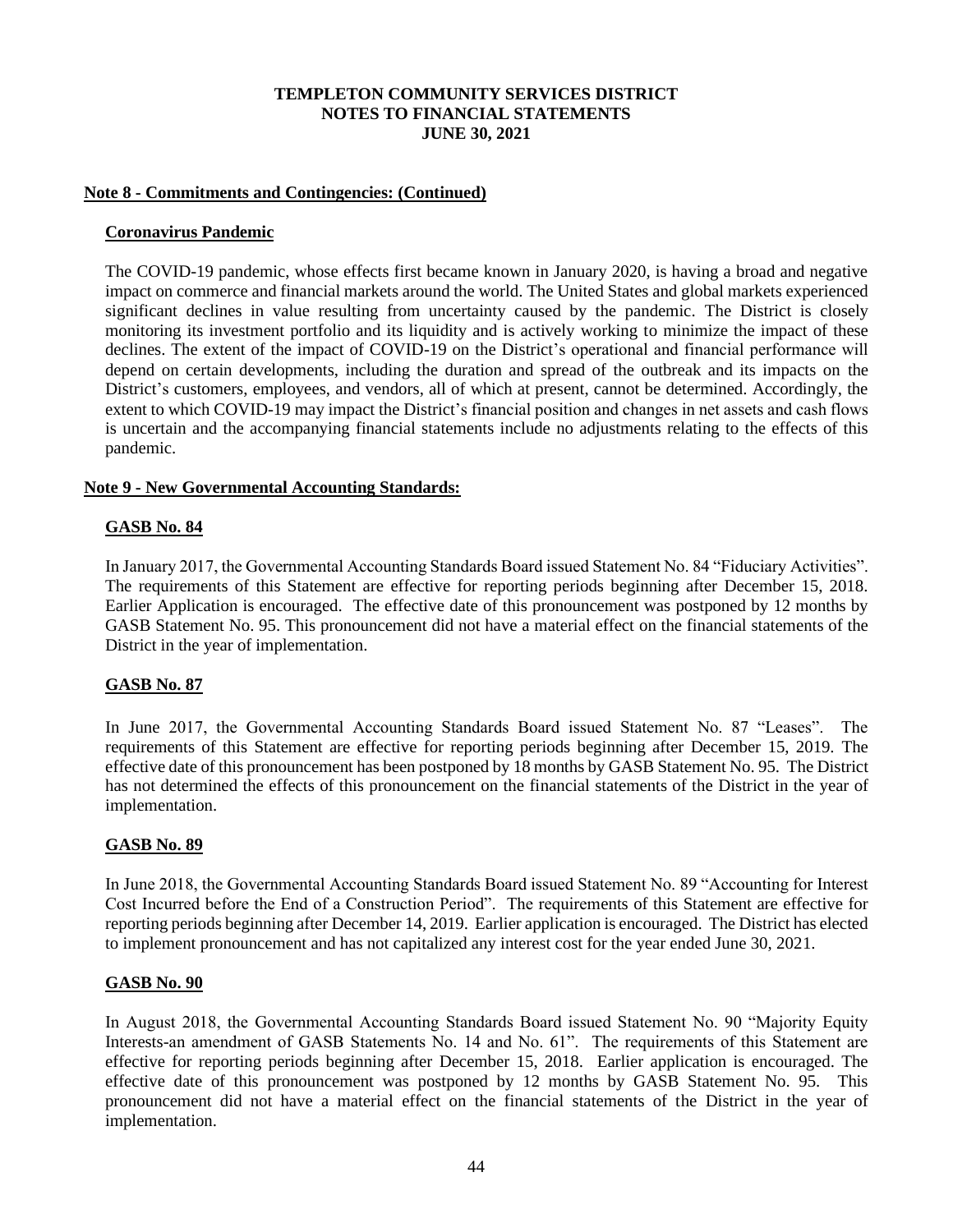## Note 8 - Commitments and Contingencies: (Continued)

### Coronavirus Pandemic

The COVID-19 pandemic, whose effects first became known in January 2020, is having a broad and negative impact on commerce and financial markets around the world. The United States and global markets experienced significant declines in value resulting from uncertainty caused by the pandemic. The District is closely monitoring its investment portfolio and its liquidity and is actively working to minimize the impact of these declines. The extent of the impact of COVID-19 on the District's operational and financial performance will depend on certain developments, including the duration and spread of the outbreak and its impacts on the District's customers, employees, and vendors, all of which at present, cannot be determined. Accordingly, the extent to which COVID-19 may impact the District's financial position and changes in net assets and cash flows is uncertain and the accompanying financial statements include no adjustments relating to the effects of this pandemic.

## Note 9 - New Governmental Accounting Standards:

### GASB No. 84

In January 2017, the Governmental Accounting Standards Board issued Statement No. 84 "Fiduciary Activities". The requirements of this Statement are effective for reporting periods beginning after December 15, 2018. Earlier Application is encouraged. The effective date of this pronouncement was postponed by 12 months by GASB Statement No. 95. This pronouncement did not have a material effect on the financial statements of the District in the year of implementation.

### GASB No. 87

In June 2017, the Governmental Accounting Standards Board issued Statement No. 87 "Leases". The requirements of this Statement are effective for reporting periods beginning after December 15, 2019. The effective date of this pronouncement has been postponed by 18 months by GASB Statement No. 95. The District has not determined the effects of this pronouncement on the financial statements of the District in the year of implementation.

### GASB No. 89

In June 2018, the Governmental Accounting Standards Board issued Statement No. 89 "Accounting for Interest Cost Incurred before the End of a Construction Period". The requirements of this Statement are effective for reporting periods beginning after December 14, 2019. Earlier application is encouraged. The District has elected to implement pronouncement and has not capitalized any interest cost for the year ended June 30, 2021.

### GASB No. 90

In August 2018, the Governmental Accounting Standards Board issued Statement No. 90 "Majority Equity Interests-an amendment of GASB Statements No. 14 and No. 61". The requirements of this Statement are effective for reporting periods beginning after December 15, 2018. Earlier application is encouraged. The effective date of this pronouncement was postponed by 12 months by GASB Statement No. 95. This pronouncement did not have a material effect on the financial statements of the District in the year of implementation.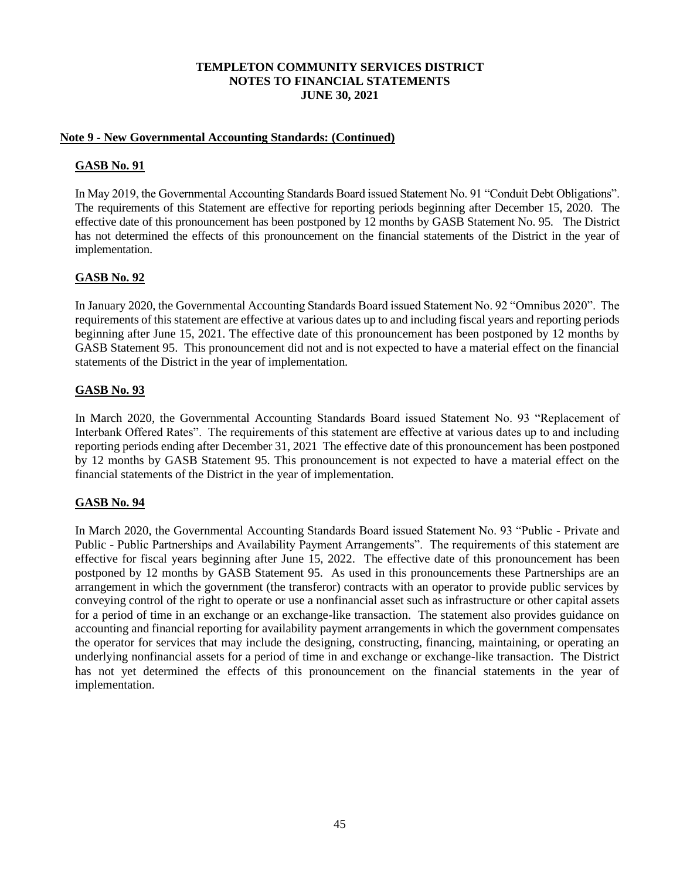**TEMPLETON COMMUNITY SERVICES DISTRICT**
**NOTES TO FINANCIAL STATEMENTS**
**JUNE 30, 2021**

**Note 9 - New Governmental Accounting Standards: (Continued)**

**GASB No. 91**

In May 2019, the Governmental Accounting Standards Board issued Statement No. 91 "Conduit Debt Obligations". The requirements of this Statement are effective for reporting periods beginning after December 15, 2020. The effective date of this pronouncement has been postponed by 12 months by GASB Statement No. 95. The District has not determined the effects of this pronouncement on the financial statements of the District in the year of implementation.

**GASB No. 92**

In January 2020, the Governmental Accounting Standards Board issued Statement No. 92 "Omnibus 2020". The requirements of this statement are effective at various dates up to and including fiscal years and reporting periods beginning after June 15, 2021. The effective date of this pronouncement has been postponed by 12 months by GASB Statement 95. This pronouncement did not and is not expected to have a material effect on the financial statements of the District in the year of implementation.

**GASB No. 93**

In March 2020, the Governmental Accounting Standards Board issued Statement No. 93 "Replacement of Interbank Offered Rates". The requirements of this statement are effective at various dates up to and including reporting periods ending after December 31, 2021 The effective date of this pronouncement has been postponed by 12 months by GASB Statement 95. This pronouncement is not expected to have a material effect on the financial statements of the District in the year of implementation.

**GASB No. 94**

In March 2020, the Governmental Accounting Standards Board issued Statement No. 93 "Public - Private and Public - Public Partnerships and Availability Payment Arrangements". The requirements of this statement are effective for fiscal years beginning after June 15, 2022. The effective date of this pronouncement has been postponed by 12 months by GASB Statement 95. As used in this pronouncements these Partnerships are an arrangement in which the government (the transferor) contracts with an operator to provide public services by conveying control of the right to operate or use a nonfinancial asset such as infrastructure or other capital assets for a period of time in an exchange or an exchange-like transaction. The statement also provides guidance on accounting and financial reporting for availability payment arrangements in which the government compensates the operator for services that may include the designing, constructing, financing, maintaining, or operating an underlying nonfinancial assets for a period of time in and exchange or exchange-like transaction. The District has not yet determined the effects of this pronouncement on the financial statements in the year of implementation.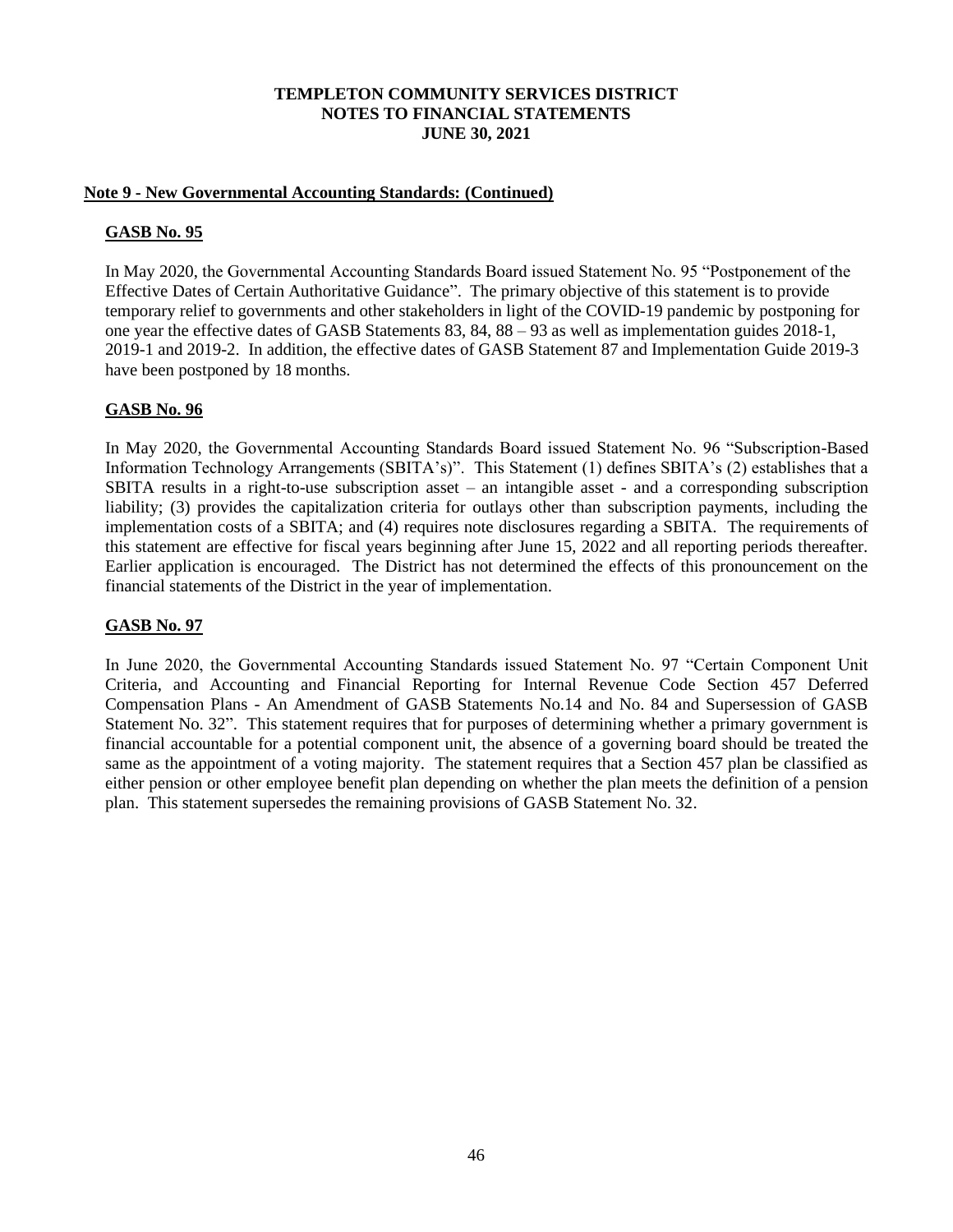**TEMPLETON COMMUNITY SERVICES DISTRICT**
**NOTES TO FINANCIAL STATEMENTS**
**JUNE 30, 2021**

## Note 9 - New Governmental Accounting Standards: (Continued)

### GASB No. 95

In May 2020, the Governmental Accounting Standards Board issued Statement No. 95 "Postponement of the Effective Dates of Certain Authoritative Guidance". The primary objective of this statement is to provide temporary relief to governments and other stakeholders in light of the COVID-19 pandemic by postponing for one year the effective dates of GASB Statements 83, 84, 88 – 93 as well as implementation guides 2018-1, 2019-1 and 2019-2. In addition, the effective dates of GASB Statement 87 and Implementation Guide 2019-3 have been postponed by 18 months.

### GASB No. 96

In May 2020, the Governmental Accounting Standards Board issued Statement No. 96 "Subscription-Based Information Technology Arrangements (SBITA's)". This Statement (1) defines SBITA's (2) establishes that a SBITA results in a right-to-use subscription asset – an intangible asset - and a corresponding subscription liability; (3) provides the capitalization criteria for outlays other than subscription payments, including the implementation costs of a SBITA; and (4) requires note disclosures regarding a SBITA. The requirements of this statement are effective for fiscal years beginning after June 15, 2022 and all reporting periods thereafter. Earlier application is encouraged. The District has not determined the effects of this pronouncement on the financial statements of the District in the year of implementation.

### GASB No. 97

In June 2020, the Governmental Accounting Standards issued Statement No. 97 "Certain Component Unit Criteria, and Accounting and Financial Reporting for Internal Revenue Code Section 457 Deferred Compensation Plans - An Amendment of GASB Statements No.14 and No. 84 and Supersession of GASB Statement No. 32". This statement requires that for purposes of determining whether a primary government is financial accountable for a potential component unit, the absence of a governing board should be treated the same as the appointment of a voting majority. The statement requires that a Section 457 plan be classified as either pension or other employee benefit plan depending on whether the plan meets the definition of a pension plan. This statement supersedes the remaining provisions of GASB Statement No. 32.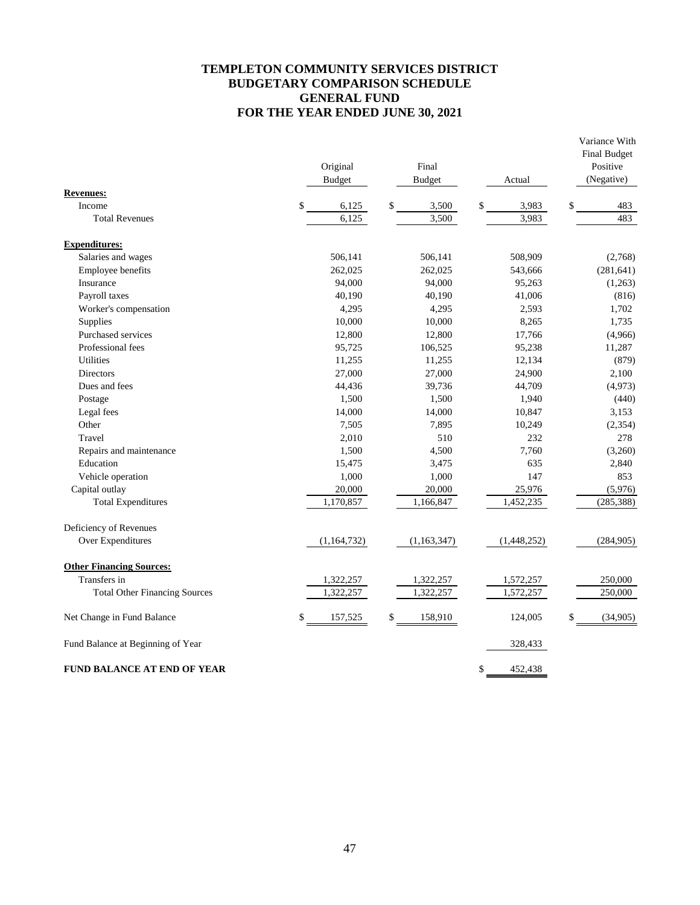# TEMPLETON COMMUNITY SERVICES DISTRICT
# BUDGETARY COMPARISON SCHEDULE
# GENERAL FUND
# FOR THE YEAR ENDED JUNE 30, 2021

| | Original Budget | Final Budget | Actual | Variance With Final Budget Positive (Negative) |
|---|---|---|---|---|
| **Revenues:** | | | | |
| Income | $ 6,125 | $ 3,500 | $ 3,983 | $ 483 |
| Total Revenues | 6,125 | 3,500 | 3,983 | 483 |
| **Expenditures:** | | | | |
| Salaries and wages | 506,141 | 506,141 | 508,909 | (2,768) |
| Employee benefits | 262,025 | 262,025 | 543,666 | (281,641) |
| Insurance | 94,000 | 94,000 | 95,263 | (1,263) |
| Payroll taxes | 40,190 | 40,190 | 41,006 | (816) |
| Worker's compensation | 4,295 | 4,295 | 2,593 | 1,702 |
| Supplies | 10,000 | 10,000 | 8,265 | 1,735 |
| Purchased services | 12,800 | 12,800 | 17,766 | (4,966) |
| Professional fees | 95,725 | 106,525 | 95,238 | 11,287 |
| Utilities | 11,255 | 11,255 | 12,134 | (879) |
| Directors | 27,000 | 27,000 | 24,900 | 2,100 |
| Dues and fees | 44,436 | 39,736 | 44,709 | (4,973) |
| Postage | 1,500 | 1,500 | 1,940 | (440) |
| Legal fees | 14,000 | 14,000 | 10,847 | 3,153 |
| Other | 7,505 | 7,895 | 10,249 | (2,354) |
| Travel | 2,010 | 510 | 232 | 278 |
| Repairs and maintenance | 1,500 | 4,500 | 7,760 | (3,260) |
| Education | 15,475 | 3,475 | 635 | 2,840 |
| Vehicle operation | 1,000 | 1,000 | 147 | 853 |
| Capital outlay | 20,000 | 20,000 | 25,976 | (5,976) |
| Total Expenditures | 1,170,857 | 1,166,847 | 1,452,235 | (285,388) |
| Deficiency of Revenues Over Expenditures | (1,164,732) | (1,163,347) | (1,448,252) | (284,905) |
| **Other Financing Sources:** | | | | |
| Transfers in | 1,322,257 | 1,322,257 | 1,572,257 | 250,000 |
| Total Other Financing Sources | 1,322,257 | 1,322,257 | 1,572,257 | 250,000 |
| Net Change in Fund Balance | $ 157,525 | $ 158,910 | 124,005 | $ (34,905) |
| Fund Balance at Beginning of Year | | | 328,433 | |
| **FUND BALANCE AT END OF YEAR** | | | $ 452,438 | |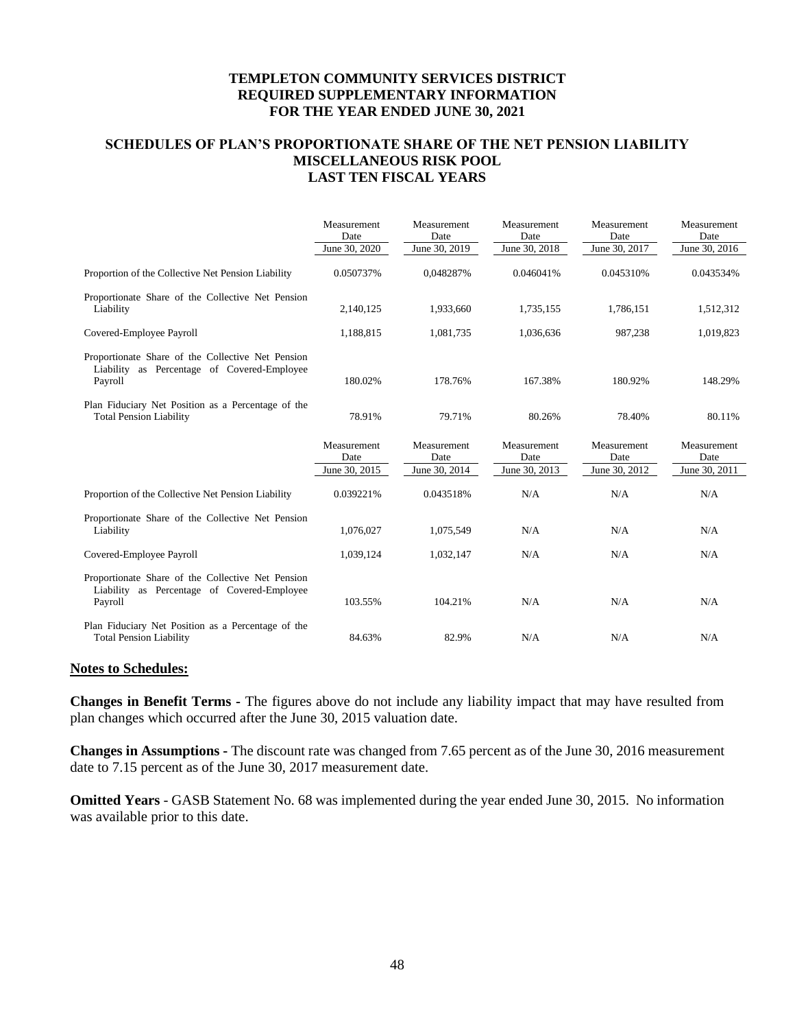# TEMPLETON COMMUNITY SERVICES DISTRICT
# REQUIRED SUPPLEMENTARY INFORMATION
# FOR THE YEAR ENDED JUNE 30, 2021

## SCHEDULES OF PLAN'S PROPORTIONATE SHARE OF THE NET PENSION LIABILITY
## MISCELLANEOUS RISK POOL
## LAST TEN FISCAL YEARS

| | Measurement Date June 30, 2020 | Measurement Date June 30, 2019 | Measurement Date June 30, 2018 | Measurement Date June 30, 2017 | Measurement Date June 30, 2016 |
|---|---|---|---|---|---|
| Proportion of the Collective Net Pension Liability | 0.050737% | 0,048287% | 0.046041% | 0.045310% | 0.043534% |
| Proportionate Share of the Collective Net Pension Liability | 2,140,125 | 1,933,660 | 1,735,155 | 1,786,151 | 1,512,312 |
| Covered-Employee Payroll | 1,188,815 | 1,081,735 | 1,036,636 | 987,238 | 1,019,823 |
| Proportionate Share of the Collective Net Pension Liability as Percentage of Covered-Employee Payroll | 180.02% | 178.76% | 167.38% | 180.92% | 148.29% |
| Plan Fiduciary Net Position as a Percentage of the Total Pension Liability | 78.91% | 79.71% | 80.26% | 78.40% | 80.11% |

| | Measurement Date June 30, 2015 | Measurement Date June 30, 2014 | Measurement Date June 30, 2013 | Measurement Date June 30, 2012 | Measurement Date June 30, 2011 |
|---|---|---|---|---|---|
| Proportion of the Collective Net Pension Liability | 0.039221% | 0.043518% | N/A | N/A | N/A |
| Proportionate Share of the Collective Net Pension Liability | 1,076,027 | 1,075,549 | N/A | N/A | N/A |
| Covered-Employee Payroll | 1,039,124 | 1,032,147 | N/A | N/A | N/A |
| Proportionate Share of the Collective Net Pension Liability as Percentage of Covered-Employee Payroll | 103.55% | 104.21% | N/A | N/A | N/A |
| Plan Fiduciary Net Position as a Percentage of the Total Pension Liability | 84.63% | 82.9% | N/A | N/A | N/A |

**Notes to Schedules:**

**Changes in Benefit Terms -** The figures above do not include any liability impact that may have resulted from plan changes which occurred after the June 30, 2015 valuation date.

**Changes in Assumptions -** The discount rate was changed from 7.65 percent as of the June 30, 2016 measurement date to 7.15 percent as of the June 30, 2017 measurement date.

**Omitted Years** - GASB Statement No. 68 was implemented during the year ended June 30, 2015. No information was available prior to this date.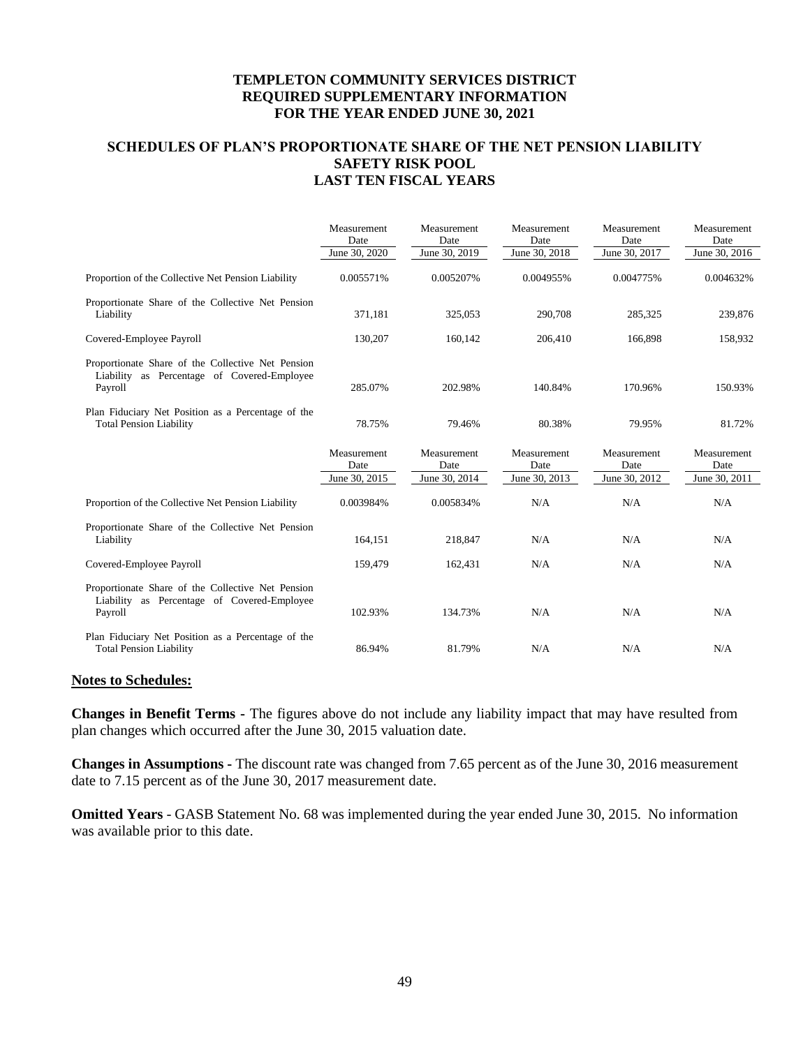# TEMPLETON COMMUNITY SERVICES DISTRICT
# REQUIRED SUPPLEMENTARY INFORMATION
# FOR THE YEAR ENDED JUNE 30, 2021

## SCHEDULES OF PLAN'S PROPORTIONATE SHARE OF THE NET PENSION LIABILITY
## SAFETY RISK POOL
## LAST TEN FISCAL YEARS

| | Measurement Date June 30, 2020 | Measurement Date June 30, 2019 | Measurement Date June 30, 2018 | Measurement Date June 30, 2017 | Measurement Date June 30, 2016 |
|---|---|---|---|---|---|
| Proportion of the Collective Net Pension Liability | 0.005571% | 0.005207% | 0.004955% | 0.004775% | 0.004632% |
| Proportionate Share of the Collective Net Pension Liability | 371,181 | 325,053 | 290,708 | 285,325 | 239,876 |
| Covered-Employee Payroll | 130,207 | 160,142 | 206,410 | 166,898 | 158,932 |
| Proportionate Share of the Collective Net Pension Liability as Percentage of Covered-Employee Payroll | 285.07% | 202.98% | 140.84% | 170.96% | 150.93% |
| Plan Fiduciary Net Position as a Percentage of the Total Pension Liability | 78.75% | 79.46% | 80.38% | 79.95% | 81.72% |

| | Measurement Date June 30, 2015 | Measurement Date June 30, 2014 | Measurement Date June 30, 2013 | Measurement Date June 30, 2012 | Measurement Date June 30, 2011 |
|---|---|---|---|---|---|
| Proportion of the Collective Net Pension Liability | 0.003984% | 0.005834% | N/A | N/A | N/A |
| Proportionate Share of the Collective Net Pension Liability | 164,151 | 218,847 | N/A | N/A | N/A |
| Covered-Employee Payroll | 159,479 | 162,431 | N/A | N/A | N/A |
| Proportionate Share of the Collective Net Pension Liability as Percentage of Covered-Employee Payroll | 102.93% | 134.73% | N/A | N/A | N/A |
| Plan Fiduciary Net Position as a Percentage of the Total Pension Liability | 86.94% | 81.79% | N/A | N/A | N/A |

**Notes to Schedules:**

**Changes in Benefit Terms** - The figures above do not include any liability impact that may have resulted from plan changes which occurred after the June 30, 2015 valuation date.

**Changes in Assumptions** - The discount rate was changed from 7.65 percent as of the June 30, 2016 measurement date to 7.15 percent as of the June 30, 2017 measurement date.

**Omitted Years** - GASB Statement No. 68 was implemented during the year ended June 30, 2015. No information was available prior to this date.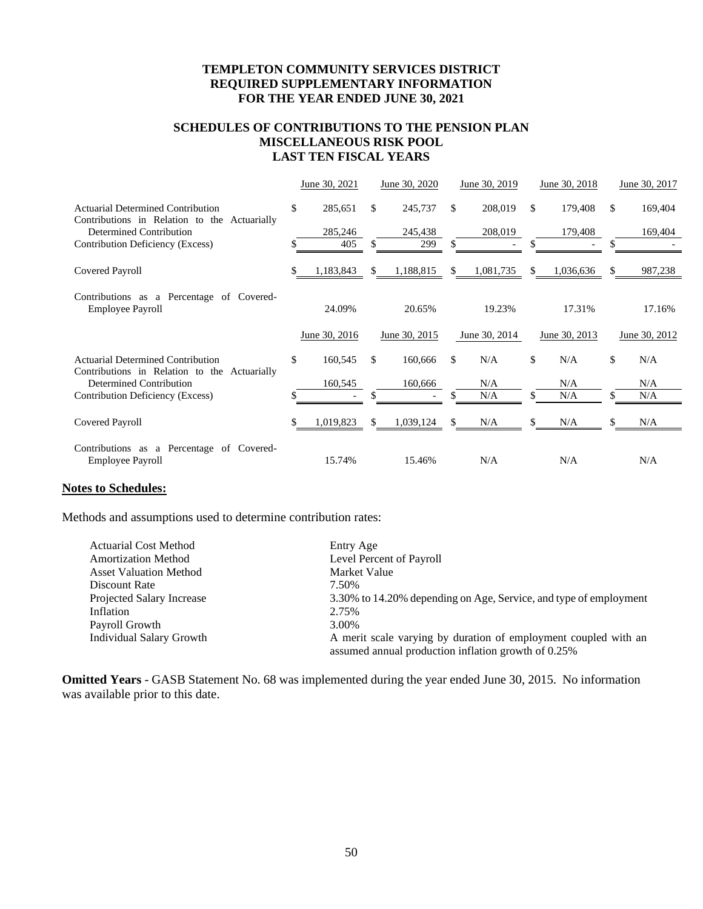# TEMPLETON COMMUNITY SERVICES DISTRICT
## REQUIRED SUPPLEMENTARY INFORMATION
## FOR THE YEAR ENDED JUNE 30, 2021

### SCHEDULES OF CONTRIBUTIONS TO THE PENSION PLAN
### MISCELLANEOUS RISK POOL
### LAST TEN FISCAL YEARS

| | June 30, 2021 | June 30, 2020 | June 30, 2019 | June 30, 2018 | June 30, 2017 |
|---|---|---|---|---|---|
| Actuarial Determined Contribution | $ 285,651 | $ 245,737 | $ 208,019 | $ 179,408 | $ 169,404 |
| Contributions in Relation to the Actuarially Determined Contribution | 285,246 | 245,438 | 208,019 | 179,408 | 169,404 |
| Contribution Deficiency (Excess) | $ 405 | $ 299 | $ - | $ - | $ - |
| Covered Payroll | $ 1,183,843 | $ 1,188,815 | $ 1,081,735 | $ 1,036,636 | $ 987,238 |
| Contributions as a Percentage of Covered-Employee Payroll | 24.09% | 20.65% | 19.23% | 17.31% | 17.16% |

| | June 30, 2016 | June 30, 2015 | June 30, 2014 | June 30, 2013 | June 30, 2012 |
|---|---|---|---|---|---|
| Actuarial Determined Contribution | $ 160,545 | $ 160,666 | $ N/A | $ N/A | $ N/A |
| Contributions in Relation to the Actuarially Determined Contribution | 160,545 | 160,666 | N/A | N/A | N/A |
| Contribution Deficiency (Excess) | $ - | $ - | $ N/A | $ N/A | $ N/A |
| Covered Payroll | $ 1,019,823 | $ 1,039,124 | $ N/A | $ N/A | $ N/A |
| Contributions as a Percentage of Covered-Employee Payroll | 15.74% | 15.46% | N/A | N/A | N/A |

**Notes to Schedules:**

Methods and assumptions used to determine contribution rates:

| | |
|---|---|
| Actuarial Cost Method | Entry Age |
| Amortization Method | Level Percent of Payroll |
| Asset Valuation Method | Market Value |
| Discount Rate | 7.50% |
| Projected Salary Increase | 3.30% to 14.20% depending on Age, Service, and type of employment |
| Inflation | 2.75% |
| Payroll Growth | 3.00% |
| Individual Salary Growth | A merit scale varying by duration of employment coupled with an assumed annual production inflation growth of 0.25% |

**Omitted Years** - GASB Statement No. 68 was implemented during the year ended June 30, 2015. No information was available prior to this date.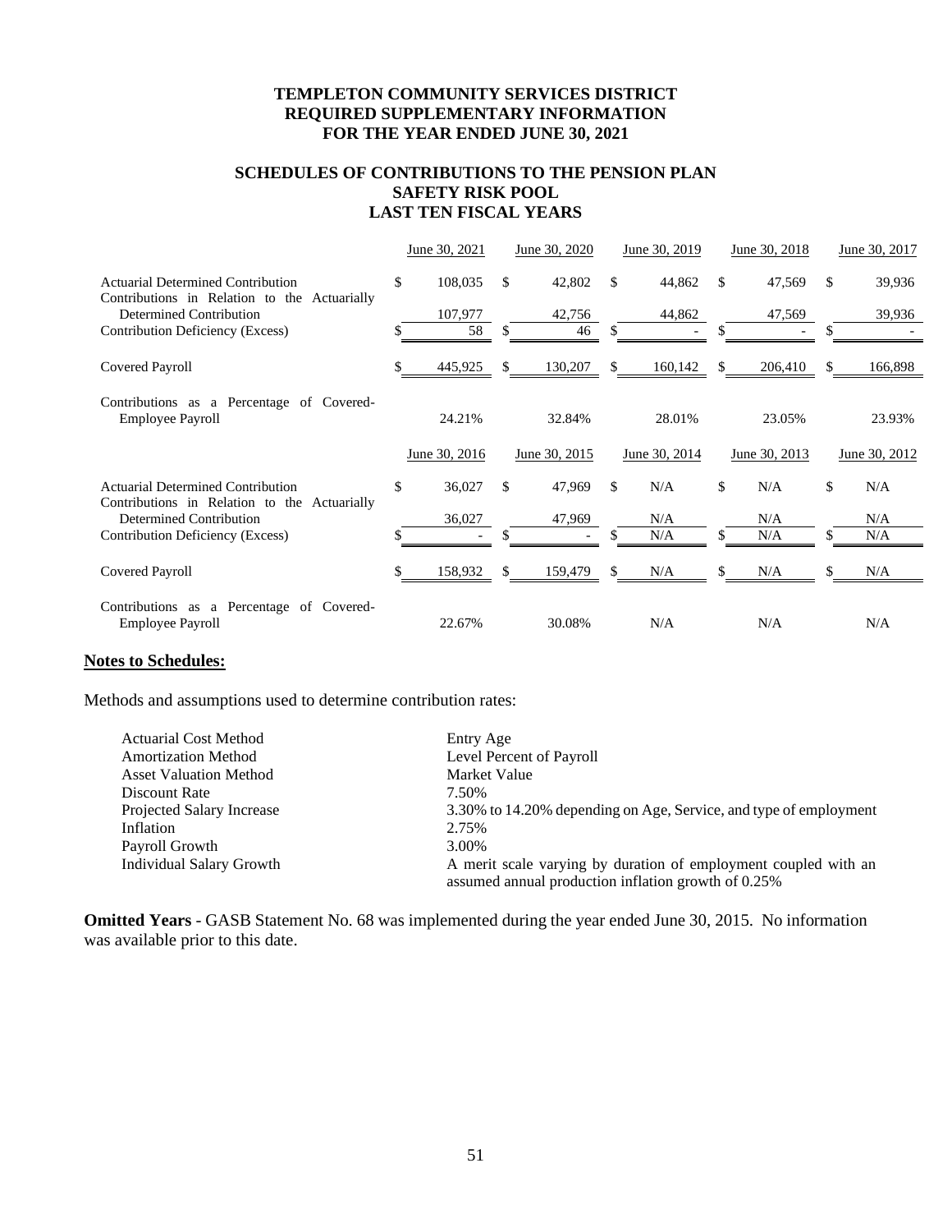# TEMPLETON COMMUNITY SERVICES DISTRICT
# REQUIRED SUPPLEMENTARY INFORMATION
# FOR THE YEAR ENDED JUNE 30, 2021

## SCHEDULES OF CONTRIBUTIONS TO THE PENSION PLAN
## SAFETY RISK POOL
## LAST TEN FISCAL YEARS

| | June 30, 2021 | June 30, 2020 | June 30, 2019 | June 30, 2018 | June 30, 2017 |
|---|---|---|---|---|---|
| Actuarial Determined Contribution | $ 108,035 | $ 42,802 | $ 44,862 | $ 47,569 | $ 39,936 |
| Contributions in Relation to the Actuarially Determined Contribution | 107,977 | 42,756 | 44,862 | 47,569 | 39,936 |
| Contribution Deficiency (Excess) | $ 58 | $ 46 | $ - | $ - | $ - |
| Covered Payroll | $ 445,925 | $ 130,207 | $ 160,142 | $ 206,410 | $ 166,898 |
| Contributions as a Percentage of Covered-Employee Payroll | 24.21% | 32.84% | 28.01% | 23.05% | 23.93% |

| | June 30, 2016 | June 30, 2015 | June 30, 2014 | June 30, 2013 | June 30, 2012 |
|---|---|---|---|---|---|
| Actuarial Determined Contribution | $ 36,027 | $ 47,969 | $ N/A | $ N/A | $ N/A |
| Contributions in Relation to the Actuarially Determined Contribution | 36,027 | 47,969 | N/A | N/A | N/A |
| Contribution Deficiency (Excess) | $ - | $ - | $ N/A | $ N/A | $ N/A |
| Covered Payroll | $ 158,932 | $ 159,479 | $ N/A | $ N/A | $ N/A |
| Contributions as a Percentage of Covered-Employee Payroll | 22.67% | 30.08% | N/A | N/A | N/A |

**Notes to Schedules:**

Methods and assumptions used to determine contribution rates:

| | |
|---|---|
| Actuarial Cost Method | Entry Age |
| Amortization Method | Level Percent of Payroll |
| Asset Valuation Method | Market Value |
| Discount Rate | 7.50% |
| Projected Salary Increase | 3.30% to 14.20% depending on Age, Service, and type of employment |
| Inflation | 2.75% |
| Payroll Growth | 3.00% |
| Individual Salary Growth | A merit scale varying by duration of employment coupled with an assumed annual production inflation growth of 0.25% |

**Omitted Years** - GASB Statement No. 68 was implemented during the year ended June 30, 2015. No information was available prior to this date.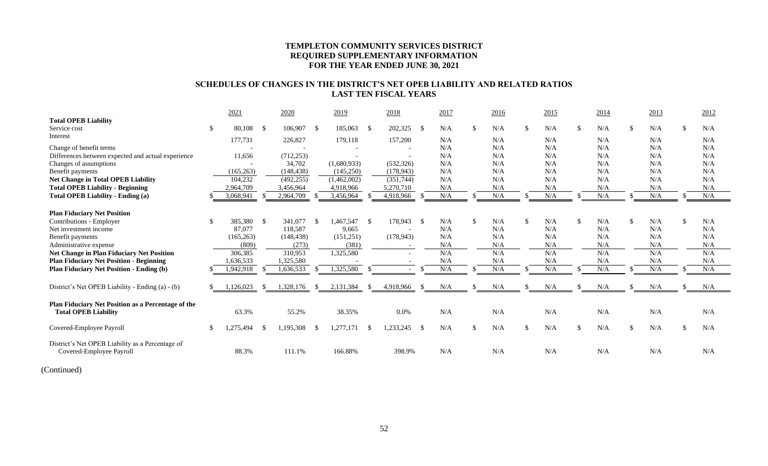# TEMPLETON COMMUNITY SERVICES DISTRICT
## REQUIRED SUPPLEMENTARY INFORMATION
## FOR THE YEAR ENDED JUNE 30, 2021

### SCHEDULES OF CHANGES IN THE DISTRICT'S NET OPEB LIABILITY AND RELATED RATIOS
### LAST TEN FISCAL YEARS

| | 2021 | 2020 | 2019 | 2018 | 2017 | 2016 | 2015 | 2014 | 2013 | 2012 |
|---|---|---|---|---|---|---|---|---|---|---|
| **Total OPEB Liability** | | | | | | | | | | |
| Service cost | $ 80,108 | $ 106,907 | $ 185,063 | $ 202,325 | $ N/A | $ N/A | $ N/A | $ N/A | $ N/A | $ N/A |
| Interest | 177,731 | 226,827 | 179,118 | 157,200 | N/A | N/A | N/A | N/A | N/A | N/A |
| Change of benefit terms | - | - | - | - | N/A | N/A | N/A | N/A | N/A | N/A |
| Differences between expected and actual experience | 11,656 | (712,253) | - | - | N/A | N/A | N/A | N/A | N/A | N/A |
| Changes of assumptions | - | 34,702 | (1,680,933) | (532,326) | N/A | N/A | N/A | N/A | N/A | N/A |
| Benefit payments | (165,263) | (148,438) | (145,250) | (178,943) | N/A | N/A | N/A | N/A | N/A | N/A |
| **Net Change in Total OPEB Liability** | 104,232 | (492,255) | (1,462,002) | (351,744) | N/A | N/A | N/A | N/A | N/A | N/A |
| **Total OPEB Liability - Beginning** | 2,964,709 | 3,456,964 | 4,918,966 | 5,270,710 | N/A | N/A | N/A | N/A | N/A | N/A |
| **Total OPEB Liability - Ending (a)** | $ 3,068,941 | $ 2,964,709 | $ 3,456,964 | $ 4,918,966 | $ N/A | $ N/A | $ N/A | $ N/A | $ N/A | $ N/A |
| **Plan Fiduciary Net Position** | | | | | | | | | | |
| Contributions - Employer | $ 385,380 | $ 341,077 | $ 1,467,547 | $ 178,943 | $ N/A | $ N/A | $ N/A | $ N/A | $ N/A | $ N/A |
| Net investment income | 87,077 | 118,587 | 9,665 | - | N/A | N/A | N/A | N/A | N/A | N/A |
| Benefit payments | (165,263) | (148,438) | (151,251) | (178,943) | N/A | N/A | N/A | N/A | N/A | N/A |
| Administrative expense | (809) | (273) | (381) | - | N/A | N/A | N/A | N/A | N/A | N/A |
| **Net Change in Plan Fiduciary Net Position** | 306,385 | 310,953 | 1,325,580 | - | N/A | N/A | N/A | N/A | N/A | N/A |
| **Plan Fiduciary Net Position - Beginning** | 1,636,533 | 1,325,580 | - | - | N/A | N/A | N/A | N/A | N/A | N/A |
| **Plan Fiduciary Net Position - Ending (b)** | $ 1,942,918 | $ 1,636,533 | $ 1,325,580 | $ - | $ N/A | $ N/A | $ N/A | $ N/A | $ N/A | $ N/A |
| District's Net OPEB Liability - Ending (a) - (b) | $ 1,126,023 | $ 1,328,176 | $ 2,131,384 | $ 4,918,966 | $ N/A | $ N/A | $ N/A | $ N/A | $ N/A | $ N/A |
| **Plan Fiduciary Net Position as a Percentage of the Total OPEB Liability** | 63.3% | 55.2% | 38.35% | 0.0% | N/A | N/A | N/A | N/A | N/A | N/A |
| Covered-Employee Payroll | $ 1,275,494 | $ 1,195,308 | $ 1,277,171 | $ 1,233,245 | $ N/A | $ N/A | $ N/A | $ N/A | $ N/A | $ N/A |
| District's Net OPEB Liability as a Percentage of Covered-Employee Payroll | 88.3% | 111.1% | 166.88% | 398.9% | N/A | N/A | N/A | N/A | N/A | N/A |

(Continued)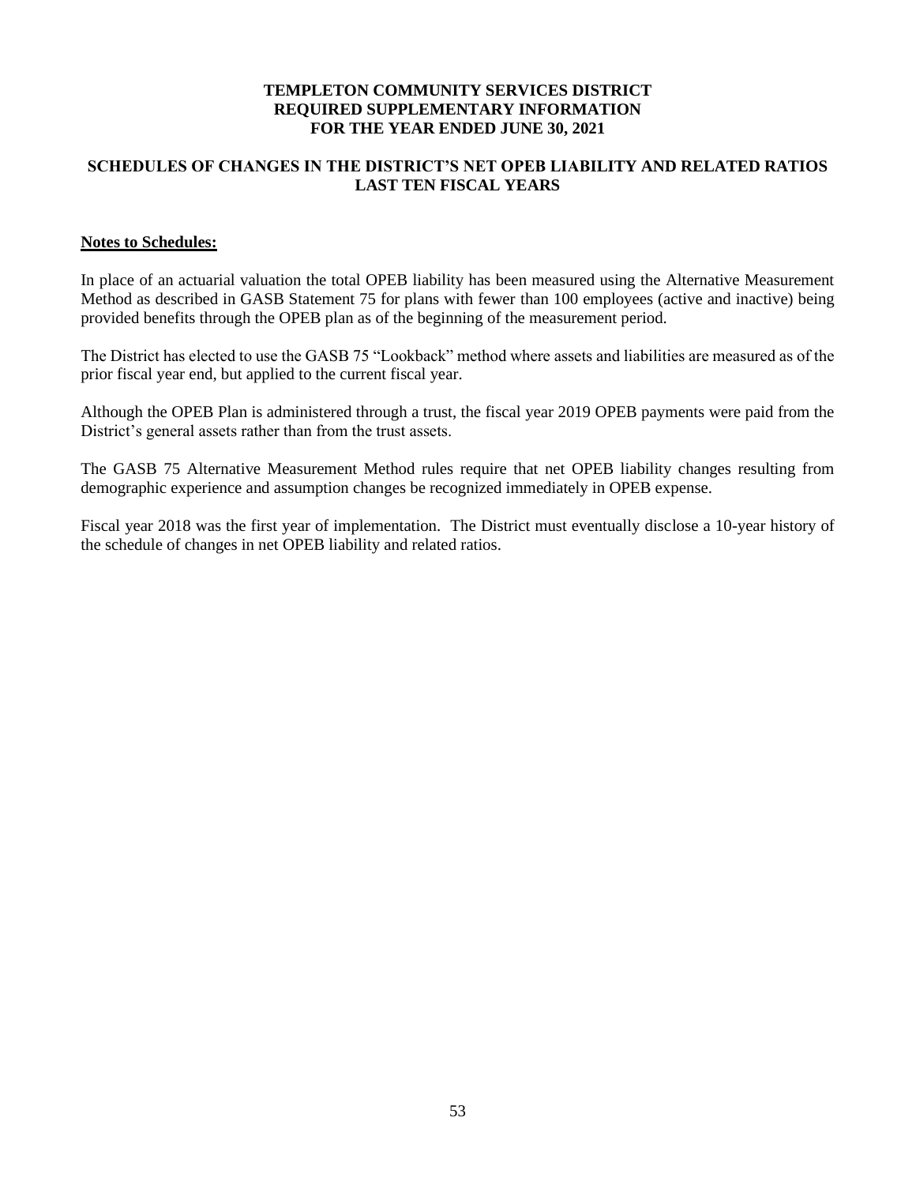**TEMPLETON COMMUNITY SERVICES DISTRICT**
**REQUIRED SUPPLEMENTARY INFORMATION**
**FOR THE YEAR ENDED JUNE 30, 2021**

**SCHEDULES OF CHANGES IN THE DISTRICT'S NET OPEB LIABILITY AND RELATED RATIOS**
**LAST TEN FISCAL YEARS**

**Notes to Schedules:**

In place of an actuarial valuation the total OPEB liability has been measured using the Alternative Measurement Method as described in GASB Statement 75 for plans with fewer than 100 employees (active and inactive) being provided benefits through the OPEB plan as of the beginning of the measurement period.

The District has elected to use the GASB 75 "Lookback" method where assets and liabilities are measured as of the prior fiscal year end, but applied to the current fiscal year.

Although the OPEB Plan is administered through a trust, the fiscal year 2019 OPEB payments were paid from the District's general assets rather than from the trust assets.

The GASB 75 Alternative Measurement Method rules require that net OPEB liability changes resulting from demographic experience and assumption changes be recognized immediately in OPEB expense.

Fiscal year 2018 was the first year of implementation. The District must eventually disclose a 10-year history of the schedule of changes in net OPEB liability and related ratios.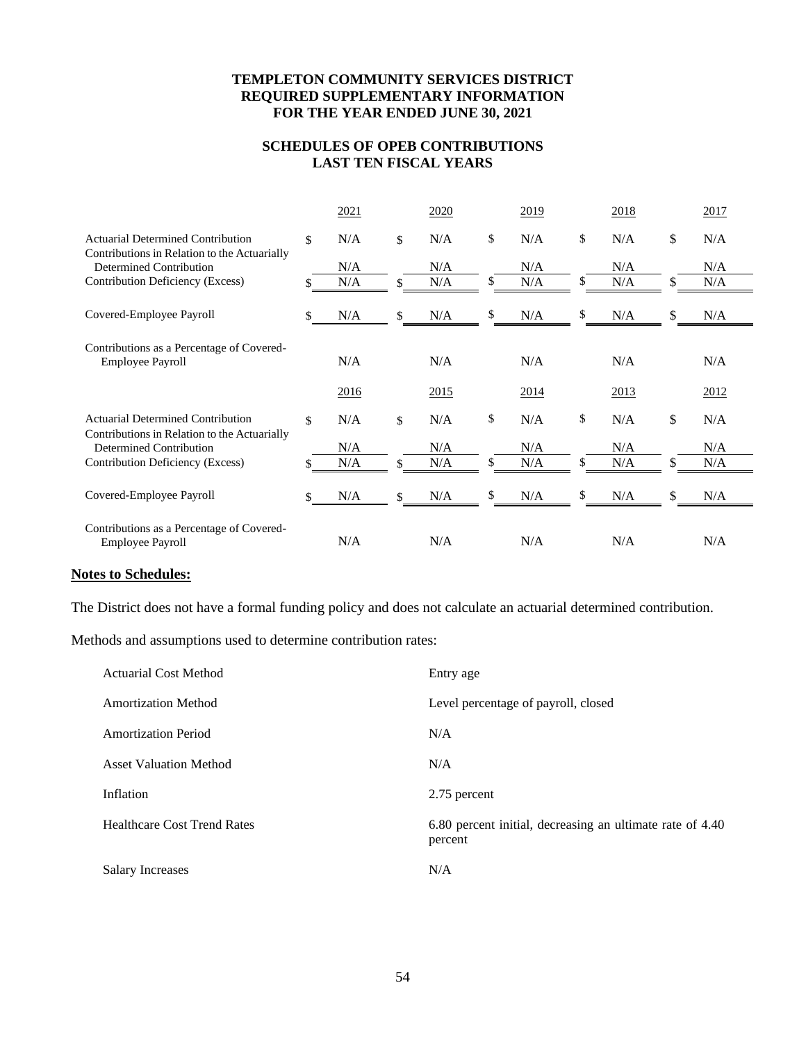**TEMPLETON COMMUNITY SERVICES DISTRICT**
**REQUIRED SUPPLEMENTARY INFORMATION**
**FOR THE YEAR ENDED JUNE 30, 2021**

**SCHEDULES OF OPEB CONTRIBUTIONS**
**LAST TEN FISCAL YEARS**

| | 2021 | 2020 | 2019 | 2018 | 2017 |
|---|---|---|---|---|---|
| Actuarial Determined Contribution | $ N/A | $ N/A | $ N/A | $ N/A | $ N/A |
| Contributions in Relation to the Actuarially Determined Contribution | N/A | N/A | N/A | N/A | N/A |
| Contribution Deficiency (Excess) | $ N/A | $ N/A | $ N/A | $ N/A | $ N/A |
| Covered-Employee Payroll | $ N/A | $ N/A | $ N/A | $ N/A | $ N/A |
| Contributions as a Percentage of Covered-Employee Payroll | N/A | N/A | N/A | N/A | N/A |

| | 2016 | 2015 | 2014 | 2013 | 2012 |
|---|---|---|---|---|---|
| Actuarial Determined Contribution | $ N/A | $ N/A | $ N/A | $ N/A | $ N/A |
| Contributions in Relation to the Actuarially Determined Contribution | N/A | N/A | N/A | N/A | N/A |
| Contribution Deficiency (Excess) | $ N/A | $ N/A | $ N/A | $ N/A | $ N/A |
| Covered-Employee Payroll | $ N/A | $ N/A | $ N/A | $ N/A | $ N/A |
| Contributions as a Percentage of Covered-Employee Payroll | N/A | N/A | N/A | N/A | N/A |

**Notes to Schedules:**

The District does not have a formal funding policy and does not calculate an actuarial determined contribution.

Methods and assumptions used to determine contribution rates:

| | |
|---|---|
| Actuarial Cost Method | Entry age |
| Amortization Method | Level percentage of payroll, closed |
| Amortization Period | N/A |
| Asset Valuation Method | N/A |
| Inflation | 2.75 percent |
| Healthcare Cost Trend Rates | 6.80 percent initial, decreasing an ultimate rate of 4.40 percent |
| Salary Increases | N/A |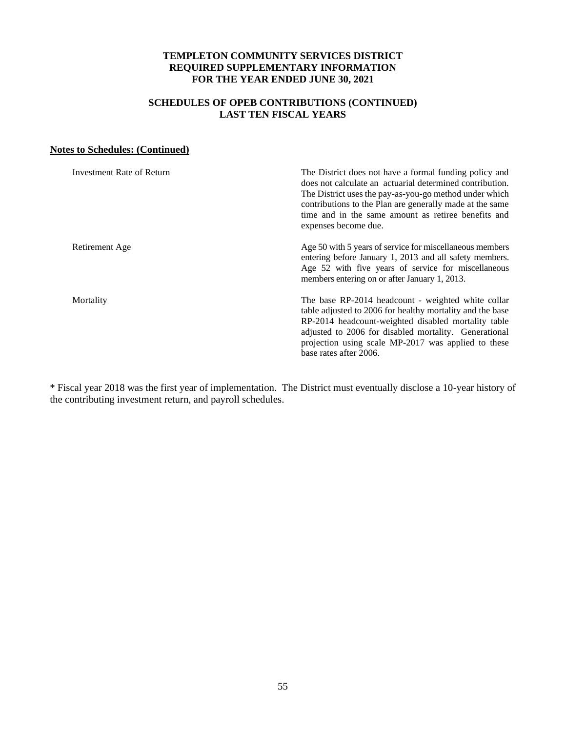# TEMPLETON COMMUNITY SERVICES DISTRICT
# REQUIRED SUPPLEMENTARY INFORMATION
# FOR THE YEAR ENDED JUNE 30, 2021

## SCHEDULES OF OPEB CONTRIBUTIONS (CONTINUED)
## LAST TEN FISCAL YEARS

**Notes to Schedules: (Continued)**

| | |
|---|---|
| Investment Rate of Return | The District does not have a formal funding policy and does not calculate an actuarial determined contribution. The District uses the pay-as-you-go method under which contributions to the Plan are generally made at the same time and in the same amount as retiree benefits and expenses become due. |
| Retirement Age | Age 50 with 5 years of service for miscellaneous members entering before January 1, 2013 and all safety members. Age 52 with five years of service for miscellaneous members entering on or after January 1, 2013. |
| Mortality | The base RP-2014 headcount - weighted white collar table adjusted to 2006 for healthy mortality and the base RP-2014 headcount-weighted disabled mortality table adjusted to 2006 for disabled mortality. Generational projection using scale MP-2017 was applied to these base rates after 2006. |

* Fiscal year 2018 was the first year of implementation. The District must eventually disclose a 10-year history of the contributing investment return, and payroll schedules.